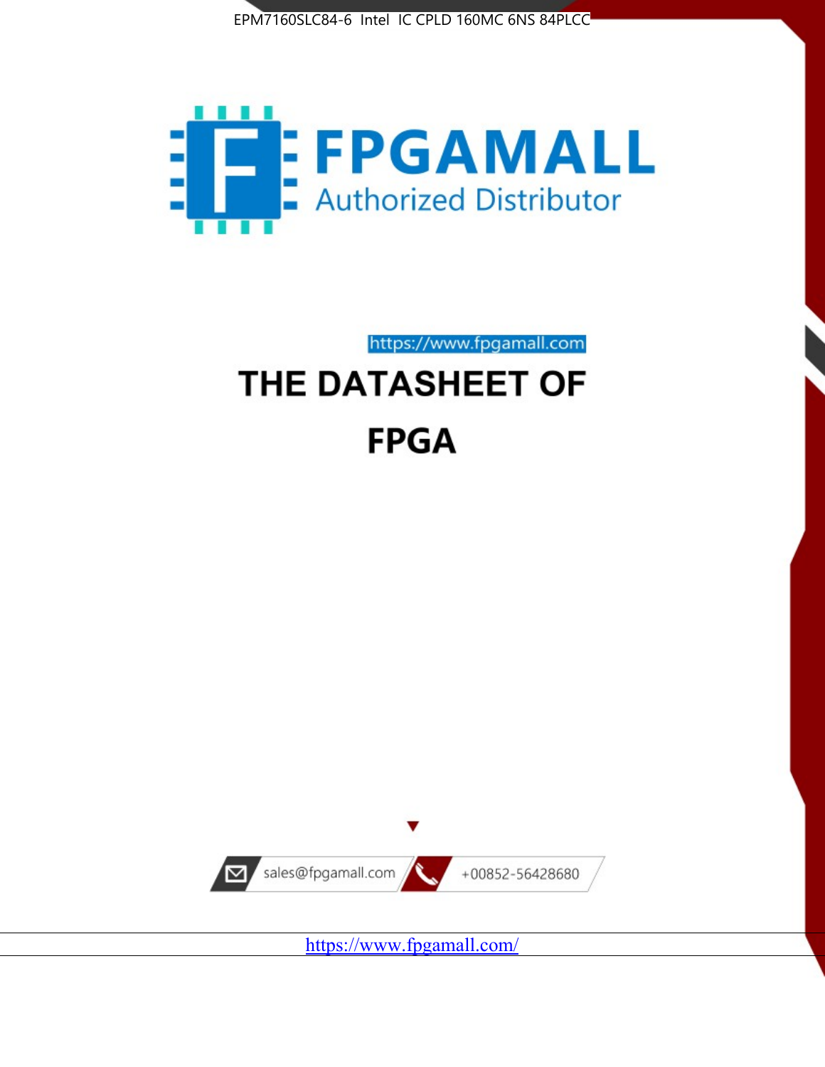EPM7160SLC84-6 Intel IC CPLD 160MC 6NS 84PLCC

FPGAMALL

Authorized Distributor

https://www.fpgamall.com

# THE DATASHEET OF

# FPGA

sales@fpgamall.com

+00852-56428680

https://www.fpgamall.com/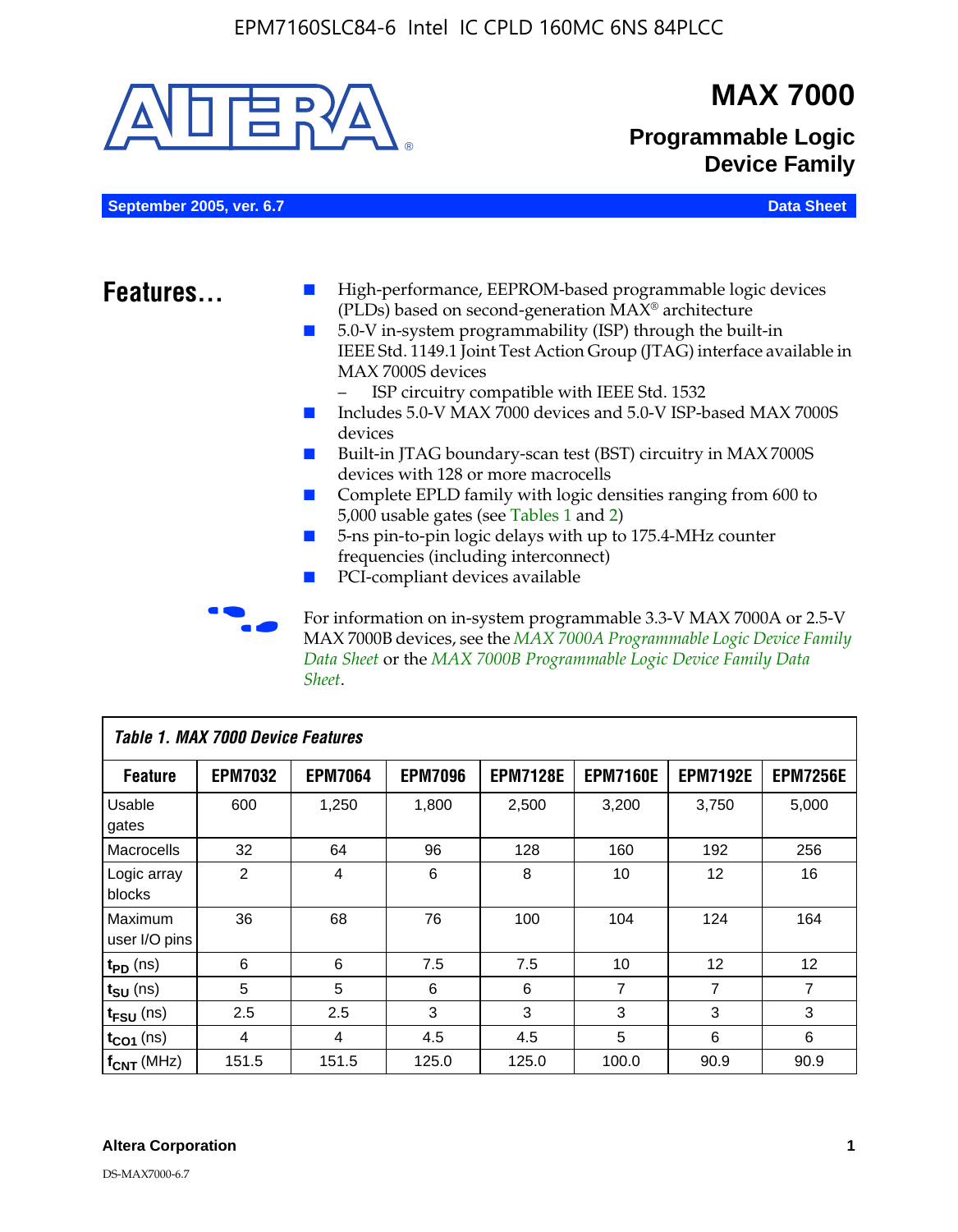# MAX 7000

## Programmable Logic Device Family

**September 2005, ver. 6.7** **Data Sheet**

## Features...

- High-performance, EEPROM-based programmable logic devices (PLDs) based on second-generation MAX® architecture
- 5.0-V in-system programmability (ISP) through the built-in IEEE Std. 1149.1 Joint Test Action Group (JTAG) interface available in MAX 7000S devices
  - ISP circuitry compatible with IEEE Std. 1532
- Includes 5.0-V MAX 7000 devices and 5.0-V ISP-based MAX 7000S devices
- Built-in JTAG boundary-scan test (BST) circuitry in MAX 7000S devices with 128 or more macrocells
- Complete EPLD family with logic densities ranging from 600 to 5,000 usable gates (see Tables 1 and 2)
- 5-ns pin-to-pin logic delays with up to 175.4-MHz counter frequencies (including interconnect)
- PCI-compliant devices available

For information on in-system programmable 3.3-V MAX 7000A or 2.5-V MAX 7000B devices, see the *MAX 7000A Programmable Logic Device Family Data Sheet* or the *MAX 7000B Programmable Logic Device Family Data Sheet*.

**Table 1. MAX 7000 Device Features**

| Feature | EPM7032 | EPM7064 | EPM7096 | EPM7128E | EPM7160E | EPM7192E | EPM7256E |
|---|---|---|---|---|---|---|---|
| Usable gates | 600 | 1,250 | 1,800 | 2,500 | 3,200 | 3,750 | 5,000 |
| Macrocells | 32 | 64 | 96 | 128 | 160 | 192 | 256 |
| Logic array blocks | 2 | 4 | 6 | 8 | 10 | 12 | 16 |
| Maximum user I/O pins | 36 | 68 | 76 | 100 | 104 | 124 | 164 |
| $t_{PD}$ (ns) | 6 | 6 | 7.5 | 7.5 | 10 | 12 | 12 |
| $t_{SU}$ (ns) | 5 | 5 | 6 | 6 | 7 | 7 | 7 |
| $t_{FSU}$ (ns) | 2.5 | 2.5 | 3 | 3 | 3 | 3 | 3 |
| $t_{CO1}$ (ns) | 4 | 4 | 4.5 | 4.5 | 5 | 6 | 6 |
| $f_{CNT}$ (MHz) | 151.5 | 151.5 | 125.0 | 125.0 | 100.0 | 90.9 | 90.9 |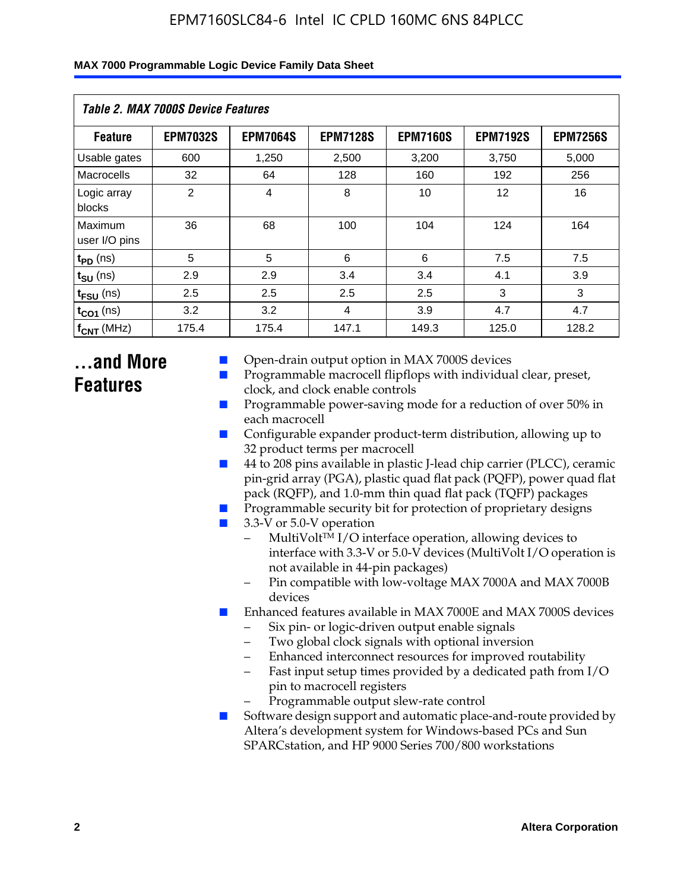*Table 2. MAX 7000S Device Features*

| Feature | EPM7032S | EPM7064S | EPM7128S | EPM7160S | EPM7192S | EPM7256S |
|---|---|---|---|---|---|---|
| Usable gates | 600 | 1,250 | 2,500 | 3,200 | 3,750 | 5,000 |
| Macrocells | 32 | 64 | 128 | 160 | 192 | 256 |
| Logic array blocks | 2 | 4 | 8 | 10 | 12 | 16 |
| Maximum user I/O pins | 36 | 68 | 100 | 104 | 124 | 164 |
| $t_{PD}$ (ns) | 5 | 5 | 6 | 6 | 7.5 | 7.5 |
| $t_{SU}$ (ns) | 2.9 | 2.9 | 3.4 | 3.4 | 4.1 | 3.9 |
| $t_{FSU}$ (ns) | 2.5 | 2.5 | 2.5 | 2.5 | 3 | 3 |
| $t_{CO1}$ (ns) | 3.2 | 3.2 | 4 | 3.9 | 4.7 | 4.7 |
| $f_{CNT}$ (MHz) | 175.4 | 175.4 | 147.1 | 149.3 | 125.0 | 128.2 |

# ...and More Features

- Open-drain output option in MAX 7000S devices
- Programmable macrocell flipflops with individual clear, preset, clock, and clock enable controls
- Programmable power-saving mode for a reduction of over 50% in each macrocell
- Configurable expander product-term distribution, allowing up to 32 product terms per macrocell
- 44 to 208 pins available in plastic J-lead chip carrier (PLCC), ceramic pin-grid array (PGA), plastic quad flat pack (PQFP), power quad flat pack (RQFP), and 1.0-mm thin quad flat pack (TQFP) packages
- Programmable security bit for protection of proprietary designs
- 3.3-V or 5.0-V operation
  - MultiVolt™ I/O interface operation, allowing devices to interface with 3.3-V or 5.0-V devices (MultiVolt I/O operation is not available in 44-pin packages)
  - Pin compatible with low-voltage MAX 7000A and MAX 7000B devices
- Enhanced features available in MAX 7000E and MAX 7000S devices
  - Six pin- or logic-driven output enable signals
  - Two global clock signals with optional inversion
  - Enhanced interconnect resources for improved routability
  - Fast input setup times provided by a dedicated path from I/O pin to macrocell registers
  - Programmable output slew-rate control
- Software design support and automatic place-and-route provided by Altera's development system for Windows-based PCs and Sun SPARCstation, and HP 9000 Series 700/800 workstations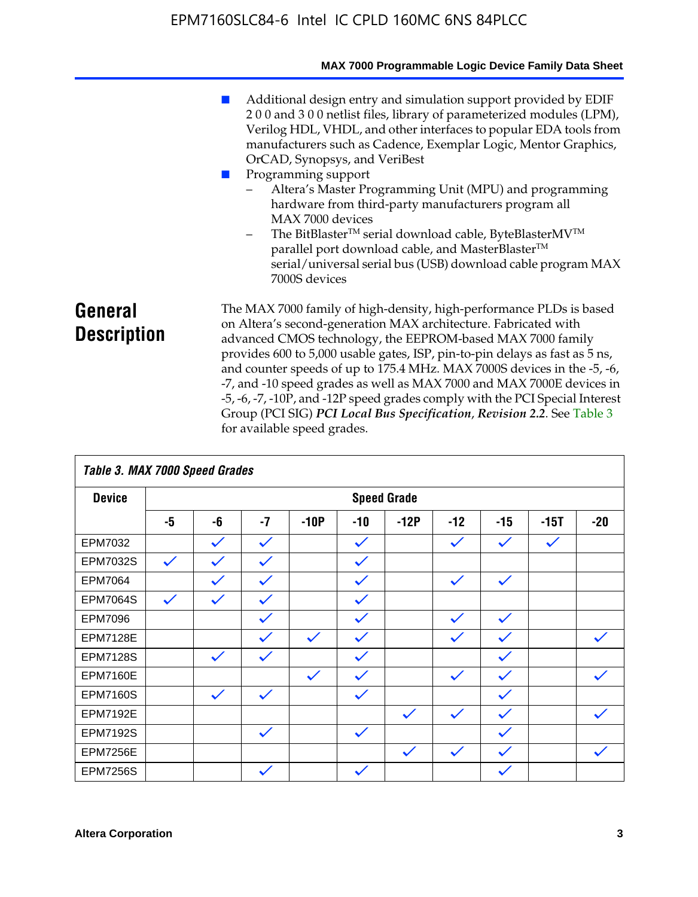- Additional design entry and simulation support provided by EDIF 2 0 0 and 3 0 0 netlist files, library of parameterized modules (LPM), Verilog HDL, VHDL, and other interfaces to popular EDA tools from manufacturers such as Cadence, Exemplar Logic, Mentor Graphics, OrCAD, Synopsys, and VeriBest
- Programming support
  - Altera's Master Programming Unit (MPU) and programming hardware from third-party manufacturers program all MAX 7000 devices
  - The BitBlaster™ serial download cable, ByteBlasterMV™ parallel port download cable, and MasterBlaster™ serial/universal serial bus (USB) download cable program MAX 7000S devices

## General Description

The MAX 7000 family of high-density, high-performance PLDs is based on Altera's second-generation MAX architecture. Fabricated with advanced CMOS technology, the EEPROM-based MAX 7000 family provides 600 to 5,000 usable gates, ISP, pin-to-pin delays as fast as 5 ns, and counter speeds of up to 175.4 MHz. MAX 7000S devices in the -5, -6, -7, and -10 speed grades as well as MAX 7000 and MAX 7000E devices in -5, -6, -7, -10P, and -12P speed grades comply with the PCI Special Interest Group (PCI SIG) ***PCI Local Bus Specification*, *Revision 2.2***. See Table 3 for available speed grades.

*Table 3. MAX 7000 Speed Grades*

| Device | Speed Grade | | | | | | | | | |
|---|---|---|---|---|---|---|---|---|---|---|
| | -5 | -6 | -7 | -10P | -10 | -12P | -12 | -15 | -15T | -20 |
| EPM7032 | | ✓ | ✓ | | ✓ | | ✓ | ✓ | ✓ | |
| EPM7032S | ✓ | ✓ | ✓ | | ✓ | | | | | |
| EPM7064 | | ✓ | ✓ | | ✓ | | ✓ | ✓ | | |
| EPM7064S | ✓ | ✓ | ✓ | | ✓ | | | | | |
| EPM7096 | | | ✓ | | ✓ | | ✓ | ✓ | | |
| EPM7128E | | | ✓ | ✓ | ✓ | | ✓ | ✓ | | ✓ |
| EPM7128S | | ✓ | ✓ | | ✓ | | | ✓ | | |
| EPM7160E | | | | ✓ | ✓ | | ✓ | ✓ | | ✓ |
| EPM7160S | | ✓ | ✓ | | ✓ | | | ✓ | | |
| EPM7192E | | | | | | ✓ | ✓ | ✓ | | ✓ |
| EPM7192S | | | ✓ | | ✓ | | | ✓ | | |
| EPM7256E | | | | | | ✓ | ✓ | ✓ | | ✓ |
| EPM7256S | | | ✓ | | ✓ | | | ✓ | | |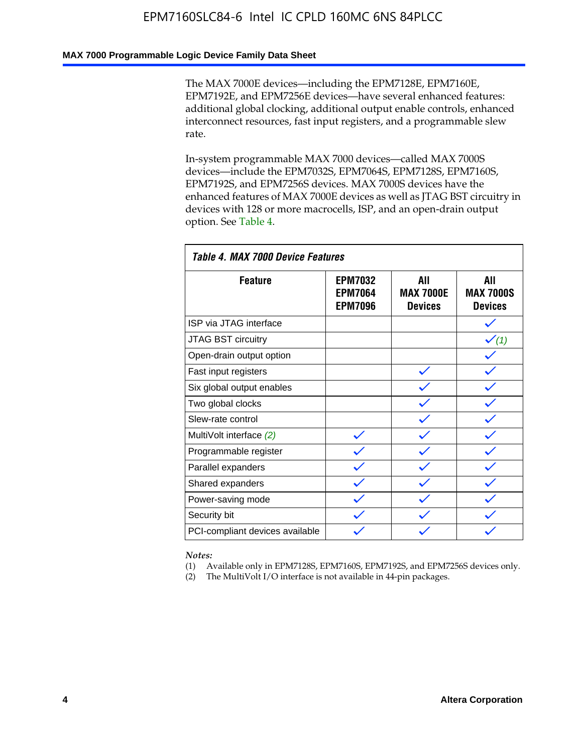The MAX 7000E devices—including the EPM7128E, EPM7160E, EPM7192E, and EPM7256E devices—have several enhanced features: additional global clocking, additional output enable controls, enhanced interconnect resources, fast input registers, and a programmable slew rate.

In-system programmable MAX 7000 devices—called MAX 7000S devices—include the EPM7032S, EPM7064S, EPM7128S, EPM7160S, EPM7192S, and EPM7256S devices. MAX 7000S devices have the enhanced features of MAX 7000E devices as well as JTAG BST circuitry in devices with 128 or more macrocells, ISP, and an open-drain output option. See Table 4.

**Table 4. MAX 7000 Device Features**

| Feature | EPM7032 EPM7064 EPM7096 | All MAX 7000E Devices | All MAX 7000S Devices |
|---|---|---|---|
| ISP via JTAG interface | | | ✓ |
| JTAG BST circuitry | | | ✓ *(1)* |
| Open-drain output option | | | ✓ |
| Fast input registers | | ✓ | ✓ |
| Six global output enables | | ✓ | ✓ |
| Two global clocks | | ✓ | ✓ |
| Slew-rate control | | ✓ | ✓ |
| MultiVolt interface *(2)* | ✓ | ✓ | ✓ |
| Programmable register | ✓ | ✓ | ✓ |
| Parallel expanders | ✓ | ✓ | ✓ |
| Shared expanders | ✓ | ✓ | ✓ |
| Power-saving mode | ✓ | ✓ | ✓ |
| Security bit | ✓ | ✓ | ✓ |
| PCI-compliant devices available | ✓ | ✓ | ✓ |

*Notes:*

(1) Available only in EPM7128S, EPM7160S, EPM7192S, and EPM7256S devices only.

(2) The MultiVolt I/O interface is not available in 44-pin packages.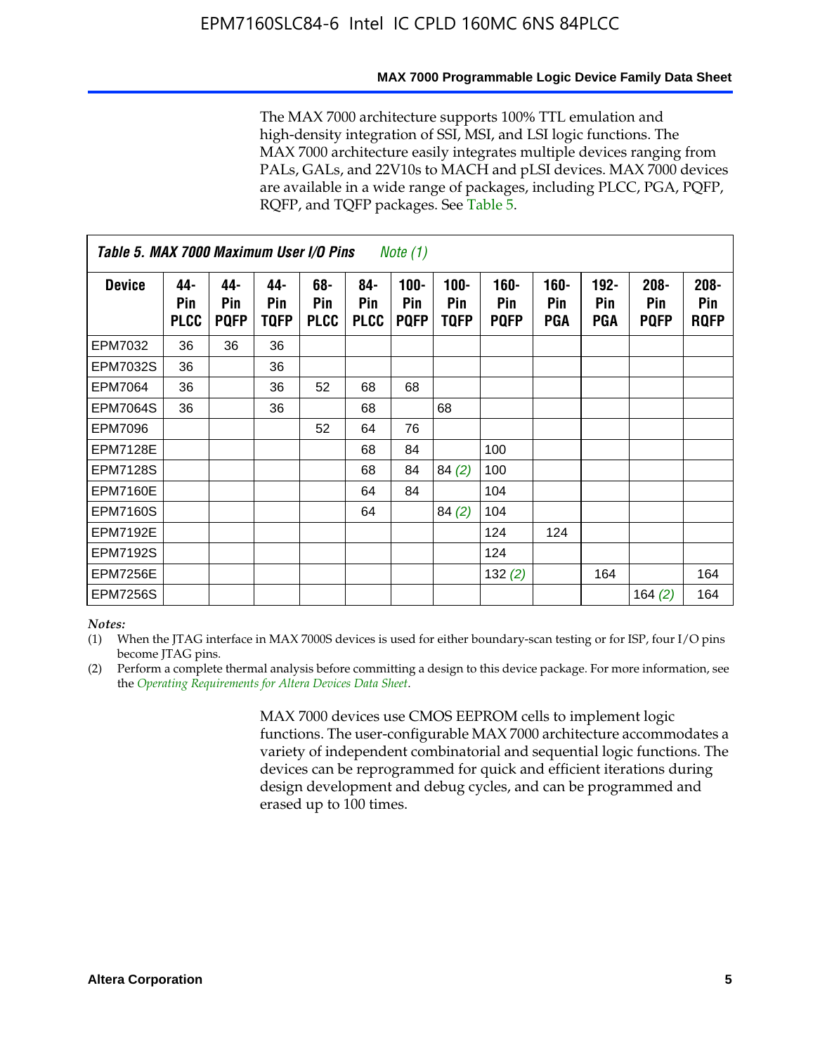The MAX 7000 architecture supports 100% TTL emulation and high-density integration of SSI, MSI, and LSI logic functions. The MAX 7000 architecture easily integrates multiple devices ranging from PALs, GALs, and 22V10s to MACH and pLSI devices. MAX 7000 devices are available in a wide range of packages, including PLCC, PGA, PQFP, RQFP, and TQFP packages. See Table 5.

***Table 5. MAX 7000 Maximum User I/O Pins*** *Note (1)*

| Device | 44-Pin PLCC | 44-Pin PQFP | 44-Pin TQFP | 68-Pin PLCC | 84-Pin PLCC | 100-Pin PQFP | 100-Pin TQFP | 160-Pin PQFP | 160-Pin PGA | 192-Pin PGA | 208-Pin PQFP | 208-Pin RQFP |
|---|---|---|---|---|---|---|---|---|---|---|---|---|
| EPM7032 | 36 | 36 | 36 | | | | | | | | | |
| EPM7032S | 36 | | 36 | | | | | | | | | |
| EPM7064 | 36 | | 36 | 52 | 68 | 68 | | | | | | |
| EPM7064S | 36 | | 36 | | 68 | | 68 | | | | | |
| EPM7096 | | | | 52 | 64 | 76 | | | | | | |
| EPM7128E | | | | | 68 | 84 | | 100 | | | | |
| EPM7128S | | | | | 68 | 84 | 84 *(2)* | 100 | | | | |
| EPM7160E | | | | | 64 | 84 | | 104 | | | | |
| EPM7160S | | | | | 64 | | 84 *(2)* | 104 | | | | |
| EPM7192E | | | | | | | | 124 | 124 | | | |
| EPM7192S | | | | | | | | 124 | | | | |
| EPM7256E | | | | | | | | 132 *(2)* | | 164 | | 164 |
| EPM7256S | | | | | | | | | | | 164 *(2)* | 164 |

*Notes:*

(1) When the JTAG interface in MAX 7000S devices is used for either boundary-scan testing or for ISP, four I/O pins become JTAG pins.

(2) Perform a complete thermal analysis before committing a design to this device package. For more information, see the *Operating Requirements for Altera Devices Data Sheet*.

MAX 7000 devices use CMOS EEPROM cells to implement logic functions. The user-configurable MAX 7000 architecture accommodates a variety of independent combinatorial and sequential logic functions. The devices can be reprogrammed for quick and efficient iterations during design development and debug cycles, and can be programmed and erased up to 100 times.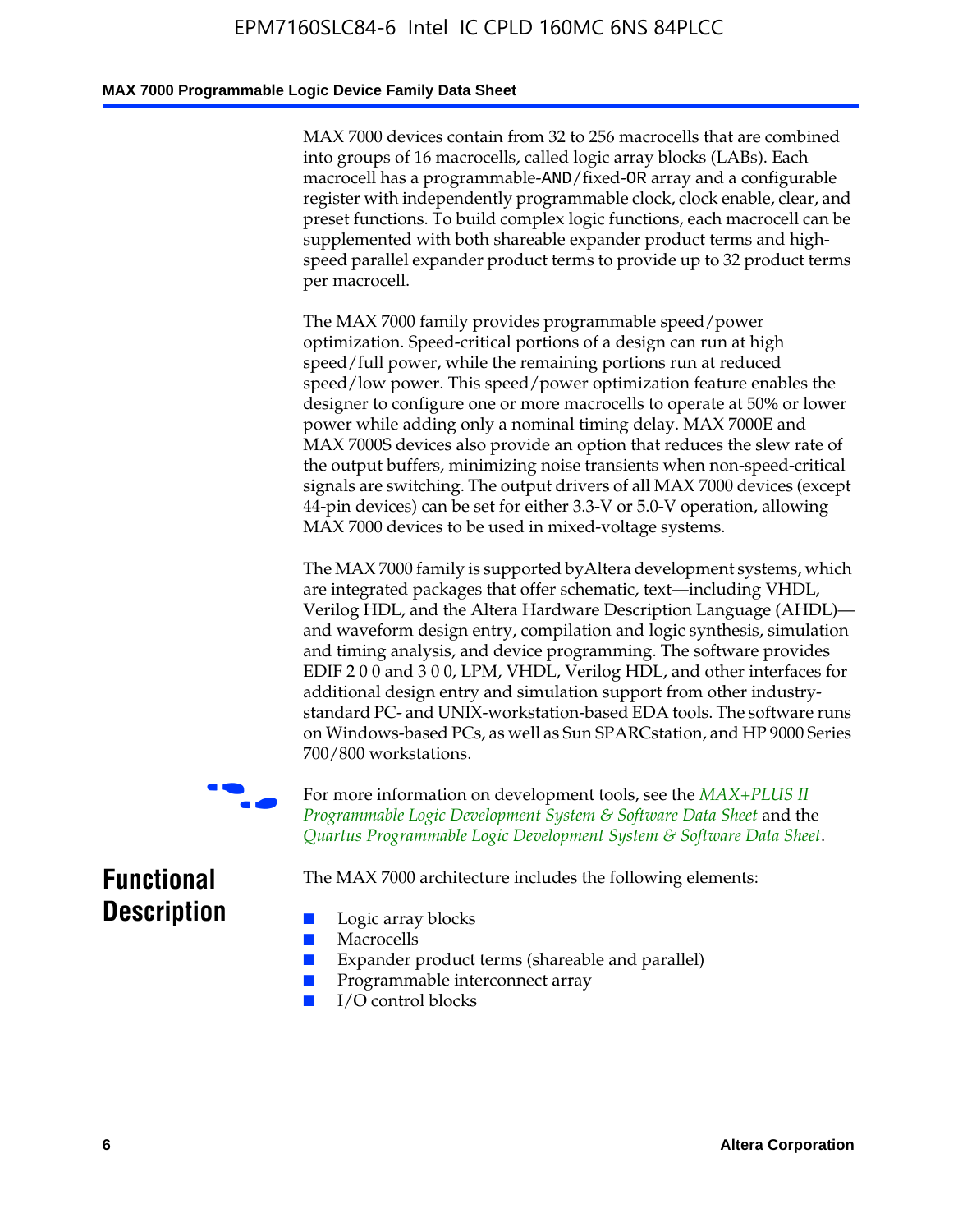MAX 7000 devices contain from 32 to 256 macrocells that are combined into groups of 16 macrocells, called logic array blocks (LABs). Each macrocell has a programmable-AND/fixed-OR array and a configurable register with independently programmable clock, clock enable, clear, and preset functions. To build complex logic functions, each macrocell can be supplemented with both shareable expander product terms and high-speed parallel expander product terms to provide up to 32 product terms per macrocell.

The MAX 7000 family provides programmable speed/power optimization. Speed-critical portions of a design can run at high speed/full power, while the remaining portions run at reduced speed/low power. This speed/power optimization feature enables the designer to configure one or more macrocells to operate at 50% or lower power while adding only a nominal timing delay. MAX 7000E and MAX 7000S devices also provide an option that reduces the slew rate of the output buffers, minimizing noise transients when non-speed-critical signals are switching. The output drivers of all MAX 7000 devices (except 44-pin devices) can be set for either 3.3-V or 5.0-V operation, allowing MAX 7000 devices to be used in mixed-voltage systems.

The MAX 7000 family is supported by Altera development systems, which are integrated packages that offer schematic, text—including VHDL, Verilog HDL, and the Altera Hardware Description Language (AHDL)—and waveform design entry, compilation and logic synthesis, simulation and timing analysis, and device programming. The software provides EDIF 2 0 0 and 3 0 0, LPM, VHDL, Verilog HDL, and other interfaces for additional design entry and simulation support from other industry-standard PC- and UNIX-workstation-based EDA tools. The software runs on Windows-based PCs, as well as Sun SPARCstation, and HP 9000 Series 700/800 workstations.

For more information on development tools, see the *MAX+PLUS II Programmable Logic Development System & Software Data Sheet* and the *Quartus Programmable Logic Development System & Software Data Sheet*.

## Functional Description

The MAX 7000 architecture includes the following elements:

- Logic array blocks
- Macrocells
- Expander product terms (shareable and parallel)
- Programmable interconnect array
- I/O control blocks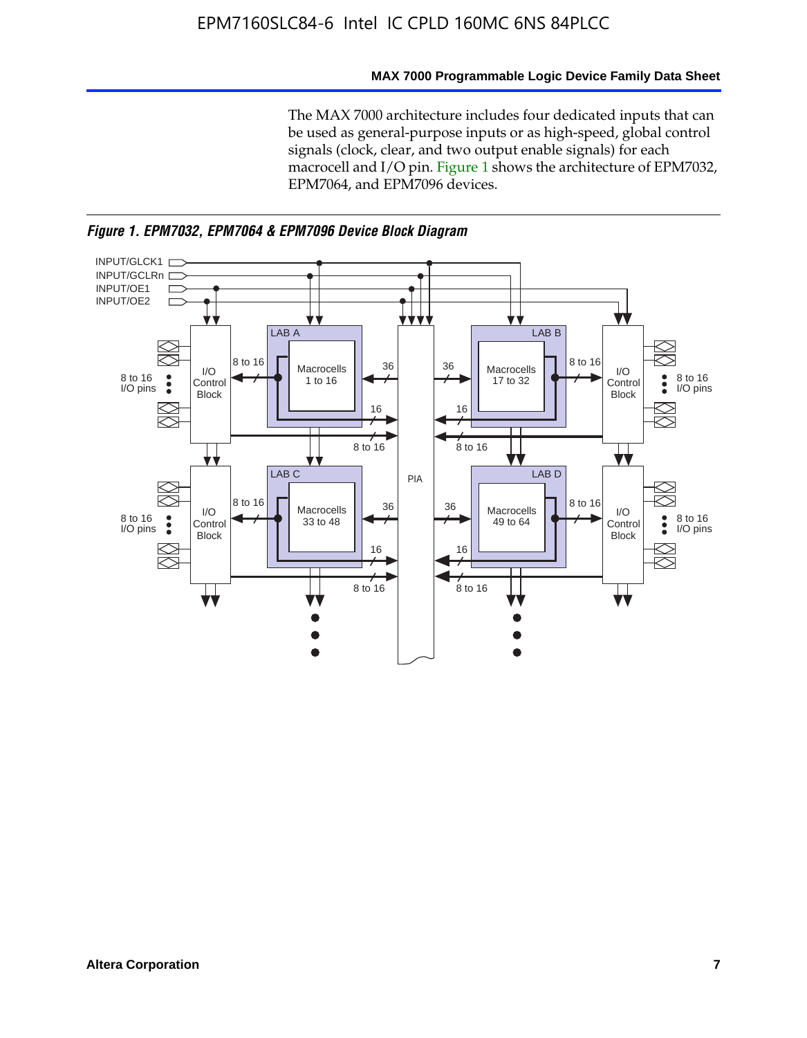The MAX 7000 architecture includes four dedicated inputs that can be used as general-purpose inputs or as high-speed, global control signals (clock, clear, and two output enable signals) for each macrocell and I/O pin. Figure 1 shows the architecture of EPM7032, EPM7064, and EPM7096 devices.

*Figure 1. EPM7032, EPM7064 & EPM7096 Device Block Diagram*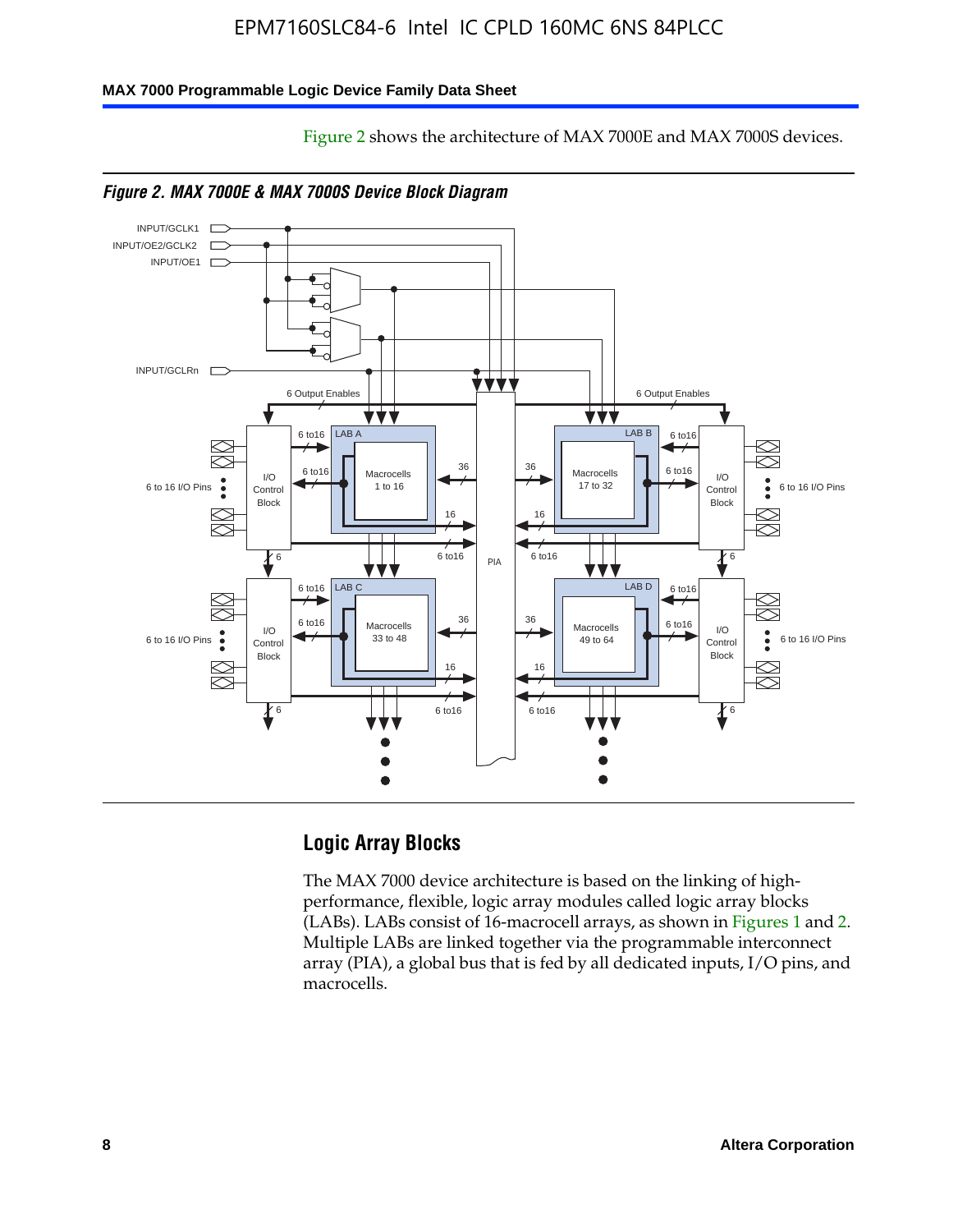Figure 2 shows the architecture of MAX 7000E and MAX 7000S devices.

*Figure 2. MAX 7000E & MAX 7000S Device Block Diagram*

## Logic Array Blocks

The MAX 7000 device architecture is based on the linking of high-performance, flexible, logic array modules called logic array blocks (LABs). LABs consist of 16-macrocell arrays, as shown in Figures 1 and 2. Multiple LABs are linked together via the programmable interconnect array (PIA), a global bus that is fed by all dedicated inputs, I/O pins, and macrocells.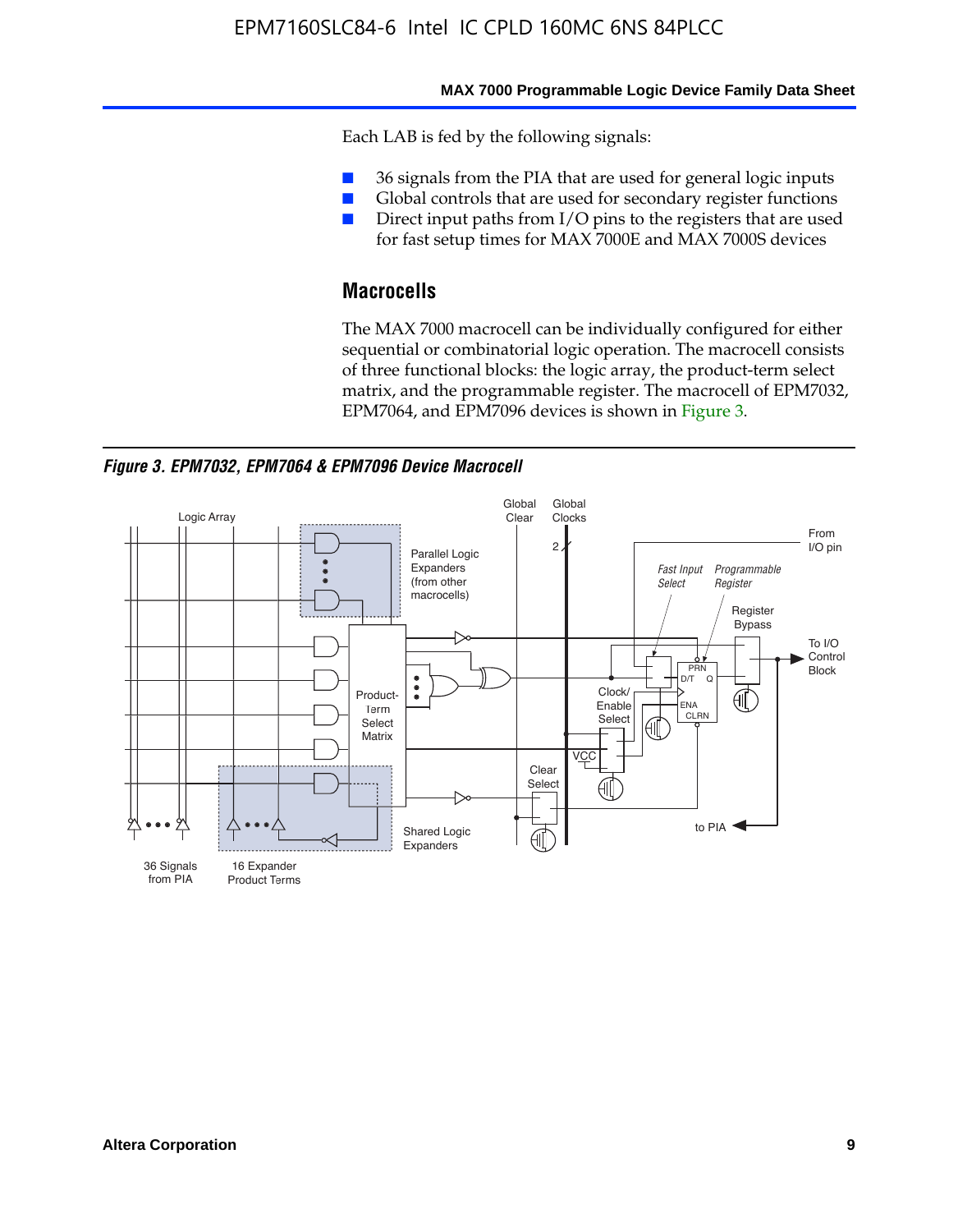Each LAB is fed by the following signals:

- 36 signals from the PIA that are used for general logic inputs
- Global controls that are used for secondary register functions
- Direct input paths from I/O pins to the registers that are used for fast setup times for MAX 7000E and MAX 7000S devices

## Macrocells

The MAX 7000 macrocell can be individually configured for either sequential or combinatorial logic operation. The macrocell consists of three functional blocks: the logic array, the product-term select matrix, and the programmable register. The macrocell of EPM7032, EPM7064, and EPM7096 devices is shown in Figure 3.

***Figure 3. EPM7032, EPM7064 & EPM7096 Device Macrocell***

Logic Array | Global Clear | Global Clocks | 2 | From I/O pin | Parallel Logic Expanders (from other macrocells) | *Fast Input Select* | *Programmable Register* | Register Bypass | To I/O Control Block | PRN | D/T | Q | ENA | CLRN | Product-Term Select Matrix | Clock/Enable Select | VCC | Clear Select | to PIA | Shared Logic Expanders | 36 Signals from PIA | 16 Expander Product Terms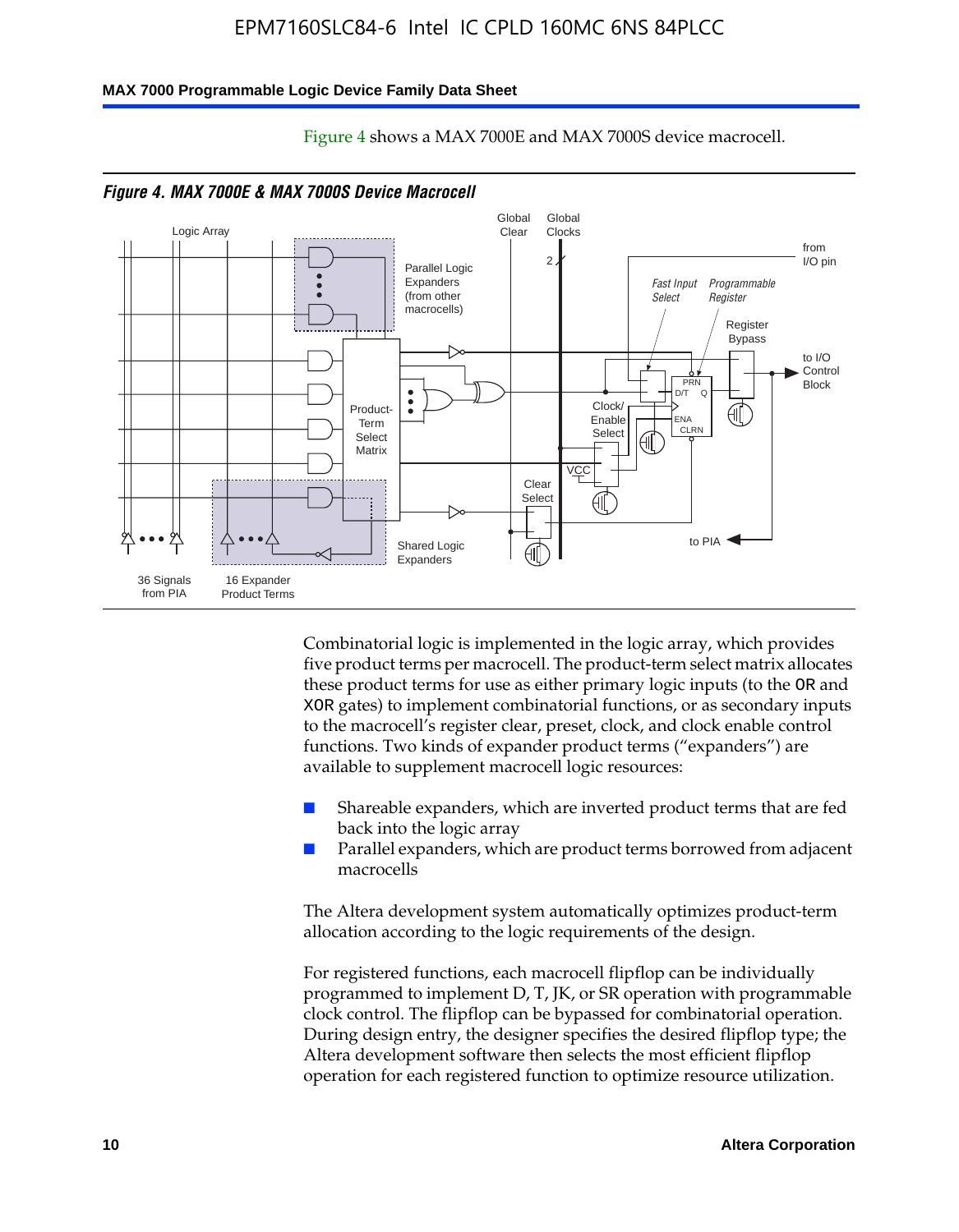Figure 4 shows a MAX 7000E and MAX 7000S device macrocell.

*Figure 4. MAX 7000E & MAX 7000S Device Macrocell*

Combinatorial logic is implemented in the logic array, which provides five product terms per macrocell. The product-term select matrix allocates these product terms for use as either primary logic inputs (to the OR and XOR gates) to implement combinatorial functions, or as secondary inputs to the macrocell's register clear, preset, clock, and clock enable control functions. Two kinds of expander product terms ("expanders") are available to supplement macrocell logic resources:

- Shareable expanders, which are inverted product terms that are fed back into the logic array
- Parallel expanders, which are product terms borrowed from adjacent macrocells

The Altera development system automatically optimizes product-term allocation according to the logic requirements of the design.

For registered functions, each macrocell flipflop can be individually programmed to implement D, T, JK, or SR operation with programmable clock control. The flipflop can be bypassed for combinatorial operation. During design entry, the designer specifies the desired flipflop type; the Altera development software then selects the most efficient flipflop operation for each registered function to optimize resource utilization.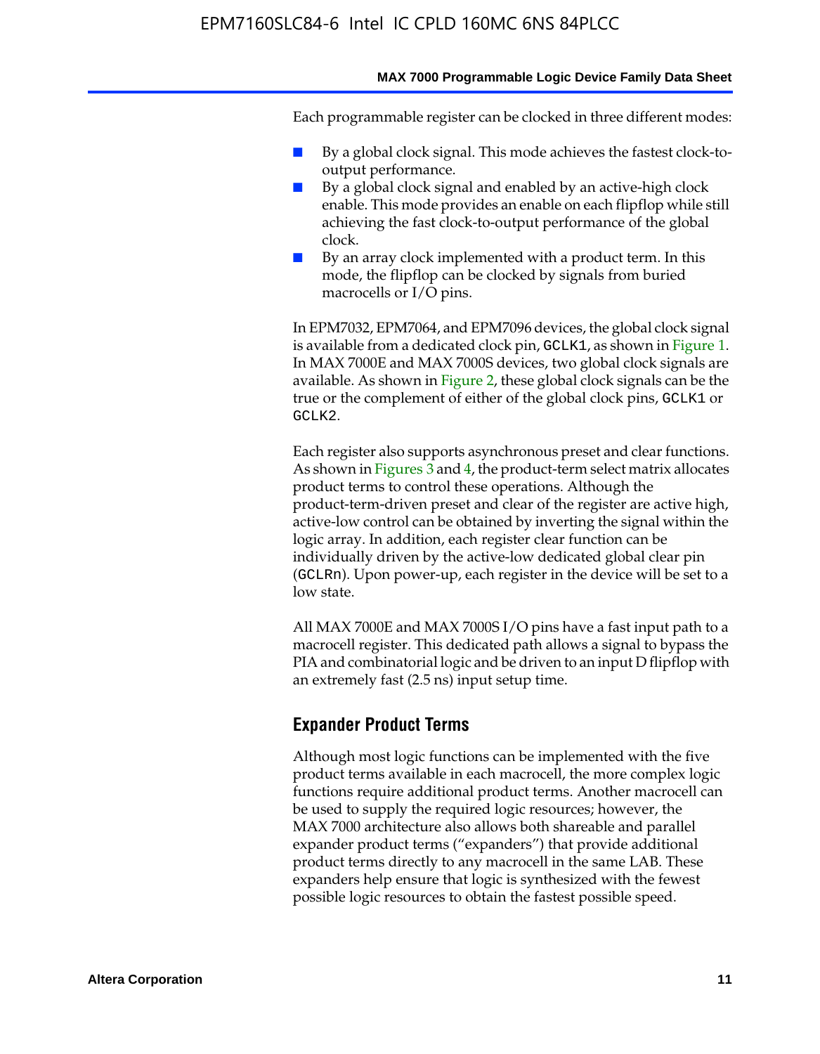Each programmable register can be clocked in three different modes:

- By a global clock signal. This mode achieves the fastest clock-to-output performance.
- By a global clock signal and enabled by an active-high clock enable. This mode provides an enable on each flipflop while still achieving the fast clock-to-output performance of the global clock.
- By an array clock implemented with a product term. In this mode, the flipflop can be clocked by signals from buried macrocells or I/O pins.

In EPM7032, EPM7064, and EPM7096 devices, the global clock signal is available from a dedicated clock pin, `GCLK1`, as shown in Figure 1. In MAX 7000E and MAX 7000S devices, two global clock signals are available. As shown in Figure 2, these global clock signals can be the true or the complement of either of the global clock pins, `GCLK1` or `GCLK2`.

Each register also supports asynchronous preset and clear functions. As shown in Figures 3 and 4, the product-term select matrix allocates product terms to control these operations. Although the product-term-driven preset and clear of the register are active high, active-low control can be obtained by inverting the signal within the logic array. In addition, each register clear function can be individually driven by the active-low dedicated global clear pin (`GCLRn`). Upon power-up, each register in the device will be set to a low state.

All MAX 7000E and MAX 7000S I/O pins have a fast input path to a macrocell register. This dedicated path allows a signal to bypass the PIA and combinatorial logic and be driven to an input D flipflop with an extremely fast (2.5 ns) input setup time.

## Expander Product Terms

Although most logic functions can be implemented with the five product terms available in each macrocell, the more complex logic functions require additional product terms. Another macrocell can be used to supply the required logic resources; however, the MAX 7000 architecture also allows both shareable and parallel expander product terms ("expanders") that provide additional product terms directly to any macrocell in the same LAB. These expanders help ensure that logic is synthesized with the fewest possible logic resources to obtain the fastest possible speed.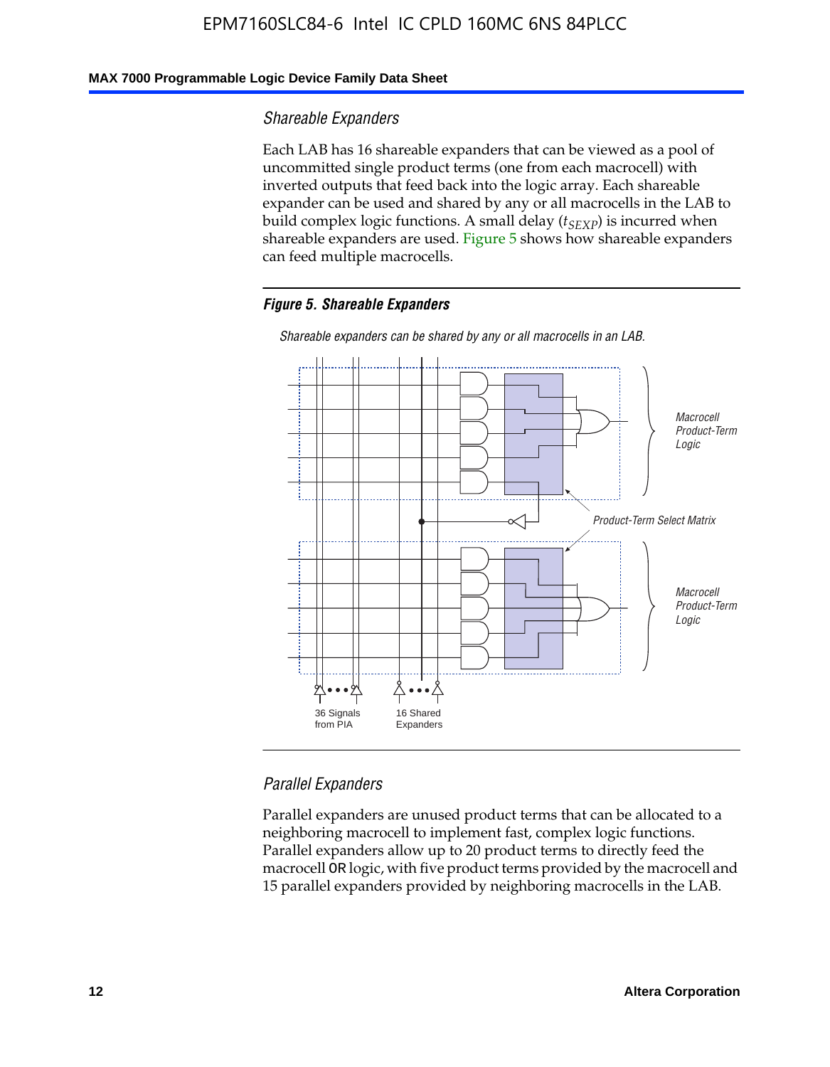### *Shareable Expanders*

Each LAB has 16 shareable expanders that can be viewed as a pool of uncommitted single product terms (one from each macrocell) with inverted outputs that feed back into the logic array. Each shareable expander can be used and shared by any or all macrocells in the LAB to build complex logic functions. A small delay ($t_{SEXP}$) is incurred when shareable expanders are used. Figure 5 shows how shareable expanders can feed multiple macrocells.

***Figure 5. Shareable Expanders***

*Shareable expanders can be shared by any or all macrocells in an LAB.*

*Macrocell Product-Term Logic*

*Product-Term Select Matrix*

*Macrocell Product-Term Logic*

36 Signals from PIA

16 Shared Expanders

### *Parallel Expanders*

Parallel expanders are unused product terms that can be allocated to a neighboring macrocell to implement fast, complex logic functions. Parallel expanders allow up to 20 product terms to directly feed the macrocell OR logic, with five product terms provided by the macrocell and 15 parallel expanders provided by neighboring macrocells in the LAB.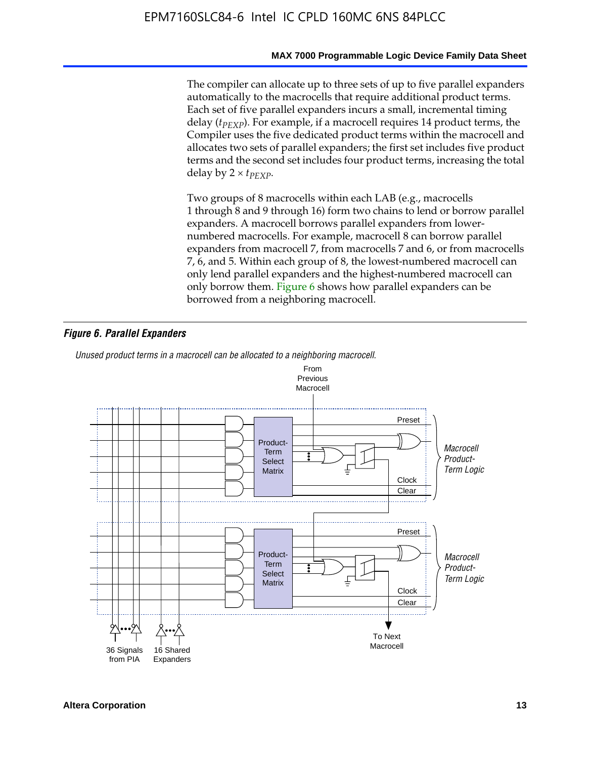The compiler can allocate up to three sets of up to five parallel expanders automatically to the macrocells that require additional product terms. Each set of five parallel expanders incurs a small, incremental timing delay ($t_{PEXP}$). For example, if a macrocell requires 14 product terms, the Compiler uses the five dedicated product terms within the macrocell and allocates two sets of parallel expanders; the first set includes five product terms and the second set includes four product terms, increasing the total delay by $2 \times t_{PEXP}$.

Two groups of 8 macrocells within each LAB (e.g., macrocells 1 through 8 and 9 through 16) form two chains to lend or borrow parallel expanders. A macrocell borrows parallel expanders from lower-numbered macrocells. For example, macrocell 8 can borrow parallel expanders from macrocell 7, from macrocells 7 and 6, or from macrocells 7, 6, and 5. Within each group of 8, the lowest-numbered macrocell can only lend parallel expanders and the highest-numbered macrocell can only borrow them. Figure 6 shows how parallel expanders can be borrowed from a neighboring macrocell.

***Figure 6. Parallel Expanders***

*Unused product terms in a macrocell can be allocated to a neighboring macrocell.*

From Previous Macrocell

Preset

Product-Term Select Matrix

Clock

Clear

Macrocell Product-Term Logic

Preset

Product-Term Select Matrix

Clock

Clear

Macrocell Product-Term Logic

36 Signals from PIA

16 Shared Expanders

To Next Macrocell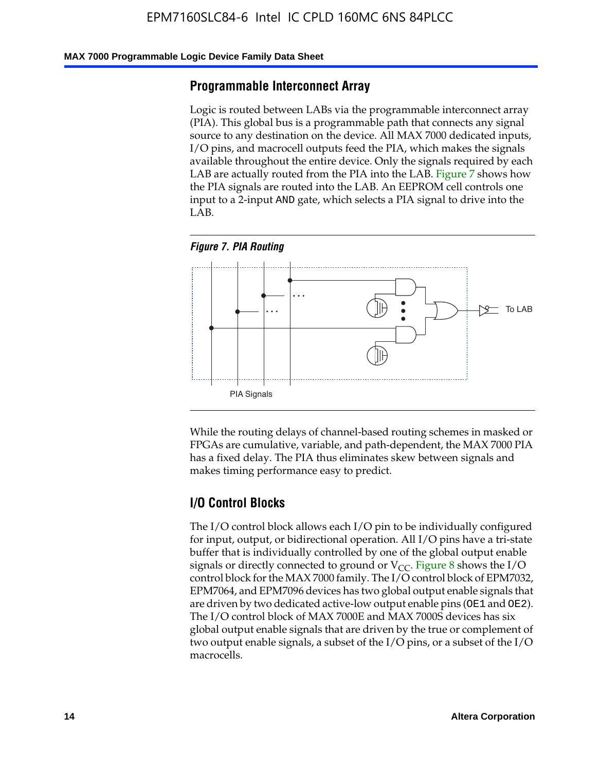## Programmable Interconnect Array

Logic is routed between LABs via the programmable interconnect array (PIA). This global bus is a programmable path that connects any signal source to any destination on the device. All MAX 7000 dedicated inputs, I/O pins, and macrocell outputs feed the PIA, which makes the signals available throughout the entire device. Only the signals required by each LAB are actually routed from the PIA into the LAB. Figure 7 shows how the PIA signals are routed into the LAB. An EEPROM cell controls one input to a 2-input AND gate, which selects a PIA signal to drive into the LAB.

*Figure 7. PIA Routing*

To LAB

PIA Signals

While the routing delays of channel-based routing schemes in masked or FPGAs are cumulative, variable, and path-dependent, the MAX 7000 PIA has a fixed delay. The PIA thus eliminates skew between signals and makes timing performance easy to predict.

## I/O Control Blocks

The I/O control block allows each I/O pin to be individually configured for input, output, or bidirectional operation. All I/O pins have a tri-state buffer that is individually controlled by one of the global output enable signals or directly connected to ground or $V_{CC}$. Figure 8 shows the I/O control block for the MAX 7000 family. The I/O control block of EPM7032, EPM7064, and EPM7096 devices has two global output enable signals that are driven by two dedicated active-low output enable pins (OE1 and OE2). The I/O control block of MAX 7000E and MAX 7000S devices has six global output enable signals that are driven by the true or complement of two output enable signals, a subset of the I/O pins, or a subset of the I/O macrocells.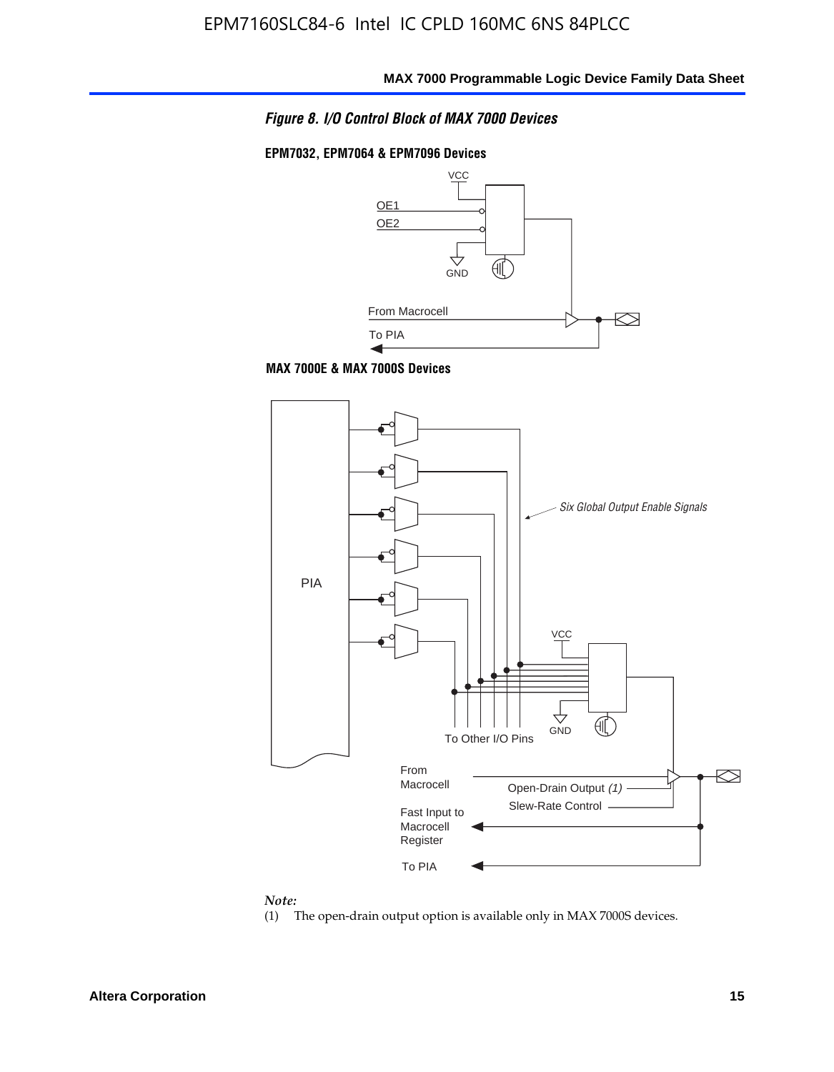*Figure 8. I/O Control Block of MAX 7000 Devices*

**EPM7032, EPM7064 & EPM7096 Devices**

VCC

OE1

OE2

GND

From Macrocell

To PIA

**MAX 7000E & MAX 7000S Devices**

PIA

*Six Global Output Enable Signals*

VCC

GND

To Other I/O Pins

From Macrocell

Open-Drain Output *(1)*

Slew-Rate Control

Fast Input to Macrocell Register

To PIA

*Note:*

(1) The open-drain output option is available only in MAX 7000S devices.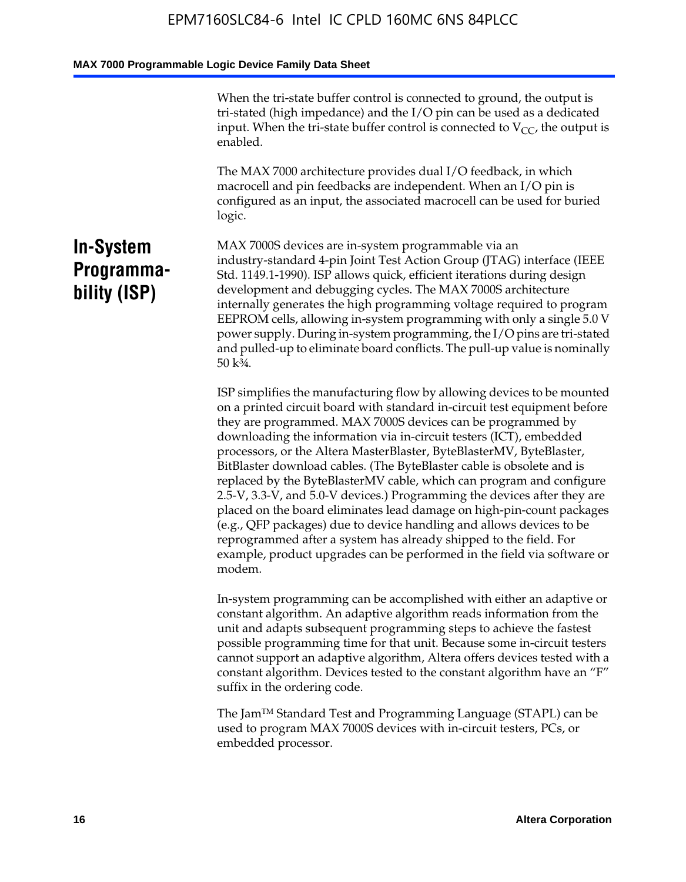When the tri-state buffer control is connected to ground, the output is tri-stated (high impedance) and the I/O pin can be used as a dedicated input. When the tri-state buffer control is connected to $V_{CC}$, the output is enabled.

The MAX 7000 architecture provides dual I/O feedback, in which macrocell and pin feedbacks are independent. When an I/O pin is configured as an input, the associated macrocell can be used for buried logic.

## In-System Programmability (ISP)

MAX 7000S devices are in-system programmable via an industry-standard 4-pin Joint Test Action Group (JTAG) interface (IEEE Std. 1149.1-1990). ISP allows quick, efficient iterations during design development and debugging cycles. The MAX 7000S architecture internally generates the high programming voltage required to program EEPROM cells, allowing in-system programming with only a single 5.0 V power supply. During in-system programming, the I/O pins are tri-stated and pulled-up to eliminate board conflicts. The pull-up value is nominally 50 k¾.

ISP simplifies the manufacturing flow by allowing devices to be mounted on a printed circuit board with standard in-circuit test equipment before they are programmed. MAX 7000S devices can be programmed by downloading the information via in-circuit testers (ICT), embedded processors, or the Altera MasterBlaster, ByteBlasterMV, ByteBlaster, BitBlaster download cables. (The ByteBlaster cable is obsolete and is replaced by the ByteBlasterMV cable, which can program and configure 2.5-V, 3.3-V, and 5.0-V devices.) Programming the devices after they are placed on the board eliminates lead damage on high-pin-count packages (e.g., QFP packages) due to device handling and allows devices to be reprogrammed after a system has already shipped to the field. For example, product upgrades can be performed in the field via software or modem.

In-system programming can be accomplished with either an adaptive or constant algorithm. An adaptive algorithm reads information from the unit and adapts subsequent programming steps to achieve the fastest possible programming time for that unit. Because some in-circuit testers cannot support an adaptive algorithm, Altera offers devices tested with a constant algorithm. Devices tested to the constant algorithm have an “F” suffix in the ordering code.

The Jam™ Standard Test and Programming Language (STAPL) can be used to program MAX 7000S devices with in-circuit testers, PCs, or embedded processor.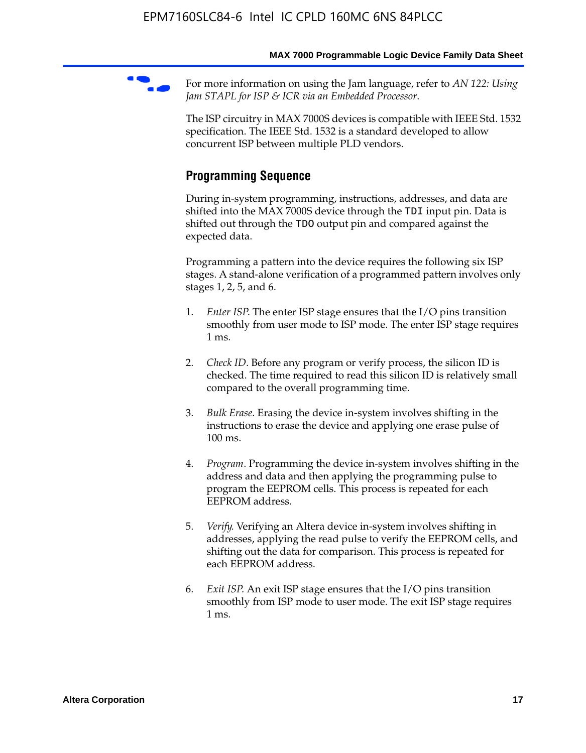For more information on using the Jam language, refer to *AN 122: Using Jam STAPL for ISP & ICR via an Embedded Processor*.

The ISP circuitry in MAX 7000S devices is compatible with IEEE Std. 1532 specification. The IEEE Std. 1532 is a standard developed to allow concurrent ISP between multiple PLD vendors.

## Programming Sequence

During in-system programming, instructions, addresses, and data are shifted into the MAX 7000S device through the `TDI` input pin. Data is shifted out through the `TDO` output pin and compared against the expected data.

Programming a pattern into the device requires the following six ISP stages. A stand-alone verification of a programmed pattern involves only stages 1, 2, 5, and 6.

1. *Enter ISP*. The enter ISP stage ensures that the I/O pins transition smoothly from user mode to ISP mode. The enter ISP stage requires 1 ms.

2. *Check ID*. Before any program or verify process, the silicon ID is checked. The time required to read this silicon ID is relatively small compared to the overall programming time.

3. *Bulk Erase*. Erasing the device in-system involves shifting in the instructions to erase the device and applying one erase pulse of 100 ms.

4. *Program*. Programming the device in-system involves shifting in the address and data and then applying the programming pulse to program the EEPROM cells. This process is repeated for each EEPROM address.

5. *Verify*. Verifying an Altera device in-system involves shifting in addresses, applying the read pulse to verify the EEPROM cells, and shifting out the data for comparison. This process is repeated for each EEPROM address.

6. *Exit ISP*. An exit ISP stage ensures that the I/O pins transition smoothly from ISP mode to user mode. The exit ISP stage requires 1 ms.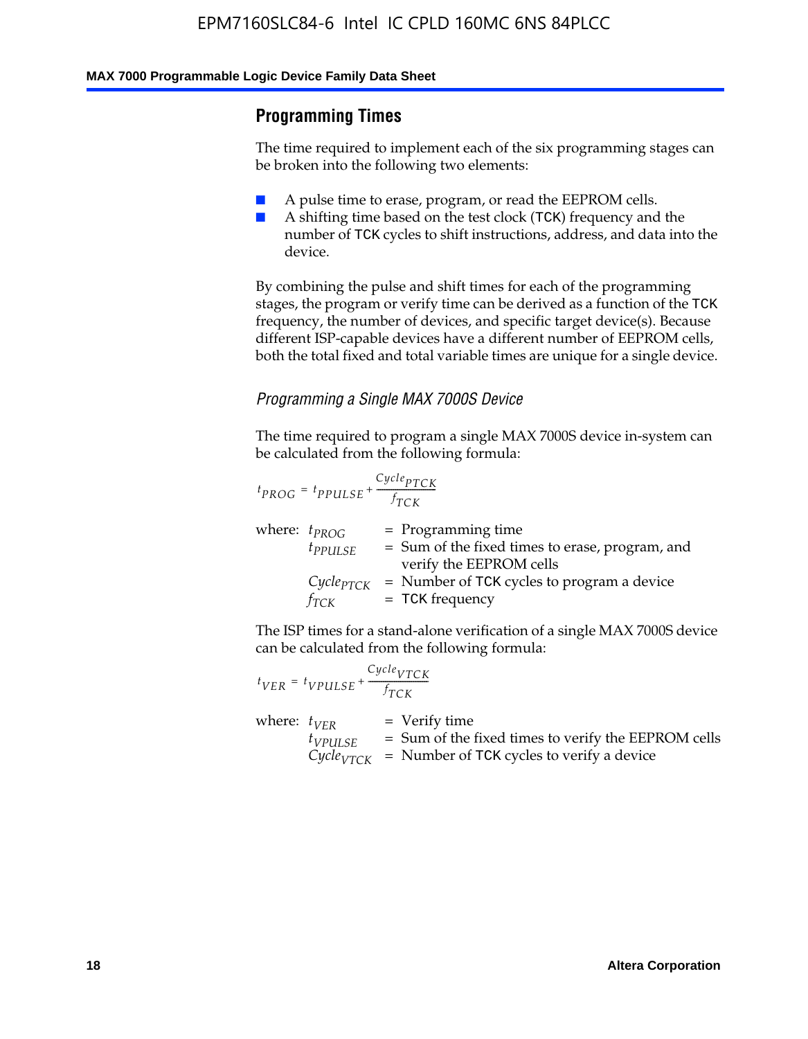## Programming Times

The time required to implement each of the six programming stages can be broken into the following two elements:

- A pulse time to erase, program, or read the EEPROM cells.
- A shifting time based on the test clock (TCK) frequency and the number of TCK cycles to shift instructions, address, and data into the device.

By combining the pulse and shift times for each of the programming stages, the program or verify time can be derived as a function of the TCK frequency, the number of devices, and specific target device(s). Because different ISP-capable devices have a different number of EEPROM cells, both the total fixed and total variable times are unique for a single device.

### *Programming a Single MAX 7000S Device*

The time required to program a single MAX 7000S device in-system can be calculated from the following formula:

$$t_{PROG} = t_{PPULSE} + \frac{Cycle_{PTCK}}{f_{TCK}}$$

where:
- $t_{PROG}$ = Programming time
- $t_{PPULSE}$ = Sum of the fixed times to erase, program, and verify the EEPROM cells
- $Cycle_{PTCK}$ = Number of TCK cycles to program a device
- $f_{TCK}$ = TCK frequency

The ISP times for a stand-alone verification of a single MAX 7000S device can be calculated from the following formula:

$$t_{VER} = t_{VPULSE} + \frac{Cycle_{VTCK}}{f_{TCK}}$$

where:
- $t_{VER}$ = Verify time
- $t_{VPULSE}$ = Sum of the fixed times to verify the EEPROM cells
- $Cycle_{VTCK}$ = Number of TCK cycles to verify a device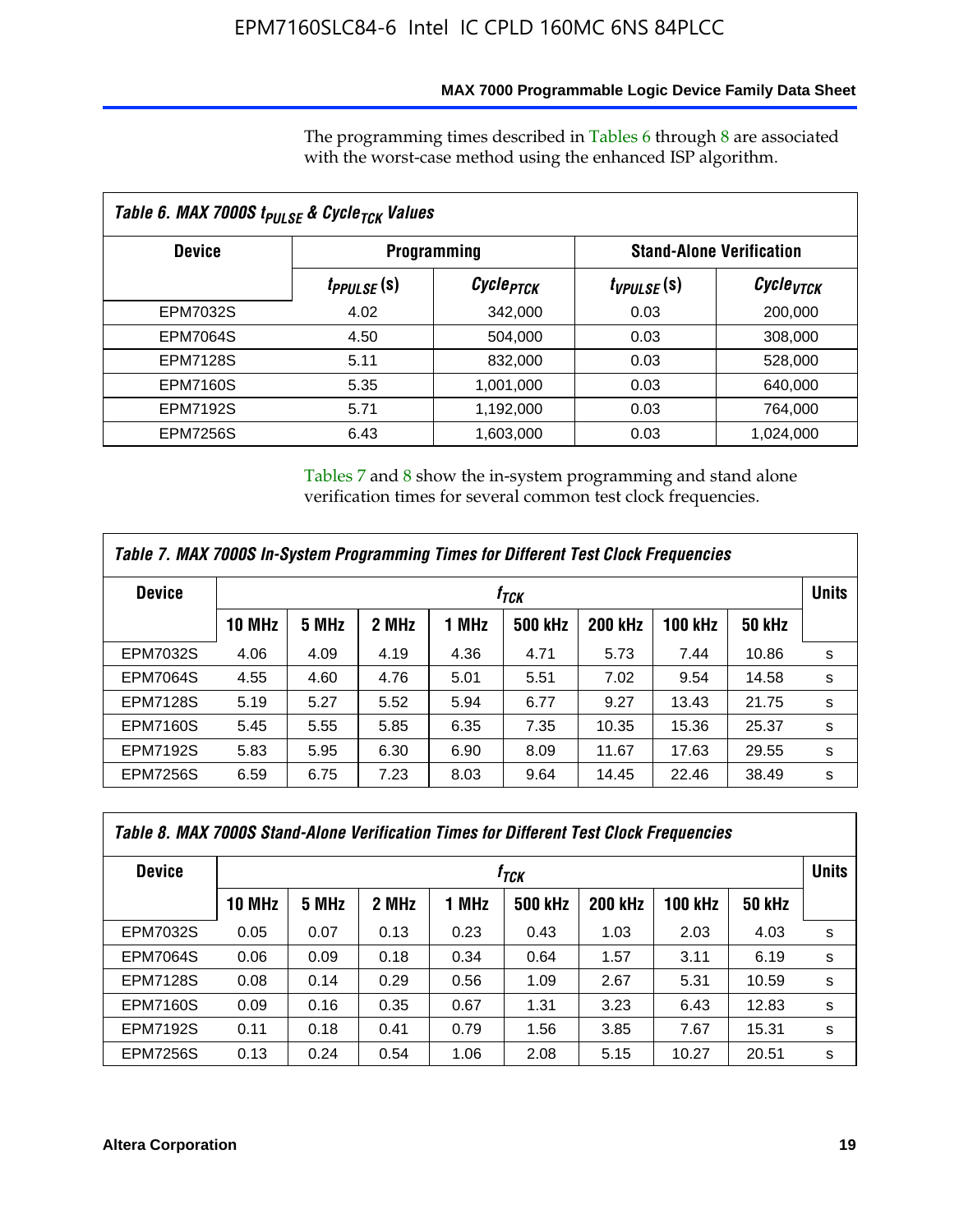The programming times described in Tables 6 through 8 are associated with the worst-case method using the enhanced ISP algorithm.

| Table 6. MAX 7000S $t_{PULSE}$ & $Cycle_{TCK}$ Values | | | | |
|---|---|---|---|---|
| Device | Programming | | Stand-Alone Verification | |
| | $t_{PPULSE}$ (s) | $Cycle_{PTCK}$ | $t_{VPULSE}$ (s) | $Cycle_{VTCK}$ |
| EPM7032S | 4.02 | 342,000 | 0.03 | 200,000 |
| EPM7064S | 4.50 | 504,000 | 0.03 | 308,000 |
| EPM7128S | 5.11 | 832,000 | 0.03 | 528,000 |
| EPM7160S | 5.35 | 1,001,000 | 0.03 | 640,000 |
| EPM7192S | 5.71 | 1,192,000 | 0.03 | 764,000 |
| EPM7256S | 6.43 | 1,603,000 | 0.03 | 1,024,000 |

Tables 7 and 8 show the in-system programming and stand alone verification times for several common test clock frequencies.

| Table 7. MAX 7000S In-System Programming Times for Different Test Clock Frequencies | | | | | | | | | |
|---|---|---|---|---|---|---|---|---|---|
| Device | $f_{TCK}$ | | | | | | | | Units |
| | 10 MHz | 5 MHz | 2 MHz | 1 MHz | 500 kHz | 200 kHz | 100 kHz | 50 kHz | |
| EPM7032S | 4.06 | 4.09 | 4.19 | 4.36 | 4.71 | 5.73 | 7.44 | 10.86 | s |
| EPM7064S | 4.55 | 4.60 | 4.76 | 5.01 | 5.51 | 7.02 | 9.54 | 14.58 | s |
| EPM7128S | 5.19 | 5.27 | 5.52 | 5.94 | 6.77 | 9.27 | 13.43 | 21.75 | s |
| EPM7160S | 5.45 | 5.55 | 5.85 | 6.35 | 7.35 | 10.35 | 15.36 | 25.37 | s |
| EPM7192S | 5.83 | 5.95 | 6.30 | 6.90 | 8.09 | 11.67 | 17.63 | 29.55 | s |
| EPM7256S | 6.59 | 6.75 | 7.23 | 8.03 | 9.64 | 14.45 | 22.46 | 38.49 | s |

| Table 8. MAX 7000S Stand-Alone Verification Times for Different Test Clock Frequencies | | | | | | | | | |
|---|---|---|---|---|---|---|---|---|---|
| Device | $f_{TCK}$ | | | | | | | | Units |
| | 10 MHz | 5 MHz | 2 MHz | 1 MHz | 500 kHz | 200 kHz | 100 kHz | 50 kHz | |
| EPM7032S | 0.05 | 0.07 | 0.13 | 0.23 | 0.43 | 1.03 | 2.03 | 4.03 | s |
| EPM7064S | 0.06 | 0.09 | 0.18 | 0.34 | 0.64 | 1.57 | 3.11 | 6.19 | s |
| EPM7128S | 0.08 | 0.14 | 0.29 | 0.56 | 1.09 | 2.67 | 5.31 | 10.59 | s |
| EPM7160S | 0.09 | 0.16 | 0.35 | 0.67 | 1.31 | 3.23 | 6.43 | 12.83 | s |
| EPM7192S | 0.11 | 0.18 | 0.41 | 0.79 | 1.56 | 3.85 | 7.67 | 15.31 | s |
| EPM7256S | 0.13 | 0.24 | 0.54 | 1.06 | 2.08 | 5.15 | 10.27 | 20.51 | s |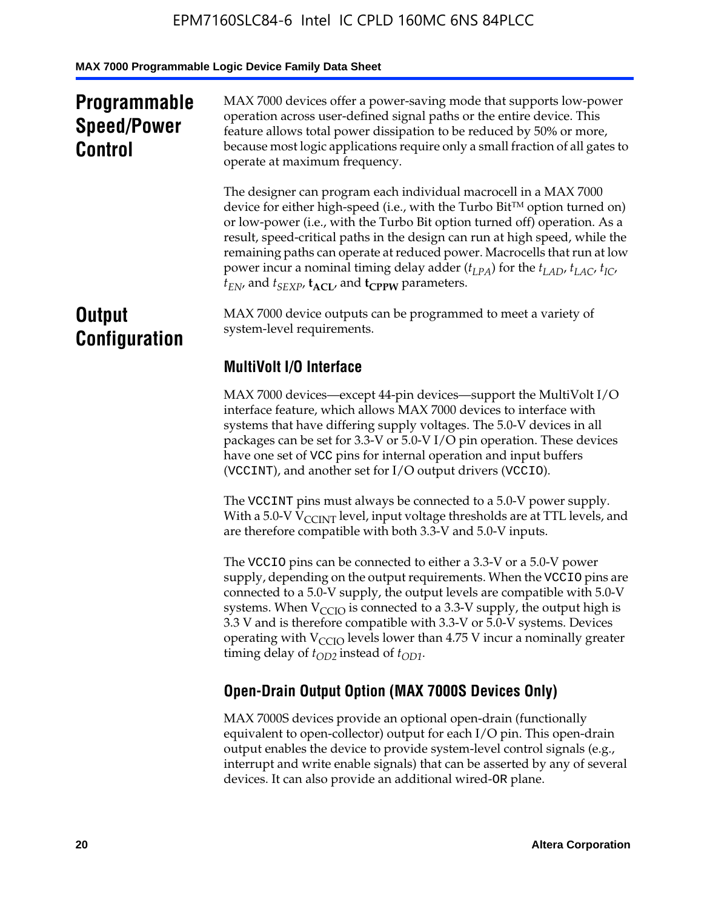## Programmable Speed/Power Control

MAX 7000 devices offer a power-saving mode that supports low-power operation across user-defined signal paths or the entire device. This feature allows total power dissipation to be reduced by 50% or more, because most logic applications require only a small fraction of all gates to operate at maximum frequency.

The designer can program each individual macrocell in a MAX 7000 device for either high-speed (i.e., with the Turbo Bit™ option turned on) or low-power (i.e., with the Turbo Bit option turned off) operation. As a result, speed-critical paths in the design can run at high speed, while the remaining paths can operate at reduced power. Macrocells that run at low power incur a nominal timing delay adder ($t_{LPA}$) for the $t_{LAD}$, $t_{LAC}$, $t_{IC}$, $t_{EN}$, and $t_{SEXP}$, $\mathbf{t_{ACL}}$, and $\mathbf{t_{CPPW}}$ parameters.

## Output Configuration

MAX 7000 device outputs can be programmed to meet a variety of system-level requirements.

### MultiVolt I/O Interface

MAX 7000 devices—except 44-pin devices—support the MultiVolt I/O interface feature, which allows MAX 7000 devices to interface with systems that have differing supply voltages. The 5.0-V devices in all packages can be set for 3.3-V or 5.0-V I/O pin operation. These devices have one set of VCC pins for internal operation and input buffers (VCCINT), and another set for I/O output drivers (VCCIO).

The VCCINT pins must always be connected to a 5.0-V power supply. With a 5.0-V $V_{CCINT}$ level, input voltage thresholds are at TTL levels, and are therefore compatible with both 3.3-V and 5.0-V inputs.

The VCCIO pins can be connected to either a 3.3-V or a 5.0-V power supply, depending on the output requirements. When the VCCIO pins are connected to a 5.0-V supply, the output levels are compatible with 5.0-V systems. When $V_{CCIO}$ is connected to a 3.3-V supply, the output high is 3.3 V and is therefore compatible with 3.3-V or 5.0-V systems. Devices operating with $V_{CCIO}$ levels lower than 4.75 V incur a nominally greater timing delay of $t_{OD2}$ instead of $t_{OD1}$.

### Open-Drain Output Option (MAX 7000S Devices Only)

MAX 7000S devices provide an optional open-drain (functionally equivalent to open-collector) output for each I/O pin. This open-drain output enables the device to provide system-level control signals (e.g., interrupt and write enable signals) that can be asserted by any of several devices. It can also provide an additional wired-OR plane.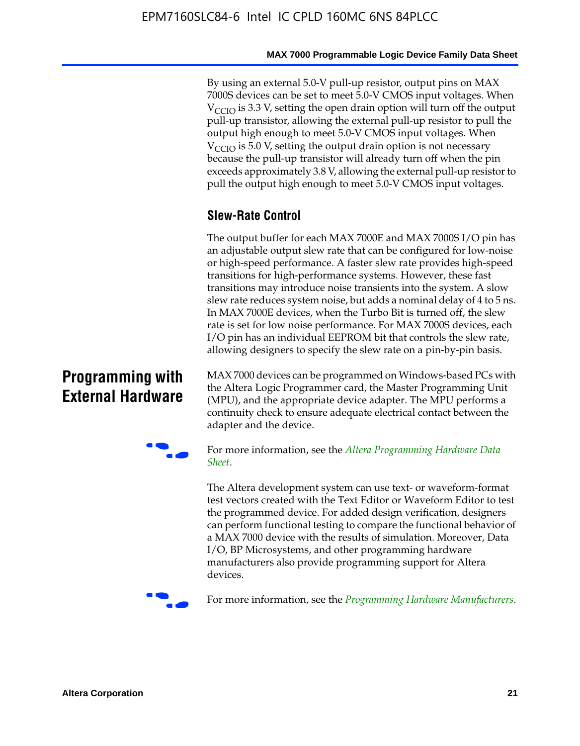By using an external 5.0-V pull-up resistor, output pins on MAX 7000S devices can be set to meet 5.0-V CMOS input voltages. When $V_{CCIO}$ is 3.3 V, setting the open drain option will turn off the output pull-up transistor, allowing the external pull-up resistor to pull the output high enough to meet 5.0-V CMOS input voltages. When $V_{CCIO}$ is 5.0 V, setting the output drain option is not necessary because the pull-up transistor will already turn off when the pin exceeds approximately 3.8 V, allowing the external pull-up resistor to pull the output high enough to meet 5.0-V CMOS input voltages.

### Slew-Rate Control

The output buffer for each MAX 7000E and MAX 7000S I/O pin has an adjustable output slew rate that can be configured for low-noise or high-speed performance. A faster slew rate provides high-speed transitions for high-performance systems. However, these fast transitions may introduce noise transients into the system. A slow slew rate reduces system noise, but adds a nominal delay of 4 to 5 ns. In MAX 7000E devices, when the Turbo Bit is turned off, the slew rate is set for low noise performance. For MAX 7000S devices, each I/O pin has an individual EEPROM bit that controls the slew rate, allowing designers to specify the slew rate on a pin-by-pin basis.

## Programming with External Hardware

MAX 7000 devices can be programmed on Windows-based PCs with the Altera Logic Programmer card, the Master Programming Unit (MPU), and the appropriate device adapter. The MPU performs a continuity check to ensure adequate electrical contact between the adapter and the device.

For more information, see the *Altera Programming Hardware Data Sheet*.

The Altera development system can use text- or waveform-format test vectors created with the Text Editor or Waveform Editor to test the programmed device. For added design verification, designers can perform functional testing to compare the functional behavior of a MAX 7000 device with the results of simulation. Moreover, Data I/O, BP Microsystems, and other programming hardware manufacturers also provide programming support for Altera devices.

For more information, see the *Programming Hardware Manufacturers*.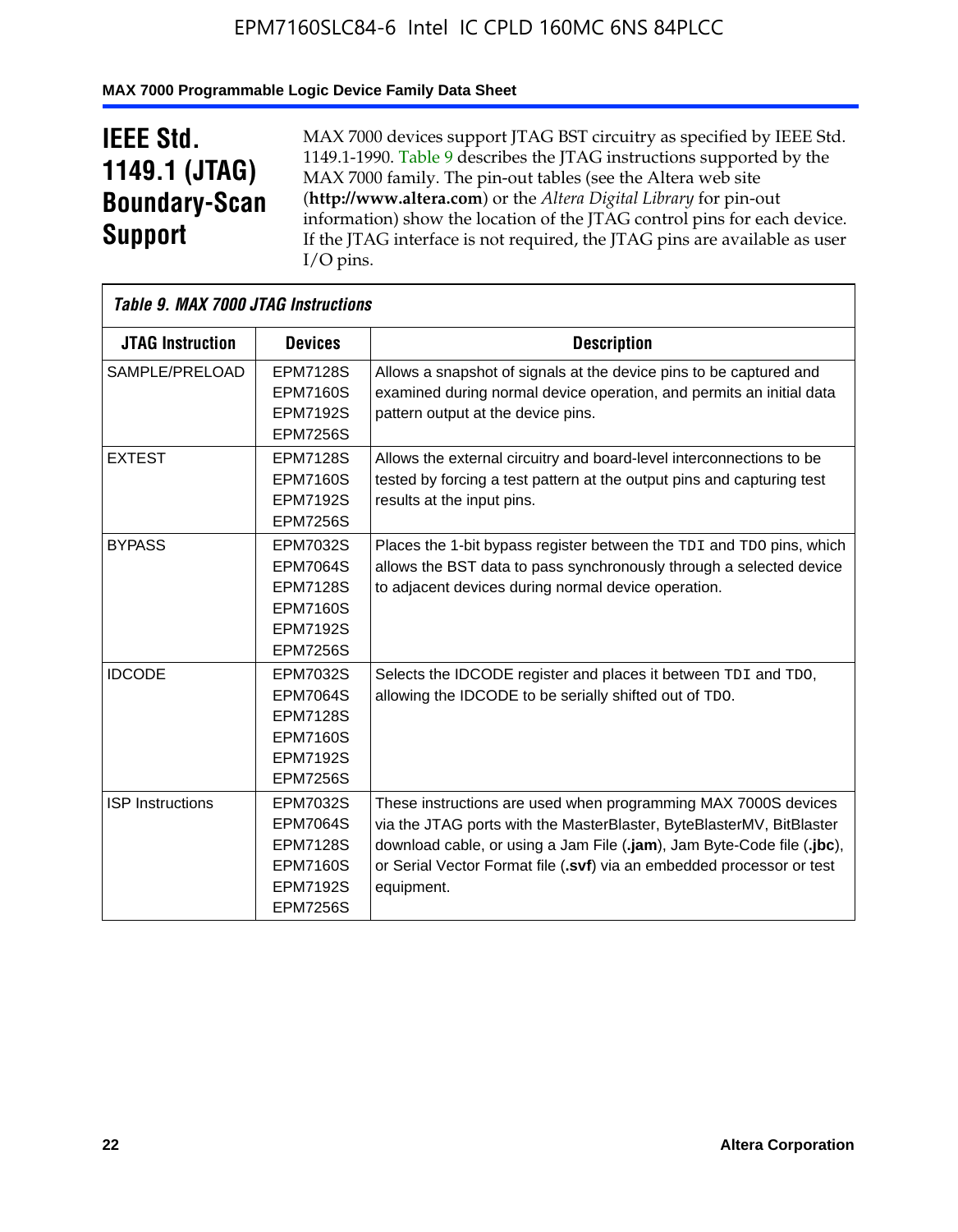## IEEE Std. 1149.1 (JTAG) Boundary-Scan Support

MAX 7000 devices support JTAG BST circuitry as specified by IEEE Std. 1149.1-1990. Table 9 describes the JTAG instructions supported by the MAX 7000 family. The pin-out tables (see the Altera web site (**http://www.altera.com**) or the *Altera Digital Library* for pin-out information) show the location of the JTAG control pins for each device. If the JTAG interface is not required, the JTAG pins are available as user I/O pins.

*Table 9. MAX 7000 JTAG Instructions*

| JTAG Instruction | Devices | Description |
|---|---|---|
| SAMPLE/PRELOAD | EPM7128S<br>EPM7160S<br>EPM7192S<br>EPM7256S | Allows a snapshot of signals at the device pins to be captured and examined during normal device operation, and permits an initial data pattern output at the device pins. |
| EXTEST | EPM7128S<br>EPM7160S<br>EPM7192S<br>EPM7256S | Allows the external circuitry and board-level interconnections to be tested by forcing a test pattern at the output pins and capturing test results at the input pins. |
| BYPASS | EPM7032S<br>EPM7064S<br>EPM7128S<br>EPM7160S<br>EPM7192S<br>EPM7256S | Places the 1-bit bypass register between the TDI and TDO pins, which allows the BST data to pass synchronously through a selected device to adjacent devices during normal device operation. |
| IDCODE | EPM7032S<br>EPM7064S<br>EPM7128S<br>EPM7160S<br>EPM7192S<br>EPM7256S | Selects the IDCODE register and places it between TDI and TDO, allowing the IDCODE to be serially shifted out of TDO. |
| ISP Instructions | EPM7032S<br>EPM7064S<br>EPM7128S<br>EPM7160S<br>EPM7192S<br>EPM7256S | These instructions are used when programming MAX 7000S devices via the JTAG ports with the MasterBlaster, ByteBlasterMV, BitBlaster download cable, or using a Jam File (**.jam**), Jam Byte-Code file (**.jbc**), or Serial Vector Format file (**.svf**) via an embedded processor or test equipment. |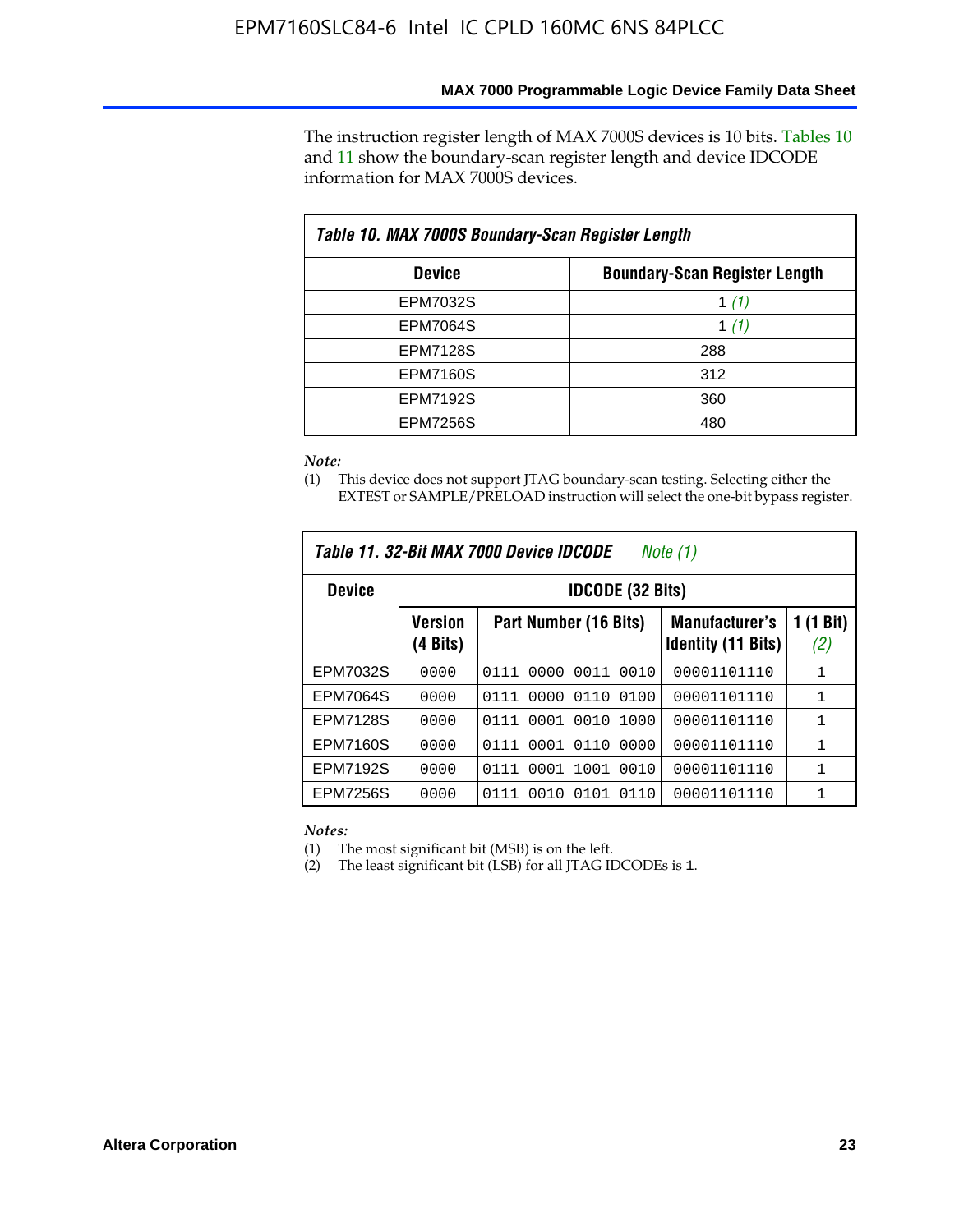The instruction register length of MAX 7000S devices is 10 bits. Tables 10 and 11 show the boundary-scan register length and device IDCODE information for MAX 7000S devices.

**Table 10. MAX 7000S Boundary-Scan Register Length**

| Device | Boundary-Scan Register Length |
|---|---|
| EPM7032S | 1 *(1)* |
| EPM7064S | 1 *(1)* |
| EPM7128S | 288 |
| EPM7160S | 312 |
| EPM7192S | 360 |
| EPM7256S | 480 |

*Note:*

(1) This device does not support JTAG boundary-scan testing. Selecting either the EXTEST or SAMPLE/PRELOAD instruction will select the one-bit bypass register.

**Table 11. 32-Bit MAX 7000 Device IDCODE** *Note (1)*

| Device | IDCODE (32 Bits) | | | |
|---|---|---|---|---|
| | Version (4 Bits) | Part Number (16 Bits) | Manufacturer's Identity (11 Bits) | 1 (1 Bit) *(2)* |
| EPM7032S | 0000 | 0111 0000 0011 0010 | 00001101110 | 1 |
| EPM7064S | 0000 | 0111 0000 0110 0100 | 00001101110 | 1 |
| EPM7128S | 0000 | 0111 0001 0010 1000 | 00001101110 | 1 |
| EPM7160S | 0000 | 0111 0001 0110 0000 | 00001101110 | 1 |
| EPM7192S | 0000 | 0111 0001 1001 0010 | 00001101110 | 1 |
| EPM7256S | 0000 | 0111 0010 0101 0110 | 00001101110 | 1 |

*Notes:*

(1) The most significant bit (MSB) is on the left.

(2) The least significant bit (LSB) for all JTAG IDCODEs is 1.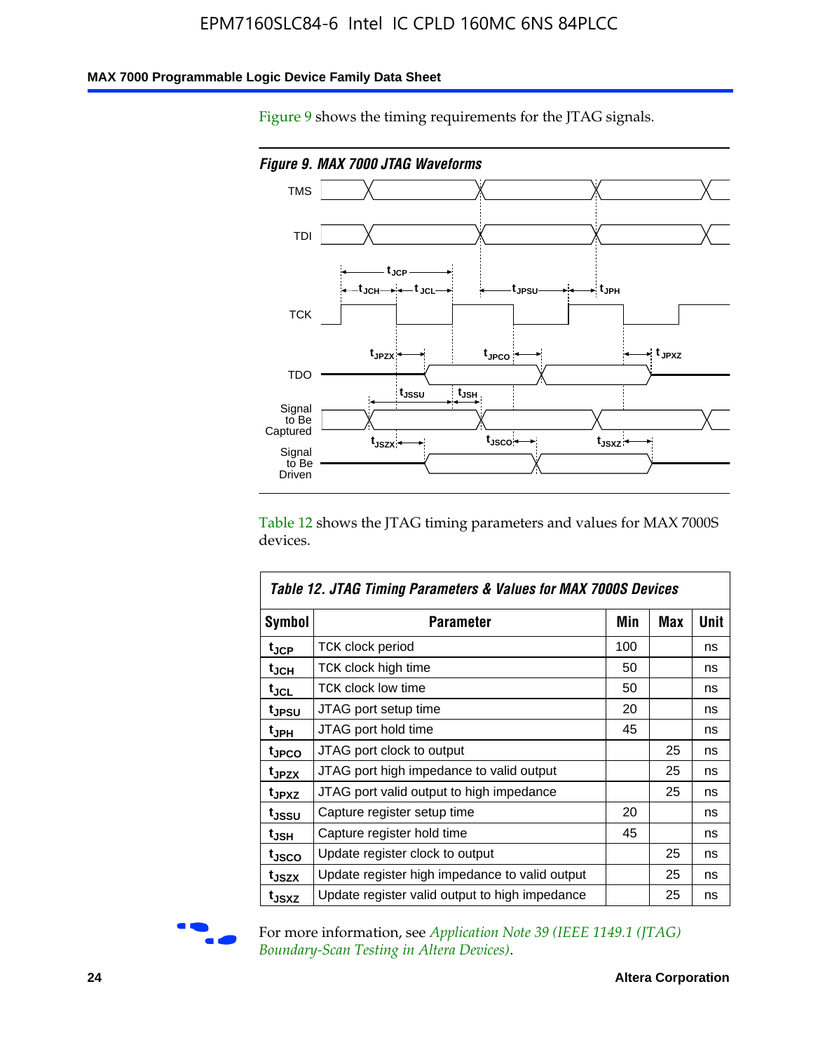Figure 9 shows the timing requirements for the JTAG signals.

*Figure 9. MAX 7000 JTAG Waveforms*

Table 12 shows the JTAG timing parameters and values for MAX 7000S devices.

**Table 12. JTAG Timing Parameters & Values for MAX 7000S Devices**

| Symbol | Parameter | Min | Max | Unit |
|---|---|---|---|---|
| $t_{JCP}$ | TCK clock period | 100 | | ns |
| $t_{JCH}$ | TCK clock high time | 50 | | ns |
| $t_{JCL}$ | TCK clock low time | 50 | | ns |
| $t_{JPSU}$ | JTAG port setup time | 20 | | ns |
| $t_{JPH}$ | JTAG port hold time | 45 | | ns |
| $t_{JPCO}$ | JTAG port clock to output | | 25 | ns |
| $t_{JPZX}$ | JTAG port high impedance to valid output | | 25 | ns |
| $t_{JPXZ}$ | JTAG port valid output to high impedance | | 25 | ns |
| $t_{JSSU}$ | Capture register setup time | 20 | | ns |
| $t_{JSH}$ | Capture register hold time | 45 | | ns |
| $t_{JSCO}$ | Update register clock to output | | 25 | ns |
| $t_{JSZX}$ | Update register high impedance to valid output | | 25 | ns |
| $t_{JSXZ}$ | Update register valid output to high impedance | | 25 | ns |

For more information, see *Application Note 39 (IEEE 1149.1 (JTAG) Boundary-Scan Testing in Altera Devices)*.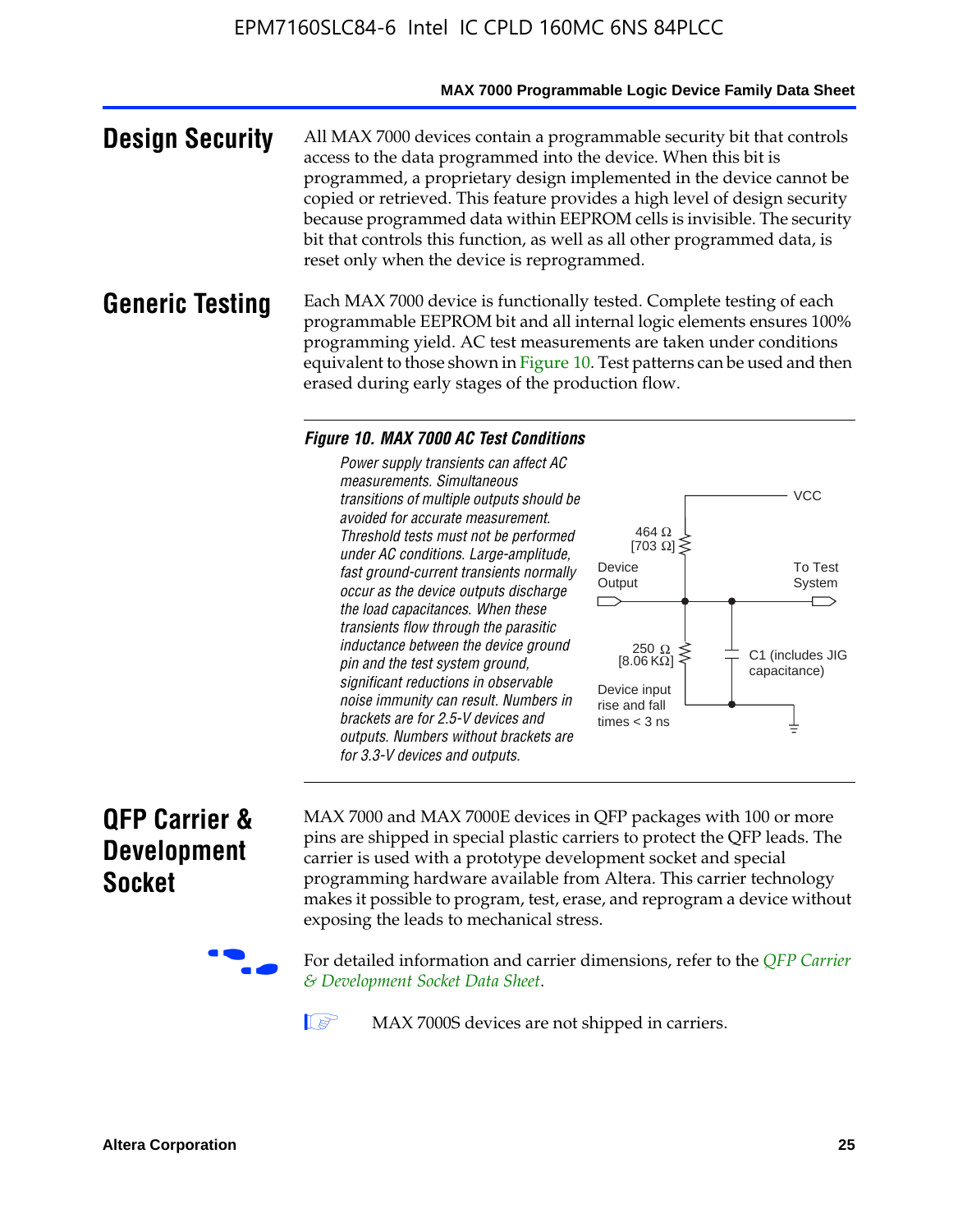## Design Security

All MAX 7000 devices contain a programmable security bit that controls access to the data programmed into the device. When this bit is programmed, a proprietary design implemented in the device cannot be copied or retrieved. This feature provides a high level of design security because programmed data within EEPROM cells is invisible. The security bit that controls this function, as well as all other programmed data, is reset only when the device is reprogrammed.

## Generic Testing

Each MAX 7000 device is functionally tested. Complete testing of each programmable EEPROM bit and all internal logic elements ensures 100% programming yield. AC test measurements are taken under conditions equivalent to those shown in Figure 10. Test patterns can be used and then erased during early stages of the production flow.

***Figure 10. MAX 7000 AC Test Conditions***

*Power supply transients can affect AC measurements. Simultaneous transitions of multiple outputs should be avoided for accurate measurement. Threshold tests must not be performed under AC conditions. Large-amplitude, fast ground-current transients normally occur as the device outputs discharge the load capacitances. When these transients flow through the parasitic inductance between the device ground pin and the test system ground, significant reductions in observable noise immunity can result. Numbers in brackets are for 2.5-V devices and outputs. Numbers without brackets are for 3.3-V devices and outputs.*

VCC

464 Ω [703 Ω]

Device Output

To Test System

250 Ω [8.06 KΩ]

C1 (includes JIG capacitance)

Device input rise and fall times < 3 ns

## QFP Carrier & Development Socket

MAX 7000 and MAX 7000E devices in QFP packages with 100 or more pins are shipped in special plastic carriers to protect the QFP leads. The carrier is used with a prototype development socket and special programming hardware available from Altera. This carrier technology makes it possible to program, test, erase, and reprogram a device without exposing the leads to mechanical stress.

For detailed information and carrier dimensions, refer to the *QFP Carrier & Development Socket Data Sheet*.

MAX 7000S devices are not shipped in carriers.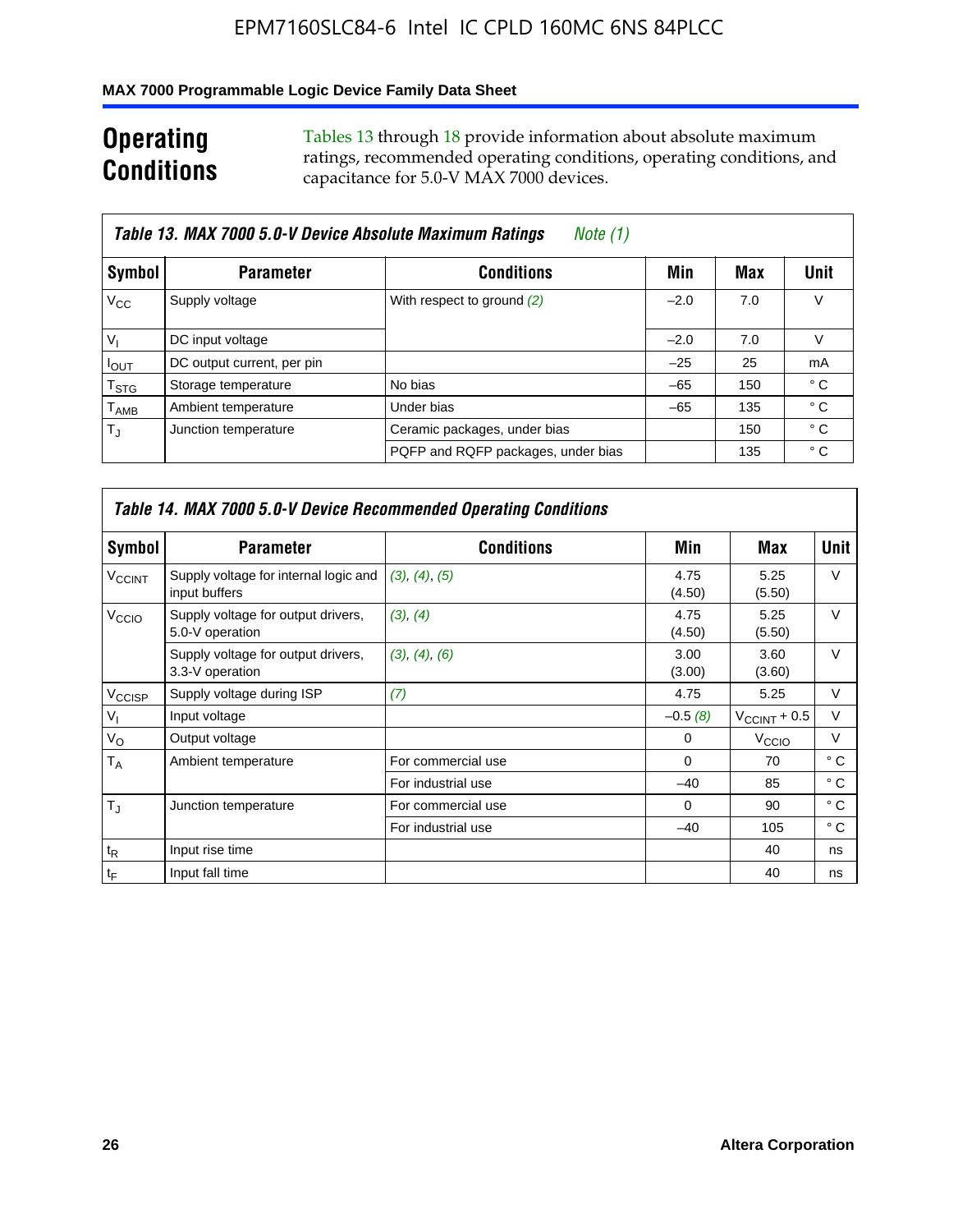## Operating Conditions

Tables 13 through 18 provide information about absolute maximum ratings, recommended operating conditions, operating conditions, and capacitance for 5.0-V MAX 7000 devices.

**Table 13. MAX 7000 5.0-V Device Absolute Maximum Ratings** *Note (1)*

| Symbol | Parameter | Conditions | Min | Max | Unit |
|---|---|---|---|---|---|
| $V_{CC}$ | Supply voltage | With respect to ground *(2)* | –2.0 | 7.0 | V |
| $V_I$ | DC input voltage | | –2.0 | 7.0 | V |
| $I_{OUT}$ | DC output current, per pin | | –25 | 25 | mA |
| $T_{STG}$ | Storage temperature | No bias | –65 | 150 | ° C |
| $T_{AMB}$ | Ambient temperature | Under bias | –65 | 135 | ° C |
| $T_J$ | Junction temperature | Ceramic packages, under bias | | 150 | ° C |
| | | PQFP and RQFP packages, under bias | | 135 | ° C |

**Table 14. MAX 7000 5.0-V Device Recommended Operating Conditions**

| Symbol | Parameter | Conditions | Min | Max | Unit |
|---|---|---|---|---|---|
| $V_{CCINT}$ | Supply voltage for internal logic and input buffers | *(3)*, *(4)*, *(5)* | 4.75 (4.50) | 5.25 (5.50) | V |
| $V_{CCIO}$ | Supply voltage for output drivers, 5.0-V operation | *(3)*, *(4)* | 4.75 (4.50) | 5.25 (5.50) | V |
| | Supply voltage for output drivers, 3.3-V operation | *(3)*, *(4)*, *(6)* | 3.00 (3.00) | 3.60 (3.60) | V |
| $V_{CCISP}$ | Supply voltage during ISP | *(7)* | 4.75 | 5.25 | V |
| $V_I$ | Input voltage | | –0.5 *(8)* | $V_{CCINT}$ + 0.5 | V |
| $V_O$ | Output voltage | | 0 | $V_{CCIO}$ | V |
| $T_A$ | Ambient temperature | For commercial use | 0 | 70 | ° C |
| | | For industrial use | –40 | 85 | ° C |
| $T_J$ | Junction temperature | For commercial use | 0 | 90 | ° C |
| | | For industrial use | –40 | 105 | ° C |
| $t_R$ | Input rise time | | | 40 | ns |
| $t_F$ | Input fall time | | | 40 | ns |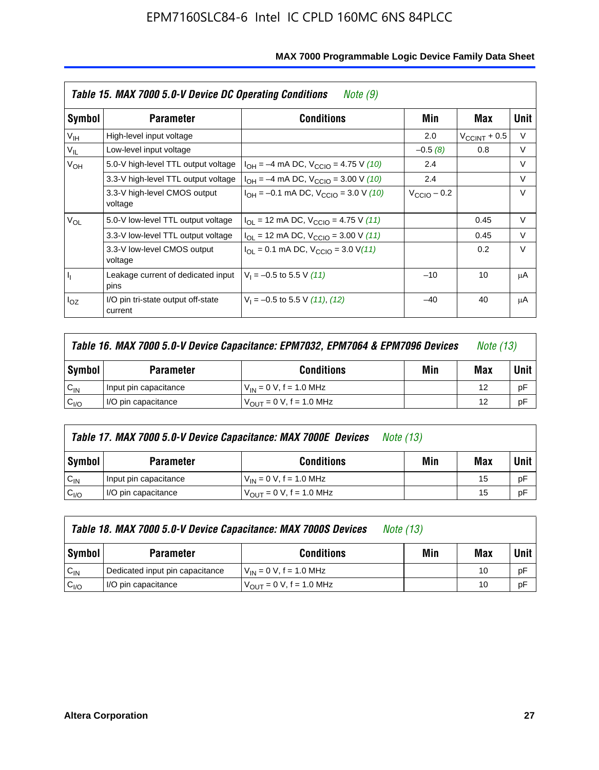| Table 15. MAX 7000 5.0-V Device DC Operating Conditions *Note (9)* | | | | | |
|---|---|---|---|---|---|
| **Symbol** | **Parameter** | **Conditions** | **Min** | **Max** | **Unit** |
| $V_{IH}$ | High-level input voltage | | 2.0 | $V_{CCINT}$ + 0.5 | V |
| $V_{IL}$ | Low-level input voltage | | –0.5 *(8)* | 0.8 | V |
| $V_{OH}$ | 5.0-V high-level TTL output voltage | $I_{OH}$ = –4 mA DC, $V_{CCIO}$ = 4.75 V *(10)* | 2.4 | | V |
| | 3.3-V high-level TTL output voltage | $I_{OH}$ = –4 mA DC, $V_{CCIO}$ = 3.00 V *(10)* | 2.4 | | V |
| | 3.3-V high-level CMOS output voltage | $I_{OH}$ = –0.1 mA DC, $V_{CCIO}$ = 3.0 V *(10)* | $V_{CCIO}$ – 0.2 | | V |
| $V_{OL}$ | 5.0-V low-level TTL output voltage | $I_{OL}$ = 12 mA DC, $V_{CCIO}$ = 4.75 V *(11)* | | 0.45 | V |
| | 3.3-V low-level TTL output voltage | $I_{OL}$ = 12 mA DC, $V_{CCIO}$ = 3.00 V *(11)* | | 0.45 | V |
| | 3.3-V low-level CMOS output voltage | $I_{OL}$ = 0.1 mA DC, $V_{CCIO}$ = 3.0 V *(11)* | | 0.2 | V |
| $I_I$ | Leakage current of dedicated input pins | $V_I$ = –0.5 to 5.5 V *(11)* | –10 | 10 | μA |
| $I_{OZ}$ | I/O pin tri-state output off-state current | $V_I$ = –0.5 to 5.5 V *(11)*, *(12)* | –40 | 40 | μA |

| Table 16. MAX 7000 5.0-V Device Capacitance: EPM7032, EPM7064 & EPM7096 Devices *Note (13)* | | | | | |
|---|---|---|---|---|---|
| **Symbol** | **Parameter** | **Conditions** | **Min** | **Max** | **Unit** |
| $C_{IN}$ | Input pin capacitance | $V_{IN}$ = 0 V, f = 1.0 MHz | | 12 | pF |
| $C_{I/O}$ | I/O pin capacitance | $V_{OUT}$ = 0 V, f = 1.0 MHz | | 12 | pF |

| Table 17. MAX 7000 5.0-V Device Capacitance: MAX 7000E Devices *Note (13)* | | | | | |
|---|---|---|---|---|---|
| **Symbol** | **Parameter** | **Conditions** | **Min** | **Max** | **Unit** |
| $C_{IN}$ | Input pin capacitance | $V_{IN}$ = 0 V, f = 1.0 MHz | | 15 | pF |
| $C_{I/O}$ | I/O pin capacitance | $V_{OUT}$ = 0 V, f = 1.0 MHz | | 15 | pF |

| Table 18. MAX 7000 5.0-V Device Capacitance: MAX 7000S Devices *Note (13)* | | | | | |
|---|---|---|---|---|---|
| **Symbol** | **Parameter** | **Conditions** | **Min** | **Max** | **Unit** |
| $C_{IN}$ | Dedicated input pin capacitance | $V_{IN}$ = 0 V, f = 1.0 MHz | | 10 | pF |
| $C_{I/O}$ | I/O pin capacitance | $V_{OUT}$ = 0 V, f = 1.0 MHz | | 10 | pF |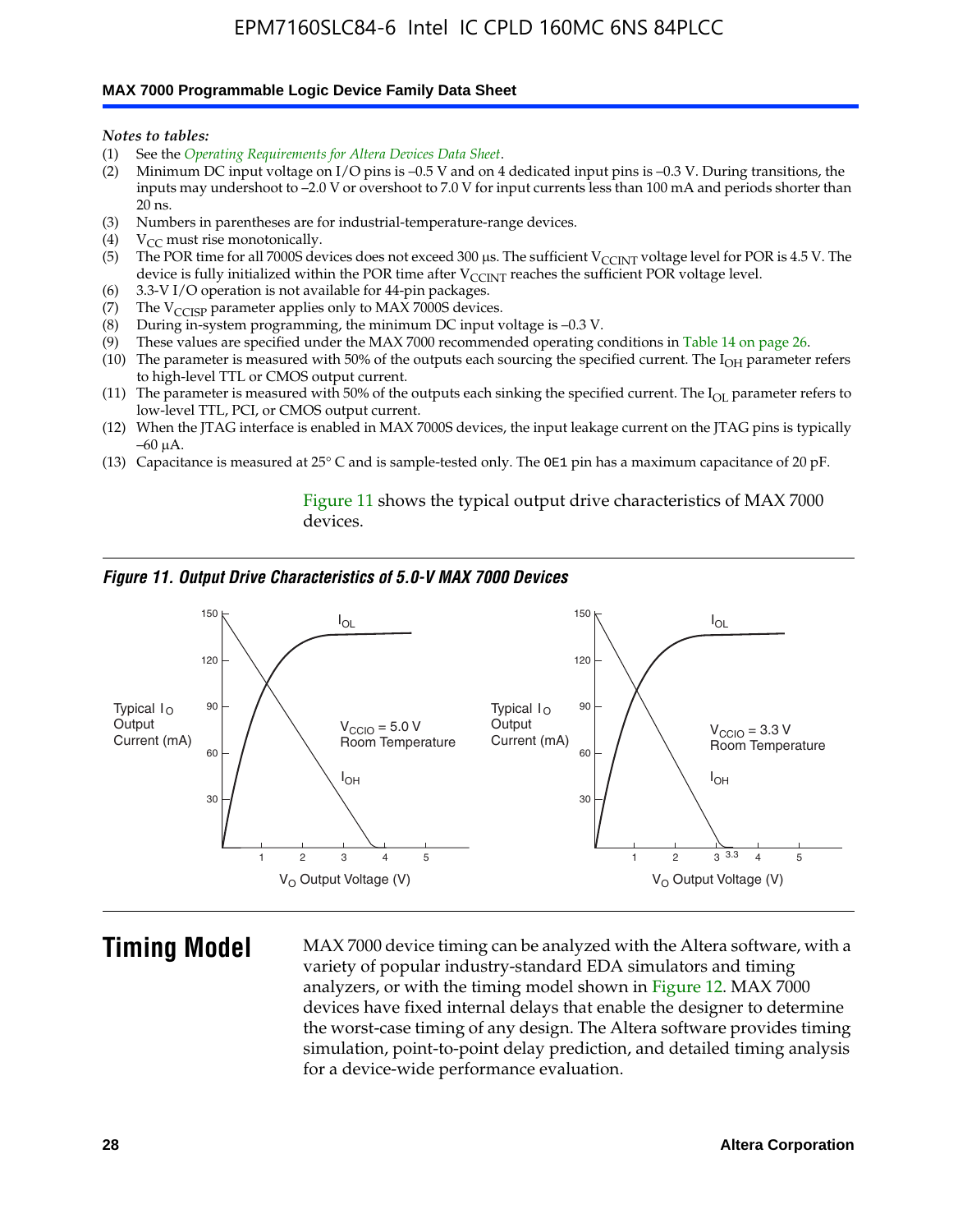*Notes to tables:*

(1) See the *Operating Requirements for Altera Devices Data Sheet*.
(2) Minimum DC input voltage on I/O pins is –0.5 V and on 4 dedicated input pins is –0.3 V. During transitions, the inputs may undershoot to –2.0 V or overshoot to 7.0 V for input currents less than 100 mA and periods shorter than 20 ns.
(3) Numbers in parentheses are for industrial-temperature-range devices.
(4) $V_{CC}$ must rise monotonically.
(5) The POR time for all 7000S devices does not exceed 300 µs. The sufficient $V_{CCINT}$ voltage level for POR is 4.5 V. The device is fully initialized within the POR time after $V_{CCINT}$ reaches the sufficient POR voltage level.
(6) 3.3-V I/O operation is not available for 44-pin packages.
(7) The $V_{CCISP}$ parameter applies only to MAX 7000S devices.
(8) During in-system programming, the minimum DC input voltage is –0.3 V.
(9) These values are specified under the MAX 7000 recommended operating conditions in Table 14 on page 26.
(10) The parameter is measured with 50% of the outputs each sourcing the specified current. The $I_{OH}$ parameter refers to high-level TTL or CMOS output current.
(11) The parameter is measured with 50% of the outputs each sinking the specified current. The $I_{OL}$ parameter refers to low-level TTL, PCI, or CMOS output current.
(12) When the JTAG interface is enabled in MAX 7000S devices, the input leakage current on the JTAG pins is typically –60 µA.
(13) Capacitance is measured at 25° C and is sample-tested only. The OE1 pin has a maximum capacitance of 20 pF.

Figure 11 shows the typical output drive characteristics of MAX 7000 devices.

*Figure 11. Output Drive Characteristics of 5.0-V MAX 7000 Devices*

# Timing Model

MAX 7000 device timing can be analyzed with the Altera software, with a variety of popular industry-standard EDA simulators and timing analyzers, or with the timing model shown in Figure 12. MAX 7000 devices have fixed internal delays that enable the designer to determine the worst-case timing of any design. The Altera software provides timing simulation, point-to-point delay prediction, and detailed timing analysis for a device-wide performance evaluation.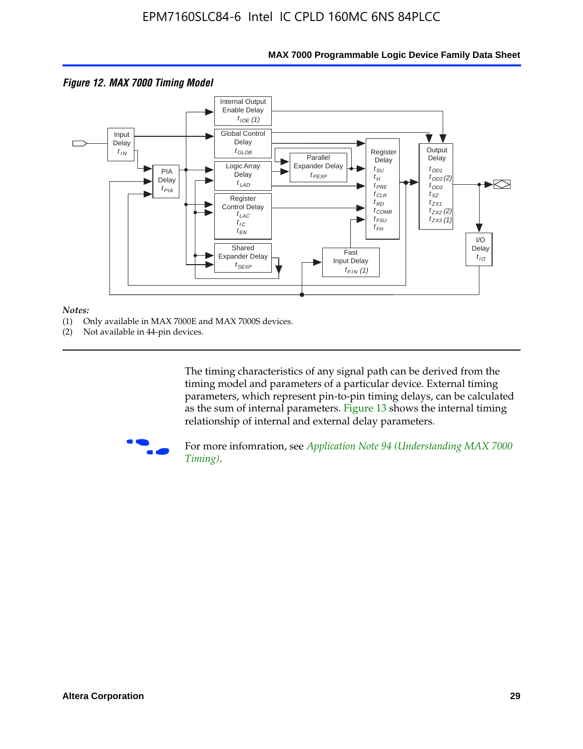*Figure 12. MAX 7000 Timing Model*

*Notes:*

(1) Only available in MAX 7000E and MAX 7000S devices.

(2) Not available in 44-pin devices.

The timing characteristics of any signal path can be derived from the timing model and parameters of a particular device. External timing parameters, which represent pin-to-pin timing delays, can be calculated as the sum of internal parameters. Figure 13 shows the internal timing relationship of internal and external delay parameters.

For more infomration, see *Application Note 94 (Understanding MAX 7000 Timing)*.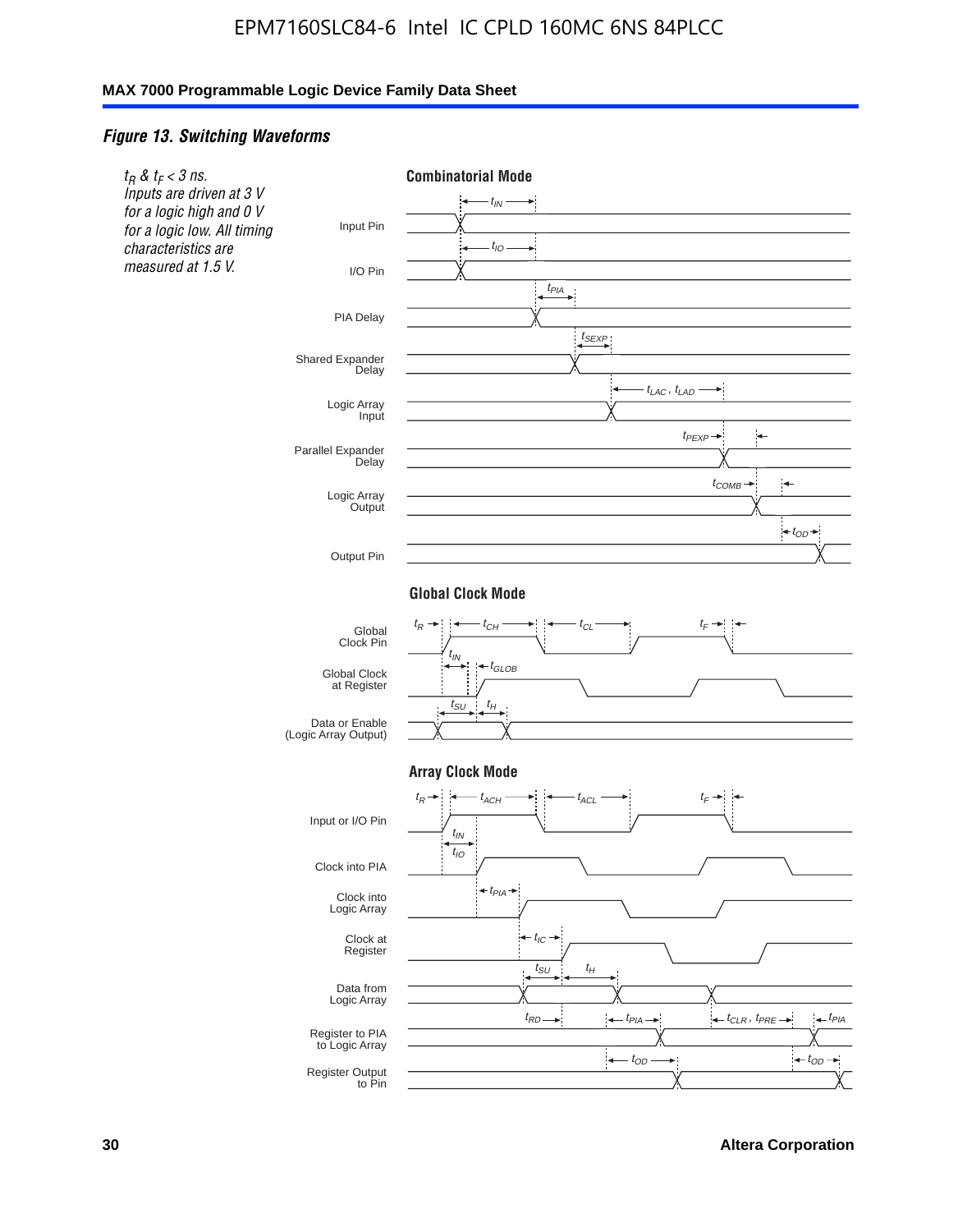### *Figure 13. Switching Waveforms*

*$t_R$ & $t_F$ < 3 ns. Inputs are driven at 3 V for a logic high and 0 V for a logic low. All timing characteristics are measured at 1.5 V.*

**Combinatorial Mode**

Input Pin — $t_{IN}$

I/O Pin — $t_{IO}$

PIA Delay — $t_{PIA}$

Shared Expander Delay — $t_{SEXP}$

Logic Array Input — $t_{LAC}$, $t_{LAD}$

Parallel Expander Delay — $t_{PEXP}$

Logic Array Output — $t_{COMB}$

Output Pin — $t_{OD}$

**Global Clock Mode**

Global Clock Pin — $t_R$, $t_{CH}$, $t_{CL}$, $t_F$

Global Clock at Register — $t_{IN}$, $t_{GLOB}$

Data or Enable (Logic Array Output) — $t_{SU}$, $t_H$

**Array Clock Mode**

Input or I/O Pin — $t_R$, $t_{ACH}$, $t_{ACL}$, $t_F$

Clock into PIA — $t_{IN}$, $t_{IO}$

Clock into Logic Array — $t_{PIA}$

Clock at Register — $t_{IC}$

Data from Logic Array — $t_{SU}$, $t_H$

Register to PIA to Logic Array — $t_{RD}$, $t_{PIA}$, $t_{CLR}$, $t_{PRE}$, $t_{PIA}$

Register Output to Pin — $t_{OD}$, $t_{OD}$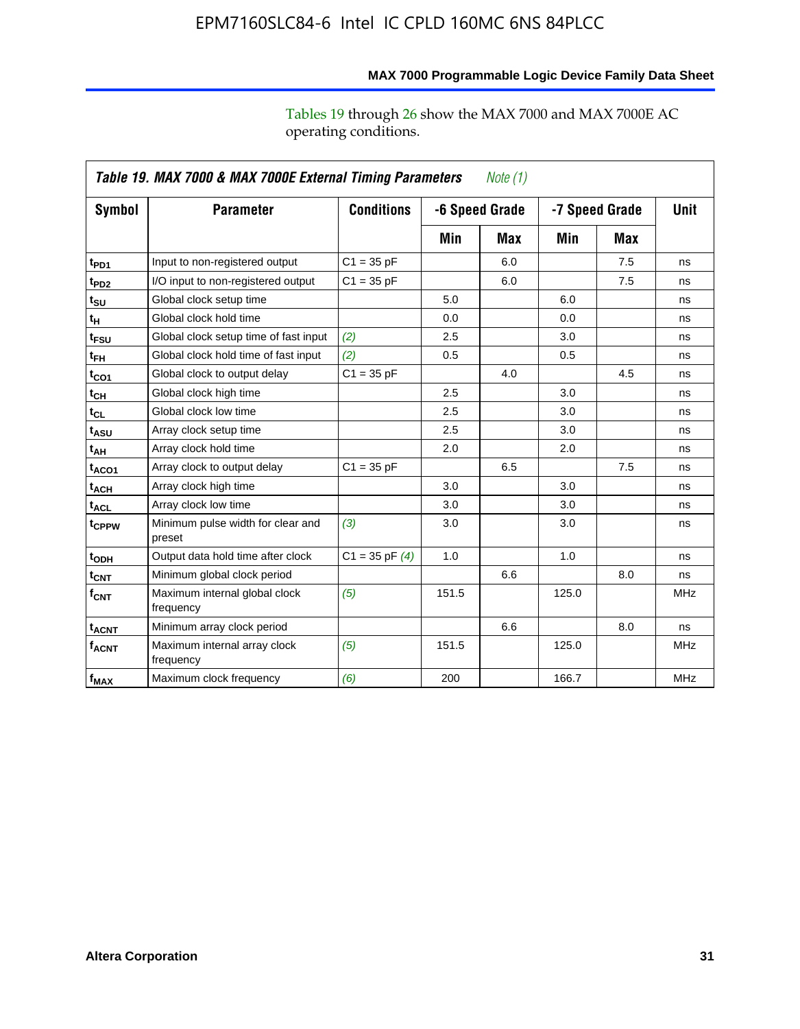Tables 19 through 26 show the MAX 7000 and MAX 7000E AC operating conditions.

| Table 19. MAX 7000 & MAX 7000E External Timing Parameters *Note (1)* | | | | | | | |
|---|---|---|---|---|---|---|---|
| Symbol | Parameter | Conditions | -6 Speed Grade | | -7 Speed Grade | | Unit |
| | | | Min | Max | Min | Max | |
| $t_{PD1}$ | Input to non-registered output | C1 = 35 pF | | 6.0 | | 7.5 | ns |
| $t_{PD2}$ | I/O input to non-registered output | C1 = 35 pF | | 6.0 | | 7.5 | ns |
| $t_{SU}$ | Global clock setup time | | 5.0 | | 6.0 | | ns |
| $t_{H}$ | Global clock hold time | | 0.0 | | 0.0 | | ns |
| $t_{FSU}$ | Global clock setup time of fast input | *(2)* | 2.5 | | 3.0 | | ns |
| $t_{FH}$ | Global clock hold time of fast input | *(2)* | 0.5 | | 0.5 | | ns |
| $t_{CO1}$ | Global clock to output delay | C1 = 35 pF | | 4.0 | | 4.5 | ns |
| $t_{CH}$ | Global clock high time | | 2.5 | | 3.0 | | ns |
| $t_{CL}$ | Global clock low time | | 2.5 | | 3.0 | | ns |
| $t_{ASU}$ | Array clock setup time | | 2.5 | | 3.0 | | ns |
| $t_{AH}$ | Array clock hold time | | 2.0 | | 2.0 | | ns |
| $t_{ACO1}$ | Array clock to output delay | C1 = 35 pF | | 6.5 | | 7.5 | ns |
| $t_{ACH}$ | Array clock high time | | 3.0 | | 3.0 | | ns |
| $t_{ACL}$ | Array clock low time | | 3.0 | | 3.0 | | ns |
| $t_{CPPW}$ | Minimum pulse width for clear and preset | *(3)* | 3.0 | | 3.0 | | ns |
| $t_{ODH}$ | Output data hold time after clock | C1 = 35 pF *(4)* | 1.0 | | 1.0 | | ns |
| $t_{CNT}$ | Minimum global clock period | | | 6.6 | | 8.0 | ns |
| $f_{CNT}$ | Maximum internal global clock frequency | *(5)* | 151.5 | | 125.0 | | MHz |
| $t_{ACNT}$ | Minimum array clock period | | | 6.6 | | 8.0 | ns |
| $f_{ACNT}$ | Maximum internal array clock frequency | *(5)* | 151.5 | | 125.0 | | MHz |
| $f_{MAX}$ | Maximum clock frequency | *(6)* | 200 | | 166.7 | | MHz |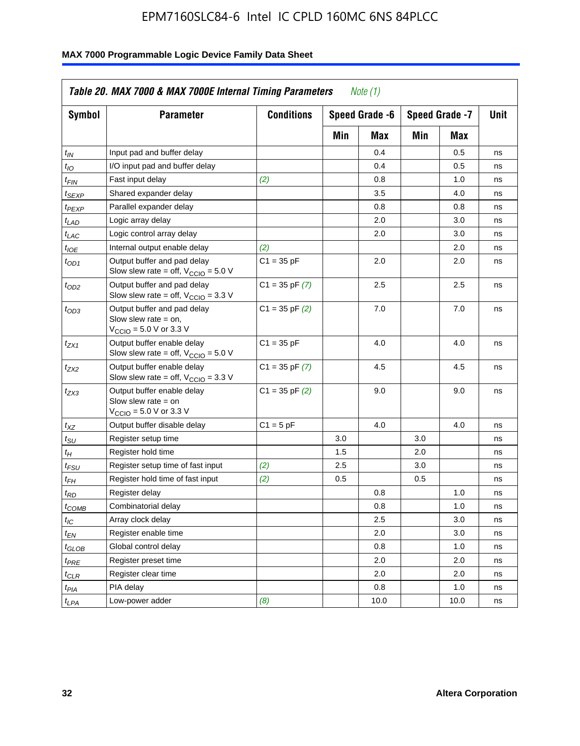**Table 20. MAX 7000 & MAX 7000E Internal Timing Parameters** *Note (1)*

| Symbol | Parameter | Conditions | Speed Grade -6 | | Speed Grade -7 | | Unit |
|---|---|---|---|---|---|---|---|
| | | | Min | Max | Min | Max | |
| $t_{IN}$ | Input pad and buffer delay | | | 0.4 | | 0.5 | ns |
| $t_{IO}$ | I/O input pad and buffer delay | | | 0.4 | | 0.5 | ns |
| $t_{FIN}$ | Fast input delay | *(2)* | | 0.8 | | 1.0 | ns |
| $t_{SEXP}$ | Shared expander delay | | | 3.5 | | 4.0 | ns |
| $t_{PEXP}$ | Parallel expander delay | | | 0.8 | | 0.8 | ns |
| $t_{LAD}$ | Logic array delay | | | 2.0 | | 3.0 | ns |
| $t_{LAC}$ | Logic control array delay | | | 2.0 | | 3.0 | ns |
| $t_{IOE}$ | Internal output enable delay | *(2)* | | | | 2.0 | ns |
| $t_{OD1}$ | Output buffer and pad delay Slow slew rate = off, $V_{CCIO}$ = 5.0 V | C1 = 35 pF | | 2.0 | | 2.0 | ns |
| $t_{OD2}$ | Output buffer and pad delay Slow slew rate = off, $V_{CCIO}$ = 3.3 V | C1 = 35 pF *(7)* | | 2.5 | | 2.5 | ns |
| $t_{OD3}$ | Output buffer and pad delay Slow slew rate = on, $V_{CCIO}$ = 5.0 V or 3.3 V | C1 = 35 pF *(2)* | | 7.0 | | 7.0 | ns |
| $t_{ZX1}$ | Output buffer enable delay Slow slew rate = off, $V_{CCIO}$ = 5.0 V | C1 = 35 pF | | 4.0 | | 4.0 | ns |
| $t_{ZX2}$ | Output buffer enable delay Slow slew rate = off, $V_{CCIO}$ = 3.3 V | C1 = 35 pF *(7)* | | 4.5 | | 4.5 | ns |
| $t_{ZX3}$ | Output buffer enable delay Slow slew rate = on $V_{CCIO}$ = 5.0 V or 3.3 V | C1 = 35 pF *(2)* | | 9.0 | | 9.0 | ns |
| $t_{XZ}$ | Output buffer disable delay | C1 = 5 pF | | 4.0 | | 4.0 | ns |
| $t_{SU}$ | Register setup time | | 3.0 | | 3.0 | | ns |
| $t_{H}$ | Register hold time | | 1.5 | | 2.0 | | ns |
| $t_{FSU}$ | Register setup time of fast input | *(2)* | 2.5 | | 3.0 | | ns |
| $t_{FH}$ | Register hold time of fast input | *(2)* | 0.5 | | 0.5 | | ns |
| $t_{RD}$ | Register delay | | | 0.8 | | 1.0 | ns |
| $t_{COMB}$ | Combinatorial delay | | | 0.8 | | 1.0 | ns |
| $t_{IC}$ | Array clock delay | | | 2.5 | | 3.0 | ns |
| $t_{EN}$ | Register enable time | | | 2.0 | | 3.0 | ns |
| $t_{GLOB}$ | Global control delay | | | 0.8 | | 1.0 | ns |
| $t_{PRE}$ | Register preset time | | | 2.0 | | 2.0 | ns |
| $t_{CLR}$ | Register clear time | | | 2.0 | | 2.0 | ns |
| $t_{PIA}$ | PIA delay | | | 0.8 | | 1.0 | ns |
| $t_{LPA}$ | Low-power adder | *(8)* | | 10.0 | | 10.0 | ns |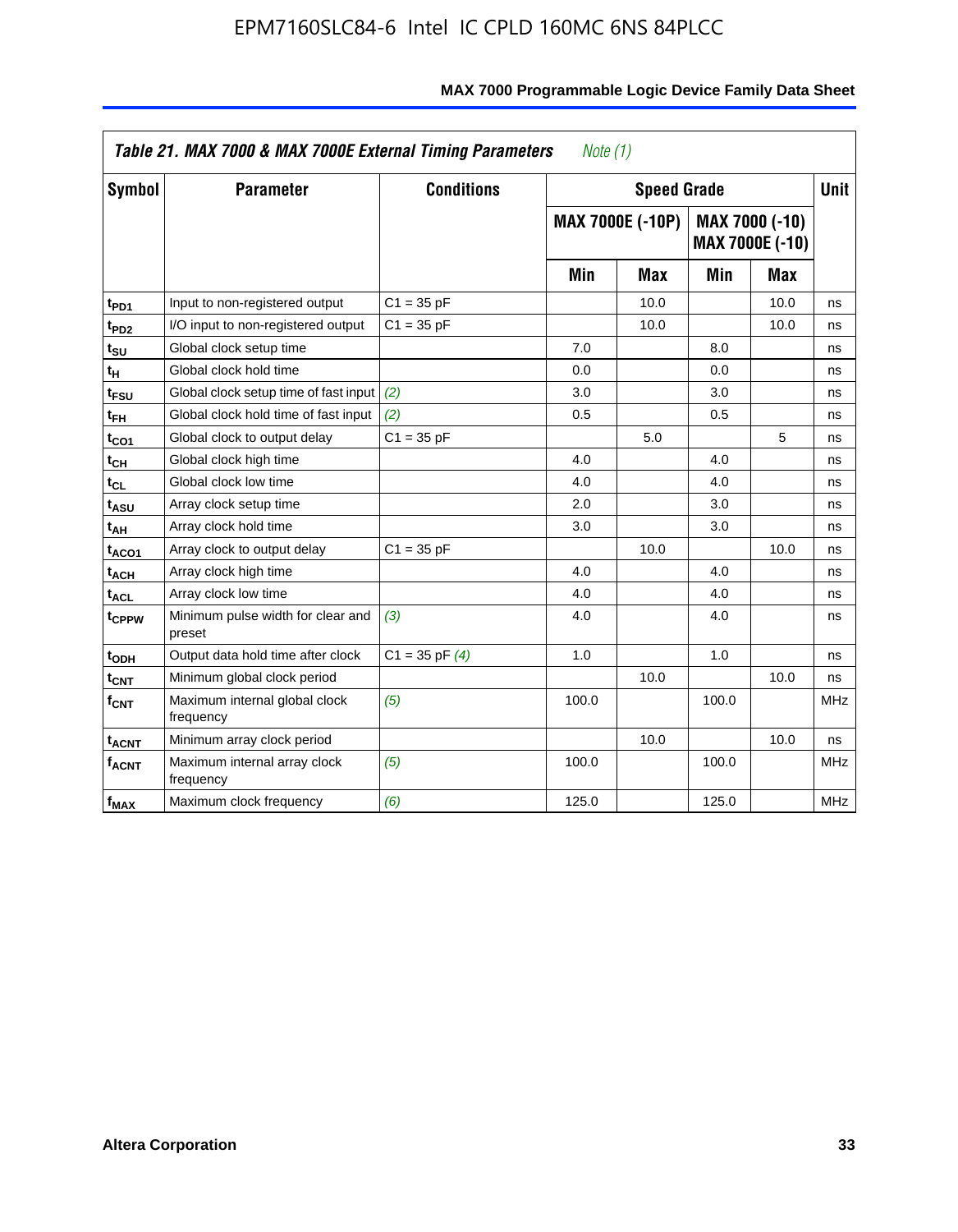*Table 21. MAX 7000 & MAX 7000E External Timing Parameters* *Note (1)*

| Symbol | Parameter | Conditions | Speed Grade | | | | Unit |
|---|---|---|---|---|---|---|---|
| | | | MAX 7000E (-10P) | | MAX 7000 (-10) MAX 7000E (-10) | | |
| | | | Min | Max | Min | Max | |
| $t_{PD1}$ | Input to non-registered output | C1 = 35 pF | | 10.0 | | 10.0 | ns |
| $t_{PD2}$ | I/O input to non-registered output | C1 = 35 pF | | 10.0 | | 10.0 | ns |
| $t_{SU}$ | Global clock setup time | | 7.0 | | 8.0 | | ns |
| $t_{H}$ | Global clock hold time | | 0.0 | | 0.0 | | ns |
| $t_{FSU}$ | Global clock setup time of fast input | *(2)* | 3.0 | | 3.0 | | ns |
| $t_{FH}$ | Global clock hold time of fast input | *(2)* | 0.5 | | 0.5 | | ns |
| $t_{CO1}$ | Global clock to output delay | C1 = 35 pF | | 5.0 | | 5 | ns |
| $t_{CH}$ | Global clock high time | | 4.0 | | 4.0 | | ns |
| $t_{CL}$ | Global clock low time | | 4.0 | | 4.0 | | ns |
| $t_{ASU}$ | Array clock setup time | | 2.0 | | 3.0 | | ns |
| $t_{AH}$ | Array clock hold time | | 3.0 | | 3.0 | | ns |
| $t_{ACO1}$ | Array clock to output delay | C1 = 35 pF | | 10.0 | | 10.0 | ns |
| $t_{ACH}$ | Array clock high time | | 4.0 | | 4.0 | | ns |
| $t_{ACL}$ | Array clock low time | | 4.0 | | 4.0 | | ns |
| $t_{CPPW}$ | Minimum pulse width for clear and preset | *(3)* | 4.0 | | 4.0 | | ns |
| $t_{ODH}$ | Output data hold time after clock | C1 = 35 pF *(4)* | 1.0 | | 1.0 | | ns |
| $t_{CNT}$ | Minimum global clock period | | | 10.0 | | 10.0 | ns |
| $f_{CNT}$ | Maximum internal global clock frequency | *(5)* | 100.0 | | 100.0 | | MHz |
| $t_{ACNT}$ | Minimum array clock period | | | 10.0 | | 10.0 | ns |
| $f_{ACNT}$ | Maximum internal array clock frequency | *(5)* | 100.0 | | 100.0 | | MHz |
| $f_{MAX}$ | Maximum clock frequency | *(6)* | 125.0 | | 125.0 | | MHz |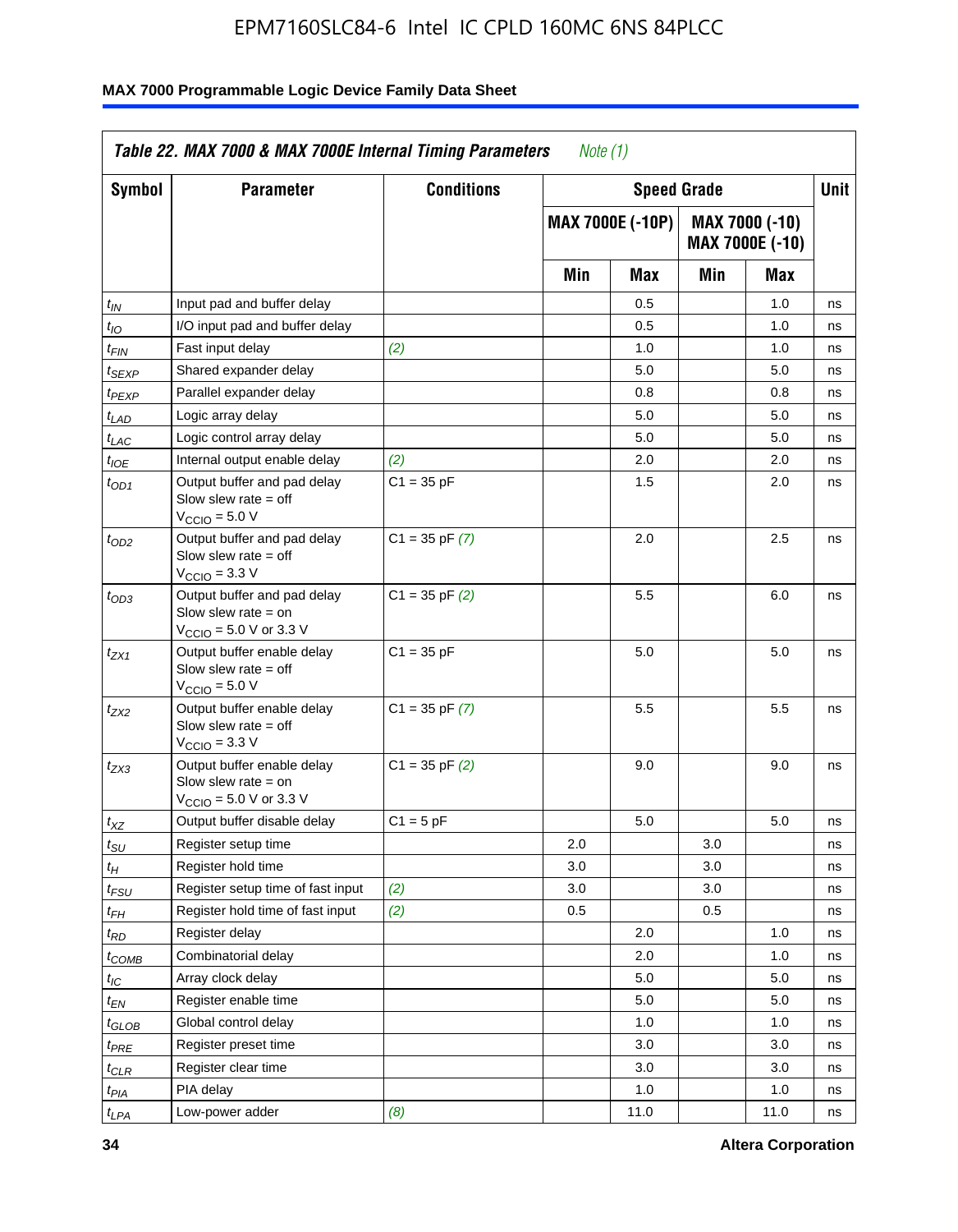**Table 22. MAX 7000 & MAX 7000E Internal Timing Parameters** *Note (1)*

| Symbol | Parameter | Conditions | Speed Grade | | | | Unit |
|---|---|---|---|---|---|---|---|
| | | | MAX 7000E (-10P) | | MAX 7000 (-10) MAX 7000E (-10) | | |
| | | | Min | Max | Min | Max | |
| $t_{IN}$ | Input pad and buffer delay | | | 0.5 | | 1.0 | ns |
| $t_{IO}$ | I/O input pad and buffer delay | | | 0.5 | | 1.0 | ns |
| $t_{FIN}$ | Fast input delay | *(2)* | | 1.0 | | 1.0 | ns |
| $t_{SEXP}$ | Shared expander delay | | | 5.0 | | 5.0 | ns |
| $t_{PEXP}$ | Parallel expander delay | | | 0.8 | | 0.8 | ns |
| $t_{LAD}$ | Logic array delay | | | 5.0 | | 5.0 | ns |
| $t_{LAC}$ | Logic control array delay | | | 5.0 | | 5.0 | ns |
| $t_{IOE}$ | Internal output enable delay | *(2)* | | 2.0 | | 2.0 | ns |
| $t_{OD1}$ | Output buffer and pad delay Slow slew rate = off $V_{CCIO}$ = 5.0 V | C1 = 35 pF | | 1.5 | | 2.0 | ns |
| $t_{OD2}$ | Output buffer and pad delay Slow slew rate = off $V_{CCIO}$ = 3.3 V | C1 = 35 pF *(7)* | | 2.0 | | 2.5 | ns |
| $t_{OD3}$ | Output buffer and pad delay Slow slew rate = on $V_{CCIO}$ = 5.0 V or 3.3 V | C1 = 35 pF *(2)* | | 5.5 | | 6.0 | ns |
| $t_{ZX1}$ | Output buffer enable delay Slow slew rate = off $V_{CCIO}$ = 5.0 V | C1 = 35 pF | | 5.0 | | 5.0 | ns |
| $t_{ZX2}$ | Output buffer enable delay Slow slew rate = off $V_{CCIO}$ = 3.3 V | C1 = 35 pF *(7)* | | 5.5 | | 5.5 | ns |
| $t_{ZX3}$ | Output buffer enable delay Slow slew rate = on $V_{CCIO}$ = 5.0 V or 3.3 V | C1 = 35 pF *(2)* | | 9.0 | | 9.0 | ns |
| $t_{XZ}$ | Output buffer disable delay | C1 = 5 pF | | 5.0 | | 5.0 | ns |
| $t_{SU}$ | Register setup time | | 2.0 | | 3.0 | | ns |
| $t_{H}$ | Register hold time | | 3.0 | | 3.0 | | ns |
| $t_{FSU}$ | Register setup time of fast input | *(2)* | 3.0 | | 3.0 | | ns |
| $t_{FH}$ | Register hold time of fast input | *(2)* | 0.5 | | 0.5 | | ns |
| $t_{RD}$ | Register delay | | | 2.0 | | 1.0 | ns |
| $t_{COMB}$ | Combinatorial delay | | | 2.0 | | 1.0 | ns |
| $t_{IC}$ | Array clock delay | | | 5.0 | | 5.0 | ns |
| $t_{EN}$ | Register enable time | | | 5.0 | | 5.0 | ns |
| $t_{GLOB}$ | Global control delay | | | 1.0 | | 1.0 | ns |
| $t_{PRE}$ | Register preset time | | | 3.0 | | 3.0 | ns |
| $t_{CLR}$ | Register clear time | | | 3.0 | | 3.0 | ns |
| $t_{PIA}$ | PIA delay | | | 1.0 | | 1.0 | ns |
| $t_{LPA}$ | Low-power adder | *(8)* | | 11.0 | | 11.0 | ns |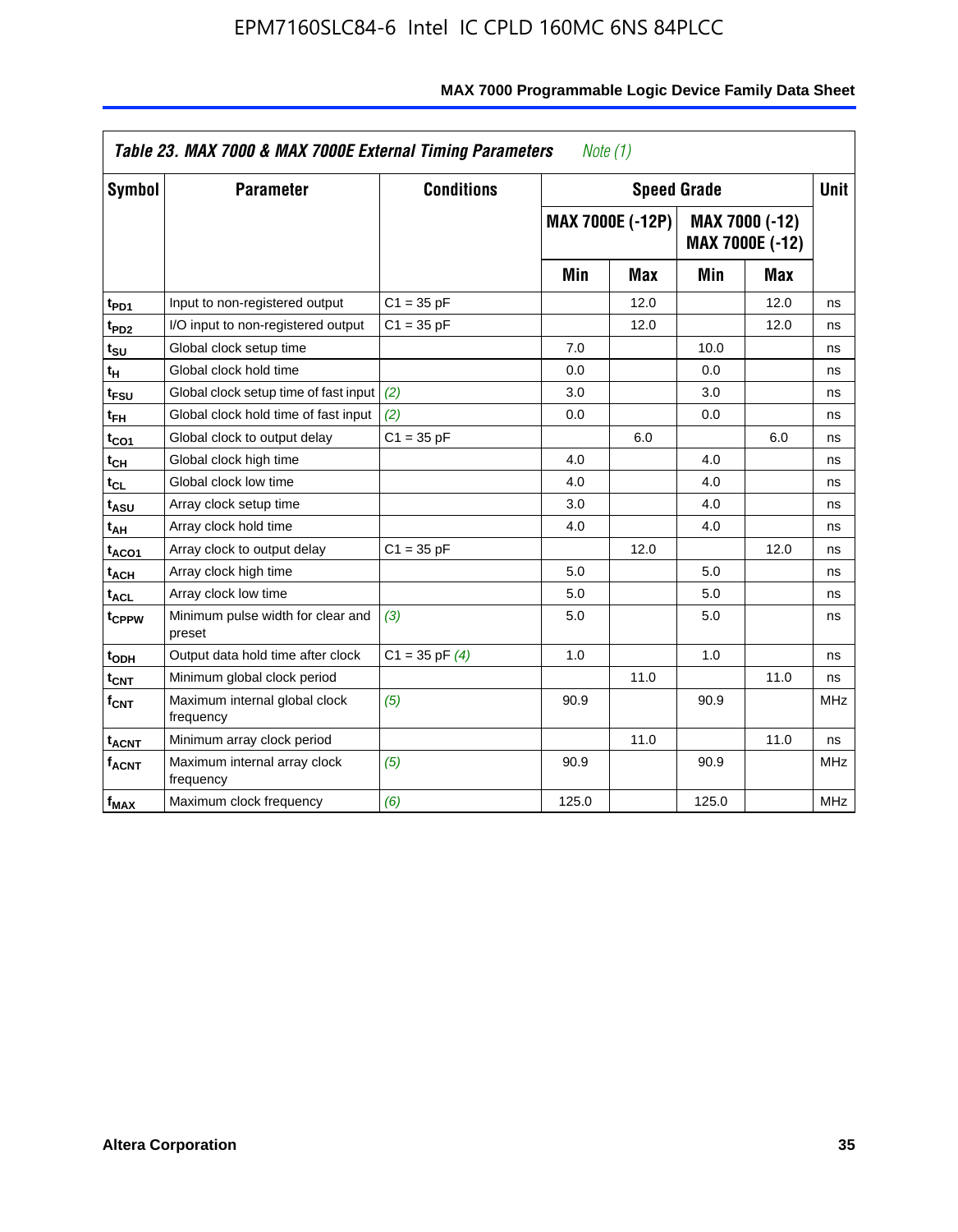**Table 23. MAX 7000 & MAX 7000E External Timing Parameters** *Note (1)*

| Symbol | Parameter | Conditions | Speed Grade | | | | Unit |
|---|---|---|---|---|---|---|---|
| | | | MAX 7000E (-12P) | | MAX 7000 (-12) MAX 7000E (-12) | | |
| | | | Min | Max | Min | Max | |
| $t_{PD1}$ | Input to non-registered output | C1 = 35 pF | | 12.0 | | 12.0 | ns |
| $t_{PD2}$ | I/O input to non-registered output | C1 = 35 pF | | 12.0 | | 12.0 | ns |
| $t_{SU}$ | Global clock setup time | | 7.0 | | 10.0 | | ns |
| $t_{H}$ | Global clock hold time | | 0.0 | | 0.0 | | ns |
| $t_{FSU}$ | Global clock setup time of fast input | *(2)* | 3.0 | | 3.0 | | ns |
| $t_{FH}$ | Global clock hold time of fast input | *(2)* | 0.0 | | 0.0 | | ns |
| $t_{CO1}$ | Global clock to output delay | C1 = 35 pF | | 6.0 | | 6.0 | ns |
| $t_{CH}$ | Global clock high time | | 4.0 | | 4.0 | | ns |
| $t_{CL}$ | Global clock low time | | 4.0 | | 4.0 | | ns |
| $t_{ASU}$ | Array clock setup time | | 3.0 | | 4.0 | | ns |
| $t_{AH}$ | Array clock hold time | | 4.0 | | 4.0 | | ns |
| $t_{ACO1}$ | Array clock to output delay | C1 = 35 pF | | 12.0 | | 12.0 | ns |
| $t_{ACH}$ | Array clock high time | | 5.0 | | 5.0 | | ns |
| $t_{ACL}$ | Array clock low time | | 5.0 | | 5.0 | | ns |
| $t_{CPPW}$ | Minimum pulse width for clear and preset | *(3)* | 5.0 | | 5.0 | | ns |
| $t_{ODH}$ | Output data hold time after clock | C1 = 35 pF *(4)* | 1.0 | | 1.0 | | ns |
| $t_{CNT}$ | Minimum global clock period | | | 11.0 | | 11.0 | ns |
| $f_{CNT}$ | Maximum internal global clock frequency | *(5)* | 90.9 | | 90.9 | | MHz |
| $t_{ACNT}$ | Minimum array clock period | | | 11.0 | | 11.0 | ns |
| $f_{ACNT}$ | Maximum internal array clock frequency | *(5)* | 90.9 | | 90.9 | | MHz |
| $f_{MAX}$ | Maximum clock frequency | *(6)* | 125.0 | | 125.0 | | MHz |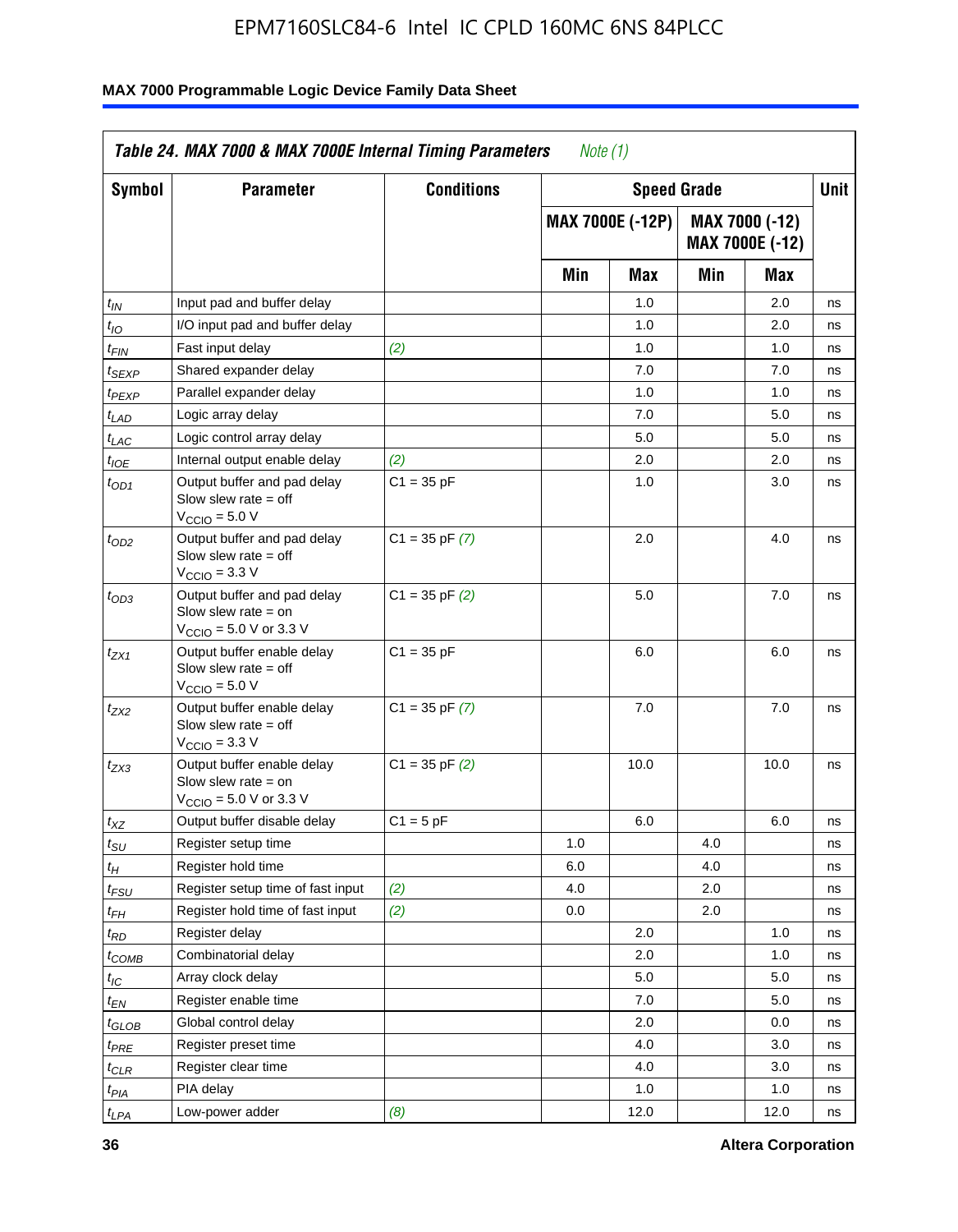**Table 24. MAX 7000 & MAX 7000E Internal Timing Parameters** *Note (1)*

| Symbol | Parameter | Conditions | Speed Grade | | | | Unit |
|---|---|---|---|---|---|---|---|
| | | | MAX 7000E (-12P) | | MAX 7000 (-12) MAX 7000E (-12) | | |
| | | | Min | Max | Min | Max | |
| $t_{IN}$ | Input pad and buffer delay | | | 1.0 | | 2.0 | ns |
| $t_{IO}$ | I/O input pad and buffer delay | | | 1.0 | | 2.0 | ns |
| $t_{FIN}$ | Fast input delay | *(2)* | | 1.0 | | 1.0 | ns |
| $t_{SEXP}$ | Shared expander delay | | | 7.0 | | 7.0 | ns |
| $t_{PEXP}$ | Parallel expander delay | | | 1.0 | | 1.0 | ns |
| $t_{LAD}$ | Logic array delay | | | 7.0 | | 5.0 | ns |
| $t_{LAC}$ | Logic control array delay | | | 5.0 | | 5.0 | ns |
| $t_{IOE}$ | Internal output enable delay | *(2)* | | 2.0 | | 2.0 | ns |
| $t_{OD1}$ | Output buffer and pad delay Slow slew rate = off $V_{CCIO}$ = 5.0 V | C1 = 35 pF | | 1.0 | | 3.0 | ns |
| $t_{OD2}$ | Output buffer and pad delay Slow slew rate = off $V_{CCIO}$ = 3.3 V | C1 = 35 pF *(7)* | | 2.0 | | 4.0 | ns |
| $t_{OD3}$ | Output buffer and pad delay Slow slew rate = on $V_{CCIO}$ = 5.0 V or 3.3 V | C1 = 35 pF *(2)* | | 5.0 | | 7.0 | ns |
| $t_{ZX1}$ | Output buffer enable delay Slow slew rate = off $V_{CCIO}$ = 5.0 V | C1 = 35 pF | | 6.0 | | 6.0 | ns |
| $t_{ZX2}$ | Output buffer enable delay Slow slew rate = off $V_{CCIO}$ = 3.3 V | C1 = 35 pF *(7)* | | 7.0 | | 7.0 | ns |
| $t_{ZX3}$ | Output buffer enable delay Slow slew rate = on $V_{CCIO}$ = 5.0 V or 3.3 V | C1 = 35 pF *(2)* | | 10.0 | | 10.0 | ns |
| $t_{XZ}$ | Output buffer disable delay | C1 = 5 pF | | 6.0 | | 6.0 | ns |
| $t_{SU}$ | Register setup time | | 1.0 | | 4.0 | | ns |
| $t_{H}$ | Register hold time | | 6.0 | | 4.0 | | ns |
| $t_{FSU}$ | Register setup time of fast input | *(2)* | 4.0 | | 2.0 | | ns |
| $t_{FH}$ | Register hold time of fast input | *(2)* | 0.0 | | 2.0 | | ns |
| $t_{RD}$ | Register delay | | | 2.0 | | 1.0 | ns |
| $t_{COMB}$ | Combinatorial delay | | | 2.0 | | 1.0 | ns |
| $t_{IC}$ | Array clock delay | | | 5.0 | | 5.0 | ns |
| $t_{EN}$ | Register enable time | | | 7.0 | | 5.0 | ns |
| $t_{GLOB}$ | Global control delay | | | 2.0 | | 0.0 | ns |
| $t_{PRE}$ | Register preset time | | | 4.0 | | 3.0 | ns |
| $t_{CLR}$ | Register clear time | | | 4.0 | | 3.0 | ns |
| $t_{PIA}$ | PIA delay | | | 1.0 | | 1.0 | ns |
| $t_{LPA}$ | Low-power adder | *(8)* | | 12.0 | | 12.0 | ns |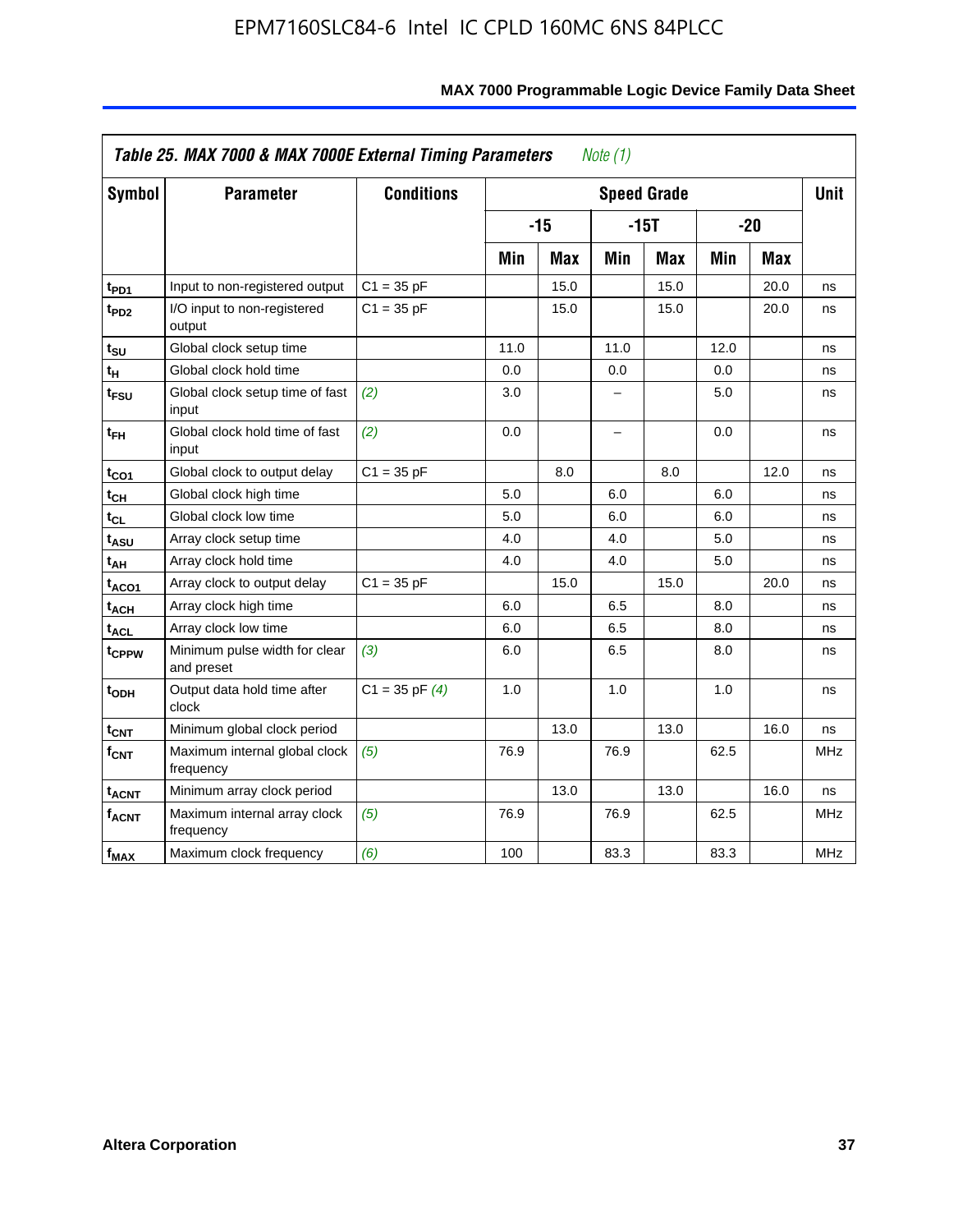**Table 25. MAX 7000 & MAX 7000E External Timing Parameters** *Note (1)*

| Symbol | Parameter | Conditions | Speed Grade | | | | | | Unit |
|---|---|---|---|---|---|---|---|---|---|
| | | | -15 | | -15T | | -20 | | |
| | | | Min | Max | Min | Max | Min | Max | |
| $t_{PD1}$ | Input to non-registered output | C1 = 35 pF | | 15.0 | | 15.0 | | 20.0 | ns |
| $t_{PD2}$ | I/O input to non-registered output | C1 = 35 pF | | 15.0 | | 15.0 | | 20.0 | ns |
| $t_{SU}$ | Global clock setup time | | 11.0 | | 11.0 | | 12.0 | | ns |
| $t_{H}$ | Global clock hold time | | 0.0 | | 0.0 | | 0.0 | | ns |
| $t_{FSU}$ | Global clock setup time of fast input | *(2)* | 3.0 | | – | | 5.0 | | ns |
| $t_{FH}$ | Global clock hold time of fast input | *(2)* | 0.0 | | – | | 0.0 | | ns |
| $t_{CO1}$ | Global clock to output delay | C1 = 35 pF | | 8.0 | | 8.0 | | 12.0 | ns |
| $t_{CH}$ | Global clock high time | | 5.0 | | 6.0 | | 6.0 | | ns |
| $t_{CL}$ | Global clock low time | | 5.0 | | 6.0 | | 6.0 | | ns |
| $t_{ASU}$ | Array clock setup time | | 4.0 | | 4.0 | | 5.0 | | ns |
| $t_{AH}$ | Array clock hold time | | 4.0 | | 4.0 | | 5.0 | | ns |
| $t_{ACO1}$ | Array clock to output delay | C1 = 35 pF | | 15.0 | | 15.0 | | 20.0 | ns |
| $t_{ACH}$ | Array clock high time | | 6.0 | | 6.5 | | 8.0 | | ns |
| $t_{ACL}$ | Array clock low time | | 6.0 | | 6.5 | | 8.0 | | ns |
| $t_{CPPW}$ | Minimum pulse width for clear and preset | *(3)* | 6.0 | | 6.5 | | 8.0 | | ns |
| $t_{ODH}$ | Output data hold time after clock | C1 = 35 pF *(4)* | 1.0 | | 1.0 | | 1.0 | | ns |
| $t_{CNT}$ | Minimum global clock period | | | 13.0 | | 13.0 | | 16.0 | ns |
| $f_{CNT}$ | Maximum internal global clock frequency | *(5)* | 76.9 | | 76.9 | | 62.5 | | MHz |
| $t_{ACNT}$ | Minimum array clock period | | | 13.0 | | 13.0 | | 16.0 | ns |
| $f_{ACNT}$ | Maximum internal array clock frequency | *(5)* | 76.9 | | 76.9 | | 62.5 | | MHz |
| $f_{MAX}$ | Maximum clock frequency | *(6)* | 100 | | 83.3 | | 83.3 | | MHz |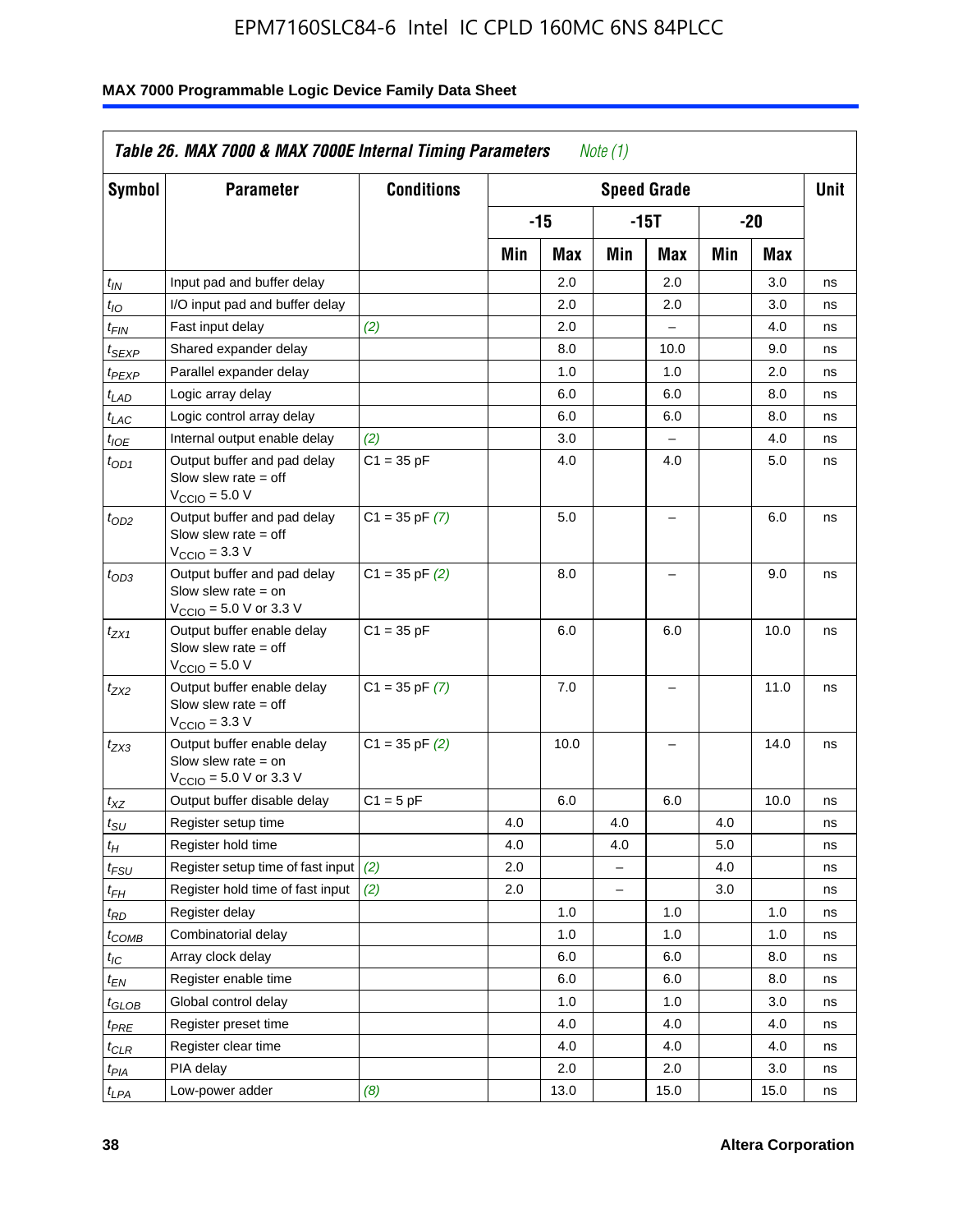## Table 26. MAX 7000 & MAX 7000E Internal Timing Parameters *Note (1)*

| Symbol | Parameter | Conditions | Speed Grade | | | | | | Unit |
|---|---|---|---|---|---|---|---|---|---|
| | | | -15 | | -15T | | -20 | | |
| | | | Min | Max | Min | Max | Min | Max | |
| $t_{IN}$ | Input pad and buffer delay | | | 2.0 | | 2.0 | | 3.0 | ns |
| $t_{IO}$ | I/O input pad and buffer delay | | | 2.0 | | 2.0 | | 3.0 | ns |
| $t_{FIN}$ | Fast input delay | *(2)* | | 2.0 | | – | | 4.0 | ns |
| $t_{SEXP}$ | Shared expander delay | | | 8.0 | | 10.0 | | 9.0 | ns |
| $t_{PEXP}$ | Parallel expander delay | | | 1.0 | | 1.0 | | 2.0 | ns |
| $t_{LAD}$ | Logic array delay | | | 6.0 | | 6.0 | | 8.0 | ns |
| $t_{LAC}$ | Logic control array delay | | | 6.0 | | 6.0 | | 8.0 | ns |
| $t_{IOE}$ | Internal output enable delay | *(2)* | | 3.0 | | – | | 4.0 | ns |
| $t_{OD1}$ | Output buffer and pad delay Slow slew rate = off $V_{CCIO}$ = 5.0 V | C1 = 35 pF | | 4.0 | | 4.0 | | 5.0 | ns |
| $t_{OD2}$ | Output buffer and pad delay Slow slew rate = off $V_{CCIO}$ = 3.3 V | C1 = 35 pF *(7)* | | 5.0 | | – | | 6.0 | ns |
| $t_{OD3}$ | Output buffer and pad delay Slow slew rate = on $V_{CCIO}$ = 5.0 V or 3.3 V | C1 = 35 pF *(2)* | | 8.0 | | – | | 9.0 | ns |
| $t_{ZX1}$ | Output buffer enable delay Slow slew rate = off $V_{CCIO}$ = 5.0 V | C1 = 35 pF | | 6.0 | | 6.0 | | 10.0 | ns |
| $t_{ZX2}$ | Output buffer enable delay Slow slew rate = off $V_{CCIO}$ = 3.3 V | C1 = 35 pF *(7)* | | 7.0 | | – | | 11.0 | ns |
| $t_{ZX3}$ | Output buffer enable delay Slow slew rate = on $V_{CCIO}$ = 5.0 V or 3.3 V | C1 = 35 pF *(2)* | | 10.0 | | – | | 14.0 | ns |
| $t_{XZ}$ | Output buffer disable delay | C1 = 5 pF | | 6.0 | | 6.0 | | 10.0 | ns |
| $t_{SU}$ | Register setup time | | 4.0 | | 4.0 | | 4.0 | | ns |
| $t_{H}$ | Register hold time | | 4.0 | | 4.0 | | 5.0 | | ns |
| $t_{FSU}$ | Register setup time of fast input | *(2)* | 2.0 | | – | | 4.0 | | ns |
| $t_{FH}$ | Register hold time of fast input | *(2)* | 2.0 | | – | | 3.0 | | ns |
| $t_{RD}$ | Register delay | | | 1.0 | | 1.0 | | 1.0 | ns |
| $t_{COMB}$ | Combinatorial delay | | | 1.0 | | 1.0 | | 1.0 | ns |
| $t_{IC}$ | Array clock delay | | | 6.0 | | 6.0 | | 8.0 | ns |
| $t_{EN}$ | Register enable time | | | 6.0 | | 6.0 | | 8.0 | ns |
| $t_{GLOB}$ | Global control delay | | | 1.0 | | 1.0 | | 3.0 | ns |
| $t_{PRE}$ | Register preset time | | | 4.0 | | 4.0 | | 4.0 | ns |
| $t_{CLR}$ | Register clear time | | | 4.0 | | 4.0 | | 4.0 | ns |
| $t_{PIA}$ | PIA delay | | | 2.0 | | 2.0 | | 3.0 | ns |
| $t_{LPA}$ | Low-power adder | *(8)* | | 13.0 | | 15.0 | | 15.0 | ns |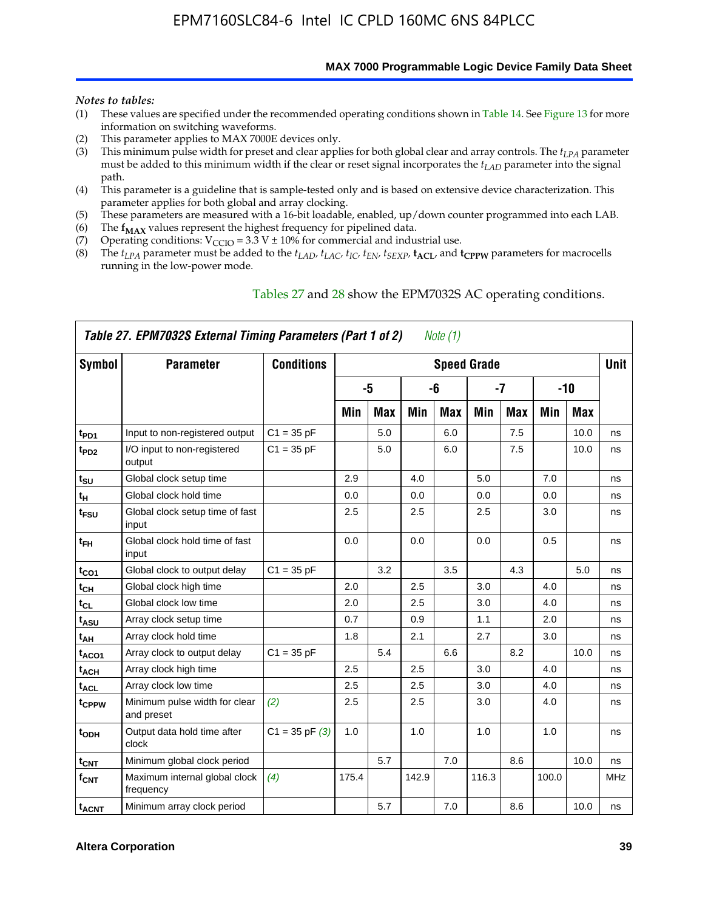*Notes to tables:*

(1) These values are specified under the recommended operating conditions shown in Table 14. See Figure 13 for more information on switching waveforms.
(2) This parameter applies to MAX 7000E devices only.
(3) This minimum pulse width for preset and clear applies for both global clear and array controls. The $t_{LPA}$ parameter must be added to this minimum width if the clear or reset signal incorporates the $t_{LAD}$ parameter into the signal path.
(4) This parameter is a guideline that is sample-tested only and is based on extensive device characterization. This parameter applies for both global and array clocking.
(5) These parameters are measured with a 16-bit loadable, enabled, up/down counter programmed into each LAB.
(6) The $\mathbf{f_{MAX}}$ values represent the highest frequency for pipelined data.
(7) Operating conditions: $V_{CCIO}$ = 3.3 V ± 10% for commercial and industrial use.
(8) The $t_{LPA}$ parameter must be added to the $t_{LAD}$, $t_{LAC}$, $t_{IC}$, $t_{EN}$, $t_{SEXP}$, $\mathbf{t_{ACL}}$, and $\mathbf{t_{CPPW}}$ parameters for macrocells running in the low-power mode.

Tables 27 and 28 show the EPM7032S AC operating conditions.

**Table 27. EPM7032S External Timing Parameters (Part 1 of 2)** *Note (1)*

| Symbol | Parameter | Conditions | Speed Grade | | | | | | | | Unit |
|---|---|---|---|---|---|---|---|---|---|---|---|
| | | | -5 | | -6 | | -7 | | -10 | | |
| | | | Min | Max | Min | Max | Min | Max | Min | Max | |
| $t_{PD1}$ | Input to non-registered output | C1 = 35 pF | | 5.0 | | 6.0 | | 7.5 | | 10.0 | ns |
| $t_{PD2}$ | I/O input to non-registered output | C1 = 35 pF | | 5.0 | | 6.0 | | 7.5 | | 10.0 | ns |
| $t_{SU}$ | Global clock setup time | | 2.9 | | 4.0 | | 5.0 | | 7.0 | | ns |
| $t_H$ | Global clock hold time | | 0.0 | | 0.0 | | 0.0 | | 0.0 | | ns |
| $t_{FSU}$ | Global clock setup time of fast input | | 2.5 | | 2.5 | | 2.5 | | 3.0 | | ns |
| $t_{FH}$ | Global clock hold time of fast input | | 0.0 | | 0.0 | | 0.0 | | 0.5 | | ns |
| $t_{CO1}$ | Global clock to output delay | C1 = 35 pF | | 3.2 | | 3.5 | | 4.3 | | 5.0 | ns |
| $t_{CH}$ | Global clock high time | | 2.0 | | 2.5 | | 3.0 | | 4.0 | | ns |
| $t_{CL}$ | Global clock low time | | 2.0 | | 2.5 | | 3.0 | | 4.0 | | ns |
| $t_{ASU}$ | Array clock setup time | | 0.7 | | 0.9 | | 1.1 | | 2.0 | | ns |
| $t_{AH}$ | Array clock hold time | | 1.8 | | 2.1 | | 2.7 | | 3.0 | | ns |
| $t_{ACO1}$ | Array clock to output delay | C1 = 35 pF | | 5.4 | | 6.6 | | 8.2 | | 10.0 | ns |
| $t_{ACH}$ | Array clock high time | | 2.5 | | 2.5 | | 3.0 | | 4.0 | | ns |
| $t_{ACL}$ | Array clock low time | | 2.5 | | 2.5 | | 3.0 | | 4.0 | | ns |
| $t_{CPPW}$ | Minimum pulse width for clear and preset | *(2)* | 2.5 | | 2.5 | | 3.0 | | 4.0 | | ns |
| $t_{ODH}$ | Output data hold time after clock | C1 = 35 pF *(3)* | 1.0 | | 1.0 | | 1.0 | | 1.0 | | ns |
| $t_{CNT}$ | Minimum global clock period | | | 5.7 | | 7.0 | | 8.6 | | 10.0 | ns |
| $f_{CNT}$ | Maximum internal global clock frequency | *(4)* | 175.4 | | 142.9 | | 116.3 | | 100.0 | | MHz |
| $t_{ACNT}$ | Minimum array clock period | | | 5.7 | | 7.0 | | 8.6 | | 10.0 | ns |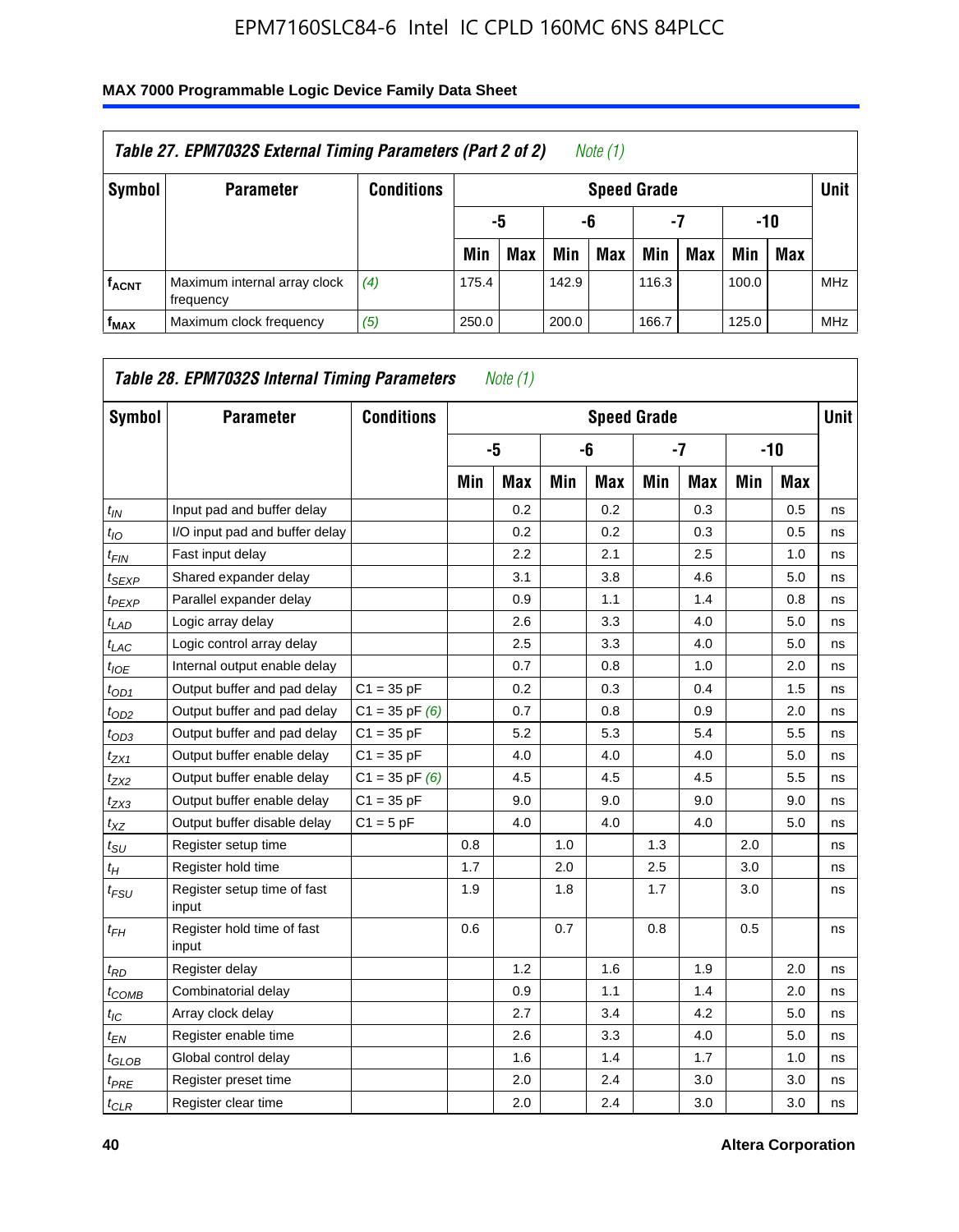**Table 27. EPM7032S External Timing Parameters (Part 2 of 2)** *Note (1)*

| Symbol | Parameter | Conditions | Speed Grade | | | | | | | | Unit |
|---|---|---|---|---|---|---|---|---|---|---|---|
| | | | -5 | | -6 | | -7 | | -10 | | |
| | | | Min | Max | Min | Max | Min | Max | Min | Max | |
| $f_{ACNT}$ | Maximum internal array clock frequency | *(4)* | 175.4 | | 142.9 | | 116.3 | | 100.0 | | MHz |
| $f_{MAX}$ | Maximum clock frequency | *(5)* | 250.0 | | 200.0 | | 166.7 | | 125.0 | | MHz |

**Table 28. EPM7032S Internal Timing Parameters** *Note (1)*

| Symbol | Parameter | Conditions | Speed Grade | | | | | | | | Unit |
|---|---|---|---|---|---|---|---|---|---|---|---|
| | | | -5 | | -6 | | -7 | | -10 | | |
| | | | Min | Max | Min | Max | Min | Max | Min | Max | |
| $t_{IN}$ | Input pad and buffer delay | | | 0.2 | | 0.2 | | 0.3 | | 0.5 | ns |
| $t_{IO}$ | I/O input pad and buffer delay | | | 0.2 | | 0.2 | | 0.3 | | 0.5 | ns |
| $t_{FIN}$ | Fast input delay | | | 2.2 | | 2.1 | | 2.5 | | 1.0 | ns |
| $t_{SEXP}$ | Shared expander delay | | | 3.1 | | 3.8 | | 4.6 | | 5.0 | ns |
| $t_{PEXP}$ | Parallel expander delay | | | 0.9 | | 1.1 | | 1.4 | | 0.8 | ns |
| $t_{LAD}$ | Logic array delay | | | 2.6 | | 3.3 | | 4.0 | | 5.0 | ns |
| $t_{LAC}$ | Logic control array delay | | | 2.5 | | 3.3 | | 4.0 | | 5.0 | ns |
| $t_{IOE}$ | Internal output enable delay | | | 0.7 | | 0.8 | | 1.0 | | 2.0 | ns |
| $t_{OD1}$ | Output buffer and pad delay | C1 = 35 pF | | 0.2 | | 0.3 | | 0.4 | | 1.5 | ns |
| $t_{OD2}$ | Output buffer and pad delay | C1 = 35 pF *(6)* | | 0.7 | | 0.8 | | 0.9 | | 2.0 | ns |
| $t_{OD3}$ | Output buffer and pad delay | C1 = 35 pF | | 5.2 | | 5.3 | | 5.4 | | 5.5 | ns |
| $t_{ZX1}$ | Output buffer enable delay | C1 = 35 pF | | 4.0 | | 4.0 | | 4.0 | | 5.0 | ns |
| $t_{ZX2}$ | Output buffer enable delay | C1 = 35 pF *(6)* | | 4.5 | | 4.5 | | 4.5 | | 5.5 | ns |
| $t_{ZX3}$ | Output buffer enable delay | C1 = 35 pF | | 9.0 | | 9.0 | | 9.0 | | 9.0 | ns |
| $t_{XZ}$ | Output buffer disable delay | C1 = 5 pF | | 4.0 | | 4.0 | | 4.0 | | 5.0 | ns |
| $t_{SU}$ | Register setup time | | 0.8 | | 1.0 | | 1.3 | | 2.0 | | ns |
| $t_{H}$ | Register hold time | | 1.7 | | 2.0 | | 2.5 | | 3.0 | | ns |
| $t_{FSU}$ | Register setup time of fast input | | 1.9 | | 1.8 | | 1.7 | | 3.0 | | ns |
| $t_{FH}$ | Register hold time of fast input | | 0.6 | | 0.7 | | 0.8 | | 0.5 | | ns |
| $t_{RD}$ | Register delay | | | 1.2 | | 1.6 | | 1.9 | | 2.0 | ns |
| $t_{COMB}$ | Combinatorial delay | | | 0.9 | | 1.1 | | 1.4 | | 2.0 | ns |
| $t_{IC}$ | Array clock delay | | | 2.7 | | 3.4 | | 4.2 | | 5.0 | ns |
| $t_{EN}$ | Register enable time | | | 2.6 | | 3.3 | | 4.0 | | 5.0 | ns |
| $t_{GLOB}$ | Global control delay | | | 1.6 | | 1.4 | | 1.7 | | 1.0 | ns |
| $t_{PRE}$ | Register preset time | | | 2.0 | | 2.4 | | 3.0 | | 3.0 | ns |
| $t_{CLR}$ | Register clear time | | | 2.0 | | 2.4 | | 3.0 | | 3.0 | ns |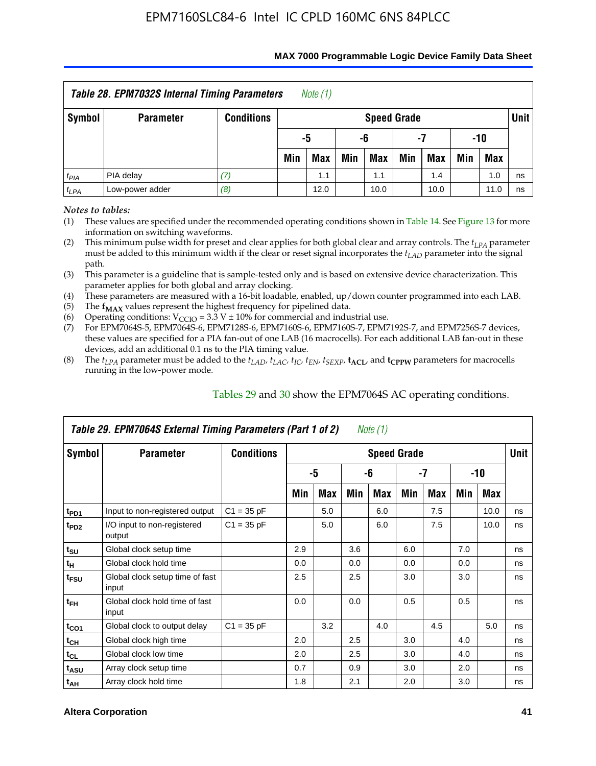| *Table 28. EPM7032S Internal Timing Parameters* *Note (1)* | | | | | | | | | | | |
|---|---|---|---|---|---|---|---|---|---|---|---|
| Symbol | Parameter | Conditions | Speed Grade | | | | | | | | Unit |
| | | | -5 | | -6 | | -7 | | -10 | | |
| | | | Min | Max | Min | Max | Min | Max | Min | Max | |
| $t_{PIA}$ | PIA delay | *(7)* | | 1.1 | | 1.1 | | 1.4 | | 1.0 | ns |
| $t_{LPA}$ | Low-power adder | *(8)* | | 12.0 | | 10.0 | | 10.0 | | 11.0 | ns |

*Notes to tables:*

(1) These values are specified under the recommended operating conditions shown in Table 14. See Figure 13 for more information on switching waveforms.

(2) This minimum pulse width for preset and clear applies for both global clear and array controls. The $t_{LPA}$ parameter must be added to this minimum width if the clear or reset signal incorporates the $t_{LAD}$ parameter into the signal path.

(3) This parameter is a guideline that is sample-tested only and is based on extensive device characterization. This parameter applies for both global and array clocking.

(4) These parameters are measured with a 16-bit loadable, enabled, up/down counter programmed into each LAB.

(5) The $f_{MAX}$ values represent the highest frequency for pipelined data.

(6) Operating conditions: $V_{CCIO}$ = 3.3 V ± 10% for commercial and industrial use.

(7) For EPM7064S-5, EPM7064S-6, EPM7128S-6, EPM7160S-6, EPM7160S-7, EPM7192S-7, and EPM7256S-7 devices, these values are specified for a PIA fan-out of one LAB (16 macrocells). For each additional LAB fan-out in these devices, add an additional 0.1 ns to the PIA timing value.

(8) The $t_{LPA}$ parameter must be added to the $t_{LAD}$, $t_{LAC}$, $t_{IC}$, $t_{EN}$, $t_{SEXP}$, $t_{ACL}$, and $t_{CPPW}$ parameters for macrocells running in the low-power mode.

Tables 29 and 30 show the EPM7064S AC operating conditions.

| *Table 29. EPM7064S External Timing Parameters (Part 1 of 2)* *Note (1)* | | | | | | | | | | | |
|---|---|---|---|---|---|---|---|---|---|---|---|
| Symbol | Parameter | Conditions | Speed Grade | | | | | | | | Unit |
| | | | -5 | | -6 | | -7 | | -10 | | |
| | | | Min | Max | Min | Max | Min | Max | Min | Max | |
| $t_{PD1}$ | Input to non-registered output | C1 = 35 pF | | 5.0 | | 6.0 | | 7.5 | | 10.0 | ns |
| $t_{PD2}$ | I/O input to non-registered output | C1 = 35 pF | | 5.0 | | 6.0 | | 7.5 | | 10.0 | ns |
| $t_{SU}$ | Global clock setup time | | 2.9 | | 3.6 | | 6.0 | | 7.0 | | ns |
| $t_{H}$ | Global clock hold time | | 0.0 | | 0.0 | | 0.0 | | 0.0 | | ns |
| $t_{FSU}$ | Global clock setup time of fast input | | 2.5 | | 2.5 | | 3.0 | | 3.0 | | ns |
| $t_{FH}$ | Global clock hold time of fast input | | 0.0 | | 0.0 | | 0.5 | | 0.5 | | ns |
| $t_{CO1}$ | Global clock to output delay | C1 = 35 pF | | 3.2 | | 4.0 | | 4.5 | | 5.0 | ns |
| $t_{CH}$ | Global clock high time | | 2.0 | | 2.5 | | 3.0 | | 4.0 | | ns |
| $t_{CL}$ | Global clock low time | | 2.0 | | 2.5 | | 3.0 | | 4.0 | | ns |
| $t_{ASU}$ | Array clock setup time | | 0.7 | | 0.9 | | 3.0 | | 2.0 | | ns |
| $t_{AH}$ | Array clock hold time | | 1.8 | | 2.1 | | 2.0 | | 3.0 | | ns |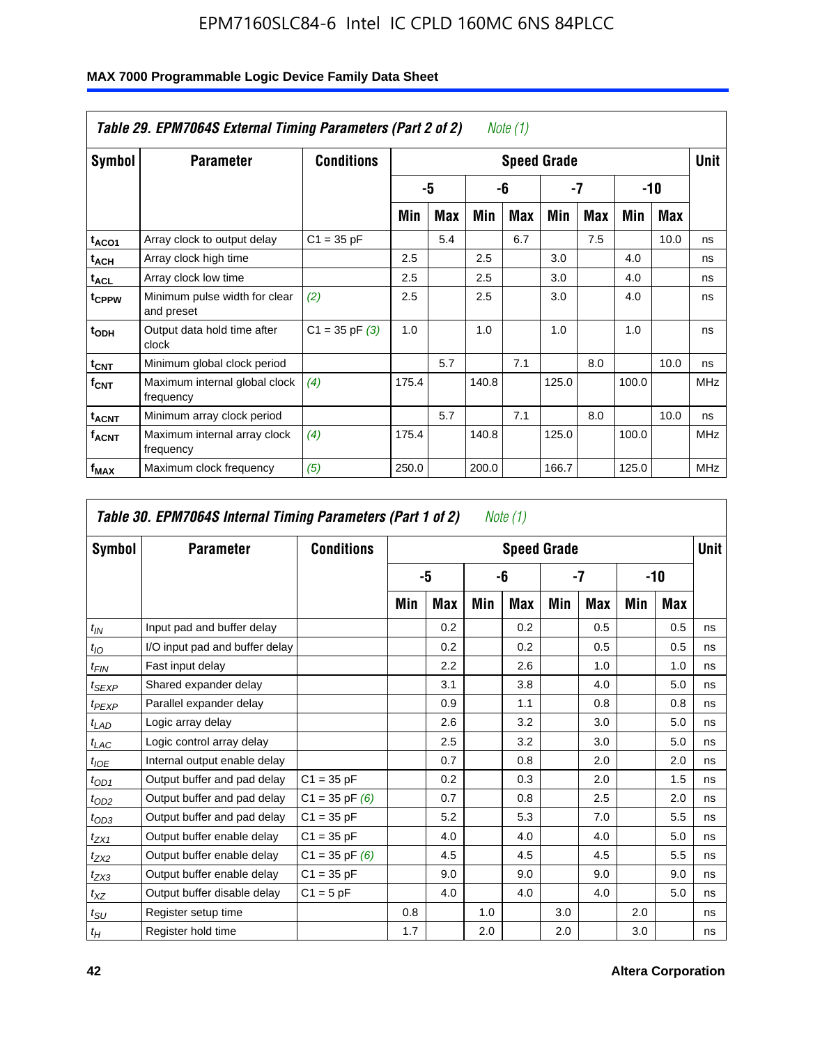**Table 29. EPM7064S External Timing Parameters (Part 2 of 2)** *Note (1)*

| Symbol | Parameter | Conditions | Speed Grade | | | | | | | | Unit |
|---|---|---|---|---|---|---|---|---|---|---|---|
| | | | -5 | | -6 | | -7 | | -10 | | |
| | | | Min | Max | Min | Max | Min | Max | Min | Max | |
| $t_{ACO1}$ | Array clock to output delay | C1 = 35 pF | | 5.4 | | 6.7 | | 7.5 | | 10.0 | ns |
| $t_{ACH}$ | Array clock high time | | 2.5 | | 2.5 | | 3.0 | | 4.0 | | ns |
| $t_{ACL}$ | Array clock low time | | 2.5 | | 2.5 | | 3.0 | | 4.0 | | ns |
| $t_{CPPW}$ | Minimum pulse width for clear and preset | *(2)* | 2.5 | | 2.5 | | 3.0 | | 4.0 | | ns |
| $t_{ODH}$ | Output data hold time after clock | C1 = 35 pF *(3)* | 1.0 | | 1.0 | | 1.0 | | 1.0 | | ns |
| $t_{CNT}$ | Minimum global clock period | | | 5.7 | | 7.1 | | 8.0 | | 10.0 | ns |
| $f_{CNT}$ | Maximum internal global clock frequency | *(4)* | 175.4 | | 140.8 | | 125.0 | | 100.0 | | MHz |
| $t_{ACNT}$ | Minimum array clock period | | | 5.7 | | 7.1 | | 8.0 | | 10.0 | ns |
| $f_{ACNT}$ | Maximum internal array clock frequency | *(4)* | 175.4 | | 140.8 | | 125.0 | | 100.0 | | MHz |
| $f_{MAX}$ | Maximum clock frequency | *(5)* | 250.0 | | 200.0 | | 166.7 | | 125.0 | | MHz |

**Table 30. EPM7064S Internal Timing Parameters (Part 1 of 2)** *Note (1)*

| Symbol | Parameter | Conditions | Speed Grade | | | | | | | | Unit |
|---|---|---|---|---|---|---|---|---|---|---|---|
| | | | -5 | | -6 | | -7 | | -10 | | |
| | | | Min | Max | Min | Max | Min | Max | Min | Max | |
| $t_{IN}$ | Input pad and buffer delay | | | 0.2 | | 0.2 | | 0.5 | | 0.5 | ns |
| $t_{IO}$ | I/O input pad and buffer delay | | | 0.2 | | 0.2 | | 0.5 | | 0.5 | ns |
| $t_{FIN}$ | Fast input delay | | | 2.2 | | 2.6 | | 1.0 | | 1.0 | ns |
| $t_{SEXP}$ | Shared expander delay | | | 3.1 | | 3.8 | | 4.0 | | 5.0 | ns |
| $t_{PEXP}$ | Parallel expander delay | | | 0.9 | | 1.1 | | 0.8 | | 0.8 | ns |
| $t_{LAD}$ | Logic array delay | | | 2.6 | | 3.2 | | 3.0 | | 5.0 | ns |
| $t_{LAC}$ | Logic control array delay | | | 2.5 | | 3.2 | | 3.0 | | 5.0 | ns |
| $t_{IOE}$ | Internal output enable delay | | | 0.7 | | 0.8 | | 2.0 | | 2.0 | ns |
| $t_{OD1}$ | Output buffer and pad delay | C1 = 35 pF | | 0.2 | | 0.3 | | 2.0 | | 1.5 | ns |
| $t_{OD2}$ | Output buffer and pad delay | C1 = 35 pF *(6)* | | 0.7 | | 0.8 | | 2.5 | | 2.0 | ns |
| $t_{OD3}$ | Output buffer and pad delay | C1 = 35 pF | | 5.2 | | 5.3 | | 7.0 | | 5.5 | ns |
| $t_{ZX1}$ | Output buffer enable delay | C1 = 35 pF | | 4.0 | | 4.0 | | 4.0 | | 5.0 | ns |
| $t_{ZX2}$ | Output buffer enable delay | C1 = 35 pF *(6)* | | 4.5 | | 4.5 | | 4.5 | | 5.5 | ns |
| $t_{ZX3}$ | Output buffer enable delay | C1 = 35 pF | | 9.0 | | 9.0 | | 9.0 | | 9.0 | ns |
| $t_{XZ}$ | Output buffer disable delay | C1 = 5 pF | | 4.0 | | 4.0 | | 4.0 | | 5.0 | ns |
| $t_{SU}$ | Register setup time | | 0.8 | | 1.0 | | 3.0 | | 2.0 | | ns |
| $t_H$ | Register hold time | | 1.7 | | 2.0 | | 2.0 | | 3.0 | | ns |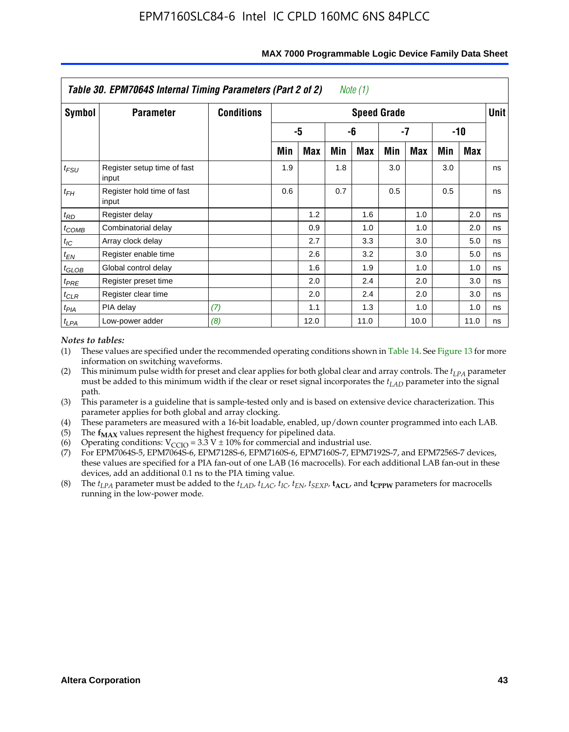| Table 30. EPM7064S Internal Timing Parameters (Part 2 of 2) *Note (1)* | | | | | | | | | | | |
|---|---|---|---|---|---|---|---|---|---|---|---|
| **Symbol** | **Parameter** | **Conditions** | **Speed Grade** | | | | | | | | **Unit** |
| | | | **-5** | | **-6** | | **-7** | | **-10** | | |
| | | | **Min** | **Max** | **Min** | **Max** | **Min** | **Max** | **Min** | **Max** | |
| $t_{FSU}$ | Register setup time of fast input | | 1.9 | | 1.8 | | 3.0 | | 3.0 | | ns |
| $t_{FH}$ | Register hold time of fast input | | 0.6 | | 0.7 | | 0.5 | | 0.5 | | ns |
| $t_{RD}$ | Register delay | | | 1.2 | | 1.6 | | 1.0 | | 2.0 | ns |
| $t_{COMB}$ | Combinatorial delay | | | 0.9 | | 1.0 | | 1.0 | | 2.0 | ns |
| $t_{IC}$ | Array clock delay | | | 2.7 | | 3.3 | | 3.0 | | 5.0 | ns |
| $t_{EN}$ | Register enable time | | | 2.6 | | 3.2 | | 3.0 | | 5.0 | ns |
| $t_{GLOB}$ | Global control delay | | | 1.6 | | 1.9 | | 1.0 | | 1.0 | ns |
| $t_{PRE}$ | Register preset time | | | 2.0 | | 2.4 | | 2.0 | | 3.0 | ns |
| $t_{CLR}$ | Register clear time | | | 2.0 | | 2.4 | | 2.0 | | 3.0 | ns |
| $t_{PIA}$ | PIA delay | *(7)* | | 1.1 | | 1.3 | | 1.0 | | 1.0 | ns |
| $t_{LPA}$ | Low-power adder | *(8)* | | 12.0 | | 11.0 | | 10.0 | | 11.0 | ns |

*Notes to tables:*

(1) These values are specified under the recommended operating conditions shown in Table 14. See Figure 13 for more information on switching waveforms.

(2) This minimum pulse width for preset and clear applies for both global clear and array controls. The $t_{LPA}$ parameter must be added to this minimum width if the clear or reset signal incorporates the $t_{LAD}$ parameter into the signal path.

(3) This parameter is a guideline that is sample-tested only and is based on extensive device characterization. This parameter applies for both global and array clocking.

(4) These parameters are measured with a 16-bit loadable, enabled, up/down counter programmed into each LAB.

(5) The $\mathbf{f_{MAX}}$ values represent the highest frequency for pipelined data.

(6) Operating conditions: $V_{CCIO} = 3.3\ V \pm 10\%$ for commercial and industrial use.

(7) For EPM7064S-5, EPM7064S-6, EPM7128S-6, EPM7160S-6, EPM7160S-7, EPM7192S-7, and EPM7256S-7 devices, these values are specified for a PIA fan-out of one LAB (16 macrocells). For each additional LAB fan-out in these devices, add an additional 0.1 ns to the PIA timing value.

(8) The $t_{LPA}$ parameter must be added to the $t_{LAD}$, $t_{LAC}$, $t_{IC}$, $t_{EN}$, $t_{SEXP}$, $\mathbf{t_{ACL}}$, and $\mathbf{t_{CPPW}}$ parameters for macrocells running in the low-power mode.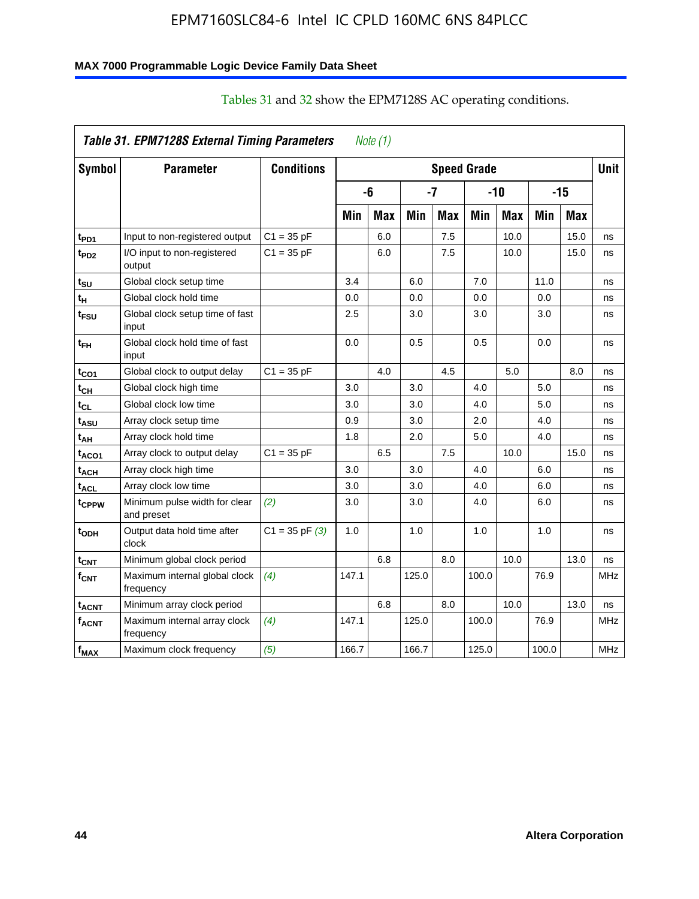Tables 31 and 32 show the EPM7128S AC operating conditions.

| *Table 31. EPM7128S External Timing Parameters* *Note (1)* | | | | | | | | | | | |
|---|---|---|---|---|---|---|---|---|---|---|---|
| **Symbol** | **Parameter** | **Conditions** | **Speed Grade** | | | | | | | | **Unit** |
| | | | **-6** | | **-7** | | **-10** | | **-15** | | |
| | | | **Min** | **Max** | **Min** | **Max** | **Min** | **Max** | **Min** | **Max** | |
| $t_{PD1}$ | Input to non-registered output | C1 = 35 pF | | 6.0 | | 7.5 | | 10.0 | | 15.0 | ns |
| $t_{PD2}$ | I/O input to non-registered output | C1 = 35 pF | | 6.0 | | 7.5 | | 10.0 | | 15.0 | ns |
| $t_{SU}$ | Global clock setup time | | 3.4 | | 6.0 | | 7.0 | | 11.0 | | ns |
| $t_{H}$ | Global clock hold time | | 0.0 | | 0.0 | | 0.0 | | 0.0 | | ns |
| $t_{FSU}$ | Global clock setup time of fast input | | 2.5 | | 3.0 | | 3.0 | | 3.0 | | ns |
| $t_{FH}$ | Global clock hold time of fast input | | 0.0 | | 0.5 | | 0.5 | | 0.0 | | ns |
| $t_{CO1}$ | Global clock to output delay | C1 = 35 pF | | 4.0 | | 4.5 | | 5.0 | | 8.0 | ns |
| $t_{CH}$ | Global clock high time | | 3.0 | | 3.0 | | 4.0 | | 5.0 | | ns |
| $t_{CL}$ | Global clock low time | | 3.0 | | 3.0 | | 4.0 | | 5.0 | | ns |
| $t_{ASU}$ | Array clock setup time | | 0.9 | | 3.0 | | 2.0 | | 4.0 | | ns |
| $t_{AH}$ | Array clock hold time | | 1.8 | | 2.0 | | 5.0 | | 4.0 | | ns |
| $t_{ACO1}$ | Array clock to output delay | C1 = 35 pF | | 6.5 | | 7.5 | | 10.0 | | 15.0 | ns |
| $t_{ACH}$ | Array clock high time | | 3.0 | | 3.0 | | 4.0 | | 6.0 | | ns |
| $t_{ACL}$ | Array clock low time | | 3.0 | | 3.0 | | 4.0 | | 6.0 | | ns |
| $t_{CPPW}$ | Minimum pulse width for clear and preset | *(2)* | 3.0 | | 3.0 | | 4.0 | | 6.0 | | ns |
| $t_{ODH}$ | Output data hold time after clock | C1 = 35 pF *(3)* | 1.0 | | 1.0 | | 1.0 | | 1.0 | | ns |
| $t_{CNT}$ | Minimum global clock period | | | 6.8 | | 8.0 | | 10.0 | | 13.0 | ns |
| $f_{CNT}$ | Maximum internal global clock frequency | *(4)* | 147.1 | | 125.0 | | 100.0 | | 76.9 | | MHz |
| $t_{ACNT}$ | Minimum array clock period | | | 6.8 | | 8.0 | | 10.0 | | 13.0 | ns |
| $f_{ACNT}$ | Maximum internal array clock frequency | *(4)* | 147.1 | | 125.0 | | 100.0 | | 76.9 | | MHz |
| $f_{MAX}$ | Maximum clock frequency | *(5)* | 166.7 | | 166.7 | | 125.0 | | 100.0 | | MHz |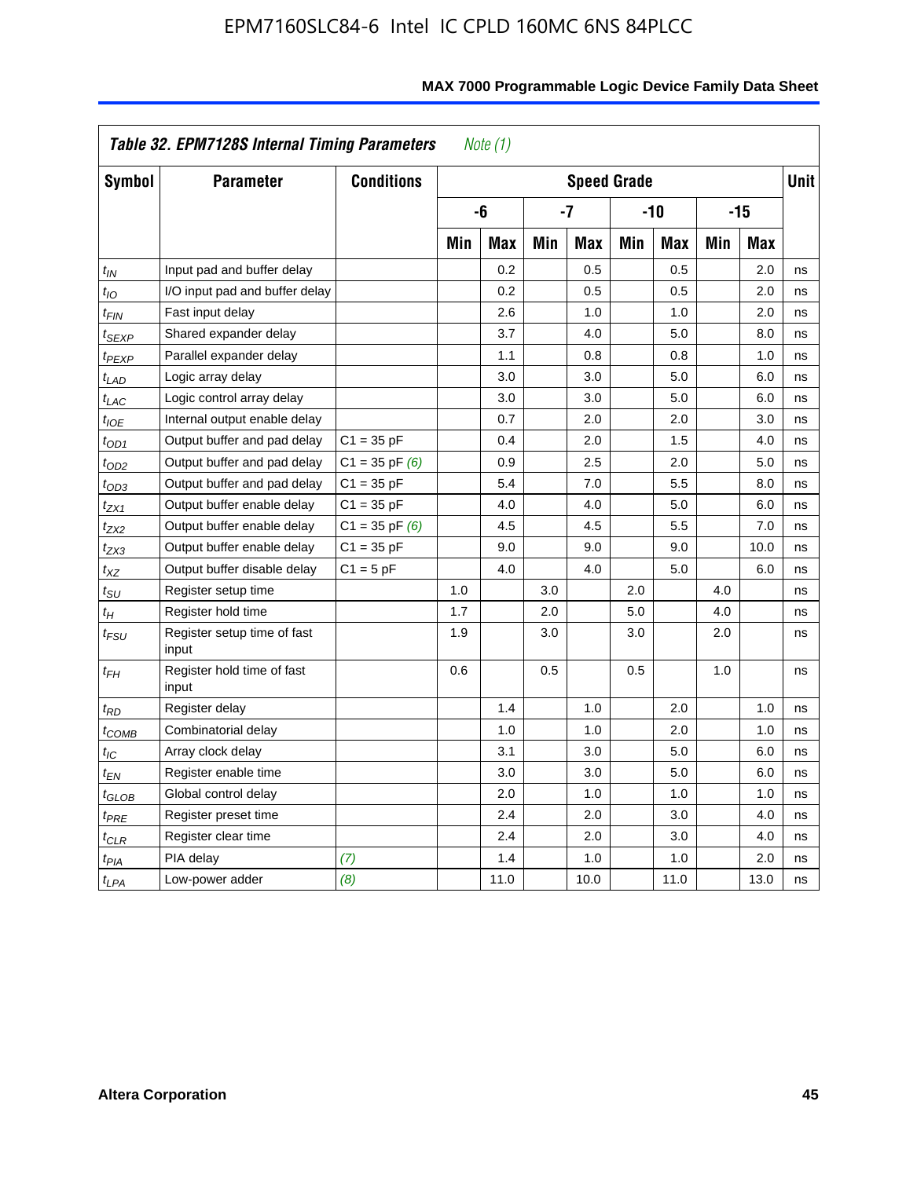**Table 32. EPM7128S Internal Timing Parameters** *Note (1)*

| Symbol | Parameter | Conditions | Speed Grade | | | | | | | | Unit |
|---|---|---|---|---|---|---|---|---|---|---|---|
| | | | -6 | | -7 | | -10 | | -15 | | |
| | | | Min | Max | Min | Max | Min | Max | Min | Max | |
| $t_{IN}$ | Input pad and buffer delay | | | 0.2 | | 0.5 | | 0.5 | | 2.0 | ns |
| $t_{IO}$ | I/O input pad and buffer delay | | | 0.2 | | 0.5 | | 0.5 | | 2.0 | ns |
| $t_{FIN}$ | Fast input delay | | | 2.6 | | 1.0 | | 1.0 | | 2.0 | ns |
| $t_{SEXP}$ | Shared expander delay | | | 3.7 | | 4.0 | | 5.0 | | 8.0 | ns |
| $t_{PEXP}$ | Parallel expander delay | | | 1.1 | | 0.8 | | 0.8 | | 1.0 | ns |
| $t_{LAD}$ | Logic array delay | | | 3.0 | | 3.0 | | 5.0 | | 6.0 | ns |
| $t_{LAC}$ | Logic control array delay | | | 3.0 | | 3.0 | | 5.0 | | 6.0 | ns |
| $t_{IOE}$ | Internal output enable delay | | | 0.7 | | 2.0 | | 2.0 | | 3.0 | ns |
| $t_{OD1}$ | Output buffer and pad delay | C1 = 35 pF | | 0.4 | | 2.0 | | 1.5 | | 4.0 | ns |
| $t_{OD2}$ | Output buffer and pad delay | C1 = 35 pF *(6)* | | 0.9 | | 2.5 | | 2.0 | | 5.0 | ns |
| $t_{OD3}$ | Output buffer and pad delay | C1 = 35 pF | | 5.4 | | 7.0 | | 5.5 | | 8.0 | ns |
| $t_{ZX1}$ | Output buffer enable delay | C1 = 35 pF | | 4.0 | | 4.0 | | 5.0 | | 6.0 | ns |
| $t_{ZX2}$ | Output buffer enable delay | C1 = 35 pF *(6)* | | 4.5 | | 4.5 | | 5.5 | | 7.0 | ns |
| $t_{ZX3}$ | Output buffer enable delay | C1 = 35 pF | | 9.0 | | 9.0 | | 9.0 | | 10.0 | ns |
| $t_{XZ}$ | Output buffer disable delay | C1 = 5 pF | | 4.0 | | 4.0 | | 5.0 | | 6.0 | ns |
| $t_{SU}$ | Register setup time | | 1.0 | | 3.0 | | 2.0 | | 4.0 | | ns |
| $t_{H}$ | Register hold time | | 1.7 | | 2.0 | | 5.0 | | 4.0 | | ns |
| $t_{FSU}$ | Register setup time of fast input | | 1.9 | | 3.0 | | 3.0 | | 2.0 | | ns |
| $t_{FH}$ | Register hold time of fast input | | 0.6 | | 0.5 | | 0.5 | | 1.0 | | ns |
| $t_{RD}$ | Register delay | | | 1.4 | | 1.0 | | 2.0 | | 1.0 | ns |
| $t_{COMB}$ | Combinatorial delay | | | 1.0 | | 1.0 | | 2.0 | | 1.0 | ns |
| $t_{IC}$ | Array clock delay | | | 3.1 | | 3.0 | | 5.0 | | 6.0 | ns |
| $t_{EN}$ | Register enable time | | | 3.0 | | 3.0 | | 5.0 | | 6.0 | ns |
| $t_{GLOB}$ | Global control delay | | | 2.0 | | 1.0 | | 1.0 | | 1.0 | ns |
| $t_{PRE}$ | Register preset time | | | 2.4 | | 2.0 | | 3.0 | | 4.0 | ns |
| $t_{CLR}$ | Register clear time | | | 2.4 | | 2.0 | | 3.0 | | 4.0 | ns |
| $t_{PIA}$ | PIA delay | *(7)* | | 1.4 | | 1.0 | | 1.0 | | 2.0 | ns |
| $t_{LPA}$ | Low-power adder | *(8)* | | 11.0 | | 10.0 | | 11.0 | | 13.0 | ns |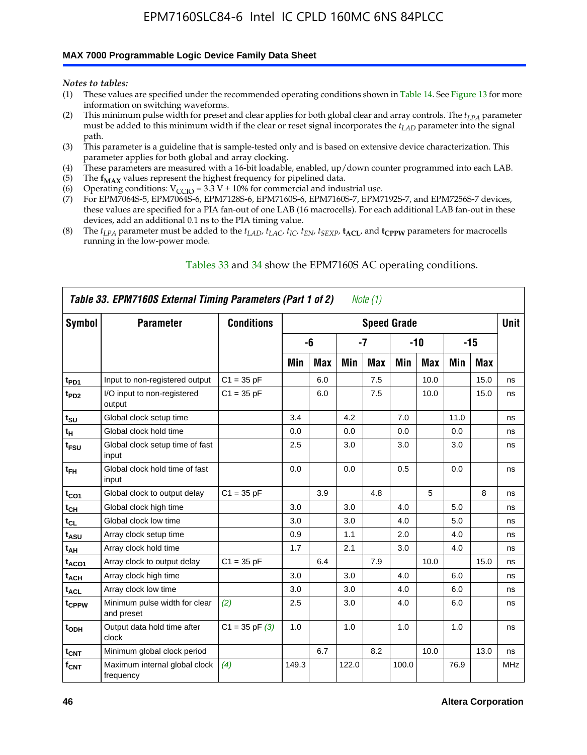*Notes to tables:*

(1) These values are specified under the recommended operating conditions shown in Table 14. See Figure 13 for more information on switching waveforms.
(2) This minimum pulse width for preset and clear applies for both global clear and array controls. The $t_{LPA}$ parameter must be added to this minimum width if the clear or reset signal incorporates the $t_{LAD}$ parameter into the signal path.
(3) This parameter is a guideline that is sample-tested only and is based on extensive device characterization. This parameter applies for both global and array clocking.
(4) These parameters are measured with a 16-bit loadable, enabled, up/down counter programmed into each LAB.
(5) The $\mathbf{f_{MAX}}$ values represent the highest frequency for pipelined data.
(6) Operating conditions: $V_{CCIO}$ = 3.3 V ± 10% for commercial and industrial use.
(7) For EPM7064S-5, EPM7064S-6, EPM7128S-6, EPM7160S-6, EPM7160S-7, EPM7192S-7, and EPM7256S-7 devices, these values are specified for a PIA fan-out of one LAB (16 macrocells). For each additional LAB fan-out in these devices, add an additional 0.1 ns to the PIA timing value.
(8) The $t_{LPA}$ parameter must be added to the $t_{LAD}$, $t_{LAC}$, $t_{IC}$, $t_{EN}$, $t_{SEXP}$, $\mathbf{t_{ACL}}$, and $\mathbf{t_{CPPW}}$ parameters for macrocells running in the low-power mode.

Tables 33 and 34 show the EPM7160S AC operating conditions.

**Table 33. EPM7160S External Timing Parameters (Part 1 of 2)** *Note (1)*

| Symbol | Parameter | Conditions | Speed Grade | | | | | | | | Unit |
|---|---|---|---|---|---|---|---|---|---|---|---|
| | | | -6 | | -7 | | -10 | | -15 | | |
| | | | Min | Max | Min | Max | Min | Max | Min | Max | |
| $t_{PD1}$ | Input to non-registered output | C1 = 35 pF | | 6.0 | | 7.5 | | 10.0 | | 15.0 | ns |
| $t_{PD2}$ | I/O input to non-registered output | C1 = 35 pF | | 6.0 | | 7.5 | | 10.0 | | 15.0 | ns |
| $t_{SU}$ | Global clock setup time | | 3.4 | | 4.2 | | 7.0 | | 11.0 | | ns |
| $t_H$ | Global clock hold time | | 0.0 | | 0.0 | | 0.0 | | 0.0 | | ns |
| $t_{FSU}$ | Global clock setup time of fast input | | 2.5 | | 3.0 | | 3.0 | | 3.0 | | ns |
| $t_{FH}$ | Global clock hold time of fast input | | 0.0 | | 0.0 | | 0.5 | | 0.0 | | ns |
| $t_{CO1}$ | Global clock to output delay | C1 = 35 pF | | 3.9 | | 4.8 | | 5 | | 8 | ns |
| $t_{CH}$ | Global clock high time | | 3.0 | | 3.0 | | 4.0 | | 5.0 | | ns |
| $t_{CL}$ | Global clock low time | | 3.0 | | 3.0 | | 4.0 | | 5.0 | | ns |
| $t_{ASU}$ | Array clock setup time | | 0.9 | | 1.1 | | 2.0 | | 4.0 | | ns |
| $t_{AH}$ | Array clock hold time | | 1.7 | | 2.1 | | 3.0 | | 4.0 | | ns |
| $t_{ACO1}$ | Array clock to output delay | C1 = 35 pF | | 6.4 | | 7.9 | | 10.0 | | 15.0 | ns |
| $t_{ACH}$ | Array clock high time | | 3.0 | | 3.0 | | 4.0 | | 6.0 | | ns |
| $t_{ACL}$ | Array clock low time | | 3.0 | | 3.0 | | 4.0 | | 6.0 | | ns |
| $t_{CPPW}$ | Minimum pulse width for clear and preset | *(2)* | 2.5 | | 3.0 | | 4.0 | | 6.0 | | ns |
| $t_{ODH}$ | Output data hold time after clock | C1 = 35 pF *(3)* | 1.0 | | 1.0 | | 1.0 | | 1.0 | | ns |
| $t_{CNT}$ | Minimum global clock period | | | 6.7 | | 8.2 | | 10.0 | | 13.0 | ns |
| $f_{CNT}$ | Maximum internal global clock frequency | *(4)* | 149.3 | | 122.0 | | 100.0 | | 76.9 | | MHz |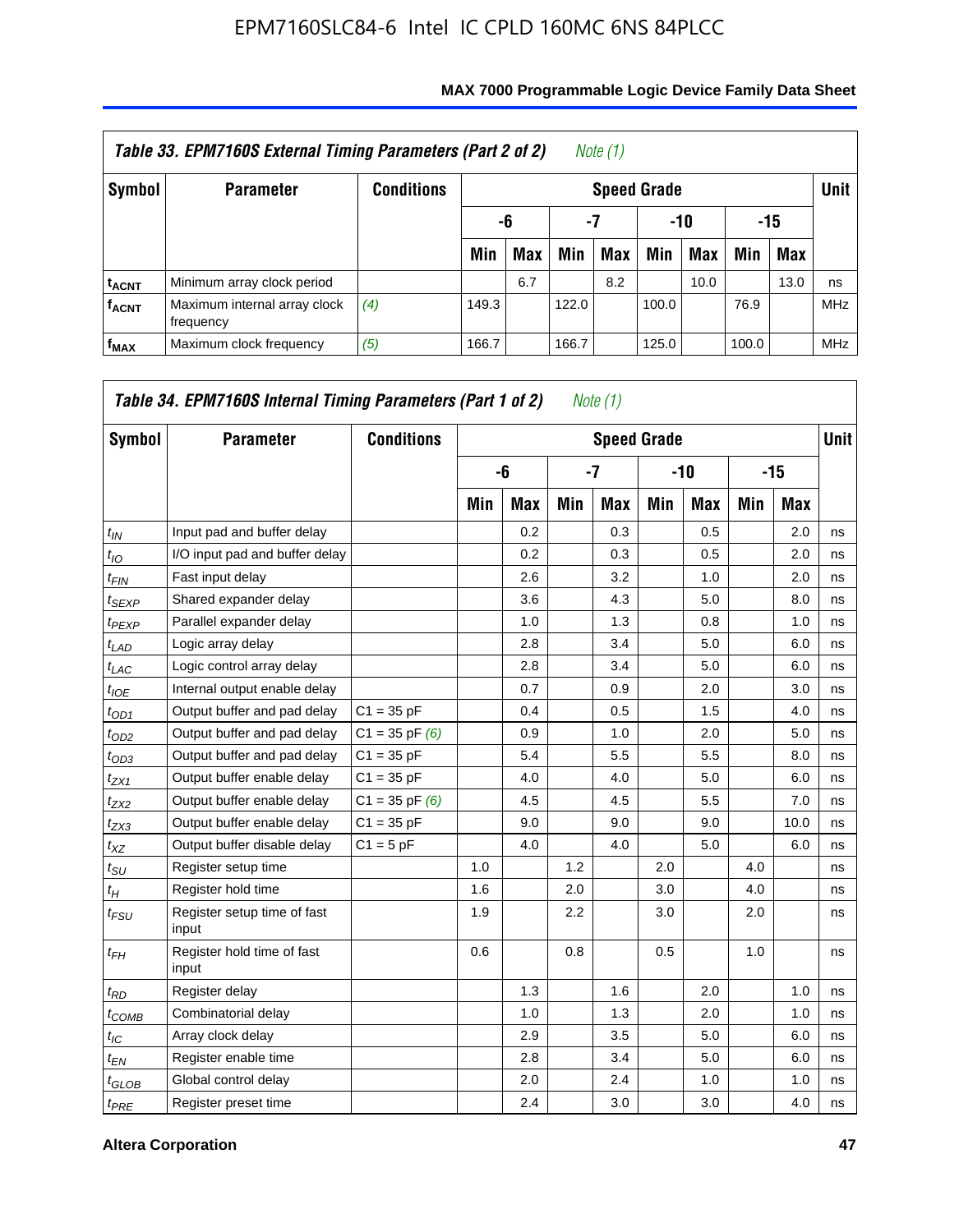## Table 33. EPM7160S External Timing Parameters (Part 2 of 2) *Note (1)*

| Symbol | Parameter | Conditions | Speed Grade | | | | | | | | Unit |
|---|---|---|---|---|---|---|---|---|---|---|---|
| | | | -6 | | -7 | | -10 | | -15 | | |
| | | | Min | Max | Min | Max | Min | Max | Min | Max | |
| $t_{ACNT}$ | Minimum array clock period | | | 6.7 | | 8.2 | | 10.0 | | 13.0 | ns |
| $f_{ACNT}$ | Maximum internal array clock frequency | *(4)* | 149.3 | | 122.0 | | 100.0 | | 76.9 | | MHz |
| $f_{MAX}$ | Maximum clock frequency | *(5)* | 166.7 | | 166.7 | | 125.0 | | 100.0 | | MHz |

## Table 34. EPM7160S Internal Timing Parameters (Part 1 of 2) *Note (1)*

| Symbol | Parameter | Conditions | Speed Grade | | | | | | | | Unit |
|---|---|---|---|---|---|---|---|---|---|---|---|
| | | | -6 | | -7 | | -10 | | -15 | | |
| | | | Min | Max | Min | Max | Min | Max | Min | Max | |
| $t_{IN}$ | Input pad and buffer delay | | | 0.2 | | 0.3 | | 0.5 | | 2.0 | ns |
| $t_{IO}$ | I/O input pad and buffer delay | | | 0.2 | | 0.3 | | 0.5 | | 2.0 | ns |
| $t_{FIN}$ | Fast input delay | | | 2.6 | | 3.2 | | 1.0 | | 2.0 | ns |
| $t_{SEXP}$ | Shared expander delay | | | 3.6 | | 4.3 | | 5.0 | | 8.0 | ns |
| $t_{PEXP}$ | Parallel expander delay | | | 1.0 | | 1.3 | | 0.8 | | 1.0 | ns |
| $t_{LAD}$ | Logic array delay | | | 2.8 | | 3.4 | | 5.0 | | 6.0 | ns |
| $t_{LAC}$ | Logic control array delay | | | 2.8 | | 3.4 | | 5.0 | | 6.0 | ns |
| $t_{IOE}$ | Internal output enable delay | | | 0.7 | | 0.9 | | 2.0 | | 3.0 | ns |
| $t_{OD1}$ | Output buffer and pad delay | C1 = 35 pF | | 0.4 | | 0.5 | | 1.5 | | 4.0 | ns |
| $t_{OD2}$ | Output buffer and pad delay | C1 = 35 pF *(6)* | | 0.9 | | 1.0 | | 2.0 | | 5.0 | ns |
| $t_{OD3}$ | Output buffer and pad delay | C1 = 35 pF | | 5.4 | | 5.5 | | 5.5 | | 8.0 | ns |
| $t_{ZX1}$ | Output buffer enable delay | C1 = 35 pF | | 4.0 | | 4.0 | | 5.0 | | 6.0 | ns |
| $t_{ZX2}$ | Output buffer enable delay | C1 = 35 pF *(6)* | | 4.5 | | 4.5 | | 5.5 | | 7.0 | ns |
| $t_{ZX3}$ | Output buffer enable delay | C1 = 35 pF | | 9.0 | | 9.0 | | 9.0 | | 10.0 | ns |
| $t_{XZ}$ | Output buffer disable delay | C1 = 5 pF | | 4.0 | | 4.0 | | 5.0 | | 6.0 | ns |
| $t_{SU}$ | Register setup time | | 1.0 | | 1.2 | | 2.0 | | 4.0 | | ns |
| $t_{H}$ | Register hold time | | 1.6 | | 2.0 | | 3.0 | | 4.0 | | ns |
| $t_{FSU}$ | Register setup time of fast input | | 1.9 | | 2.2 | | 3.0 | | 2.0 | | ns |
| $t_{FH}$ | Register hold time of fast input | | 0.6 | | 0.8 | | 0.5 | | 1.0 | | ns |
| $t_{RD}$ | Register delay | | | 1.3 | | 1.6 | | 2.0 | | 1.0 | ns |
| $t_{COMB}$ | Combinatorial delay | | | 1.0 | | 1.3 | | 2.0 | | 1.0 | ns |
| $t_{IC}$ | Array clock delay | | | 2.9 | | 3.5 | | 5.0 | | 6.0 | ns |
| $t_{EN}$ | Register enable time | | | 2.8 | | 3.4 | | 5.0 | | 6.0 | ns |
| $t_{GLOB}$ | Global control delay | | | 2.0 | | 2.4 | | 1.0 | | 1.0 | ns |
| $t_{PRE}$ | Register preset time | | | 2.4 | | 3.0 | | 3.0 | | 4.0 | ns |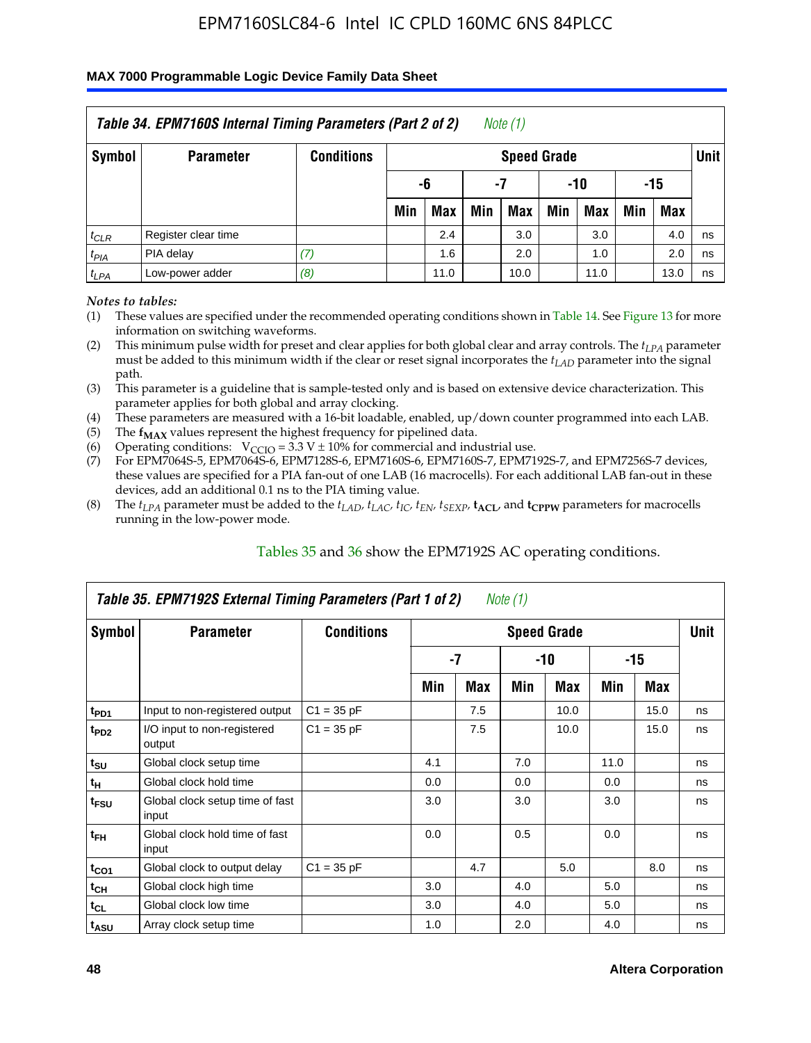| Table 34. EPM7160S Internal Timing Parameters (Part 2 of 2) *Note (1)* | | | | | | | | | | | |
|---|---|---|---|---|---|---|---|---|---|---|---|
| Symbol | Parameter | Conditions | Speed Grade | | | | | | | | Unit |
| | | | -6 | | -7 | | -10 | | -15 | | |
| | | | Min | Max | Min | Max | Min | Max | Min | Max | |
| $t_{CLR}$ | Register clear time | | | 2.4 | | 3.0 | | 3.0 | | 4.0 | ns |
| $t_{PIA}$ | PIA delay | *(7)* | | 1.6 | | 2.0 | | 1.0 | | 2.0 | ns |
| $t_{LPA}$ | Low-power adder | *(8)* | | 11.0 | | 10.0 | | 11.0 | | 13.0 | ns |

*Notes to tables:*

(1) These values are specified under the recommended operating conditions shown in Table 14. See Figure 13 for more information on switching waveforms.

(2) This minimum pulse width for preset and clear applies for both global clear and array controls. The $t_{LPA}$ parameter must be added to this minimum width if the clear or reset signal incorporates the $t_{LAD}$ parameter into the signal path.

(3) This parameter is a guideline that is sample-tested only and is based on extensive device characterization. This parameter applies for both global and array clocking.

(4) These parameters are measured with a 16-bit loadable, enabled, up/down counter programmed into each LAB.

(5) The $\mathbf{f_{MAX}}$ values represent the highest frequency for pipelined data.

(6) Operating conditions: $V_{CCIO} = 3.3\ V \pm 10\%$ for commercial and industrial use.

(7) For EPM7064S-5, EPM7064S-6, EPM7128S-6, EPM7160S-6, EPM7160S-7, EPM7192S-7, and EPM7256S-7 devices, these values are specified for a PIA fan-out of one LAB (16 macrocells). For each additional LAB fan-out in these devices, add an additional 0.1 ns to the PIA timing value.

(8) The $t_{LPA}$ parameter must be added to the $t_{LAD}$, $t_{LAC}$, $t_{IC}$, $t_{EN}$, $t_{SEXP}$, $\mathbf{t_{ACL}}$, and $\mathbf{t_{CPPW}}$ parameters for macrocells running in the low-power mode.

Tables 35 and 36 show the EPM7192S AC operating conditions.

| Table 35. EPM7192S External Timing Parameters (Part 1 of 2) *Note (1)* | | | | | | | | | |
|---|---|---|---|---|---|---|---|---|---|
| Symbol | Parameter | Conditions | Speed Grade | | | | | | Unit |
| | | | -7 | | -10 | | -15 | | |
| | | | Min | Max | Min | Max | Min | Max | |
| $t_{PD1}$ | Input to non-registered output | C1 = 35 pF | | 7.5 | | 10.0 | | 15.0 | ns |
| $t_{PD2}$ | I/O input to non-registered output | C1 = 35 pF | | 7.5 | | 10.0 | | 15.0 | ns |
| $t_{SU}$ | Global clock setup time | | 4.1 | | 7.0 | | 11.0 | | ns |
| $t_{H}$ | Global clock hold time | | 0.0 | | 0.0 | | 0.0 | | ns |
| $t_{FSU}$ | Global clock setup time of fast input | | 3.0 | | 3.0 | | 3.0 | | ns |
| $t_{FH}$ | Global clock hold time of fast input | | 0.0 | | 0.5 | | 0.0 | | ns |
| $t_{CO1}$ | Global clock to output delay | C1 = 35 pF | | 4.7 | | 5.0 | | 8.0 | ns |
| $t_{CH}$ | Global clock high time | | 3.0 | | 4.0 | | 5.0 | | ns |
| $t_{CL}$ | Global clock low time | | 3.0 | | 4.0 | | 5.0 | | ns |
| $t_{ASU}$ | Array clock setup time | | 1.0 | | 2.0 | | 4.0 | | ns |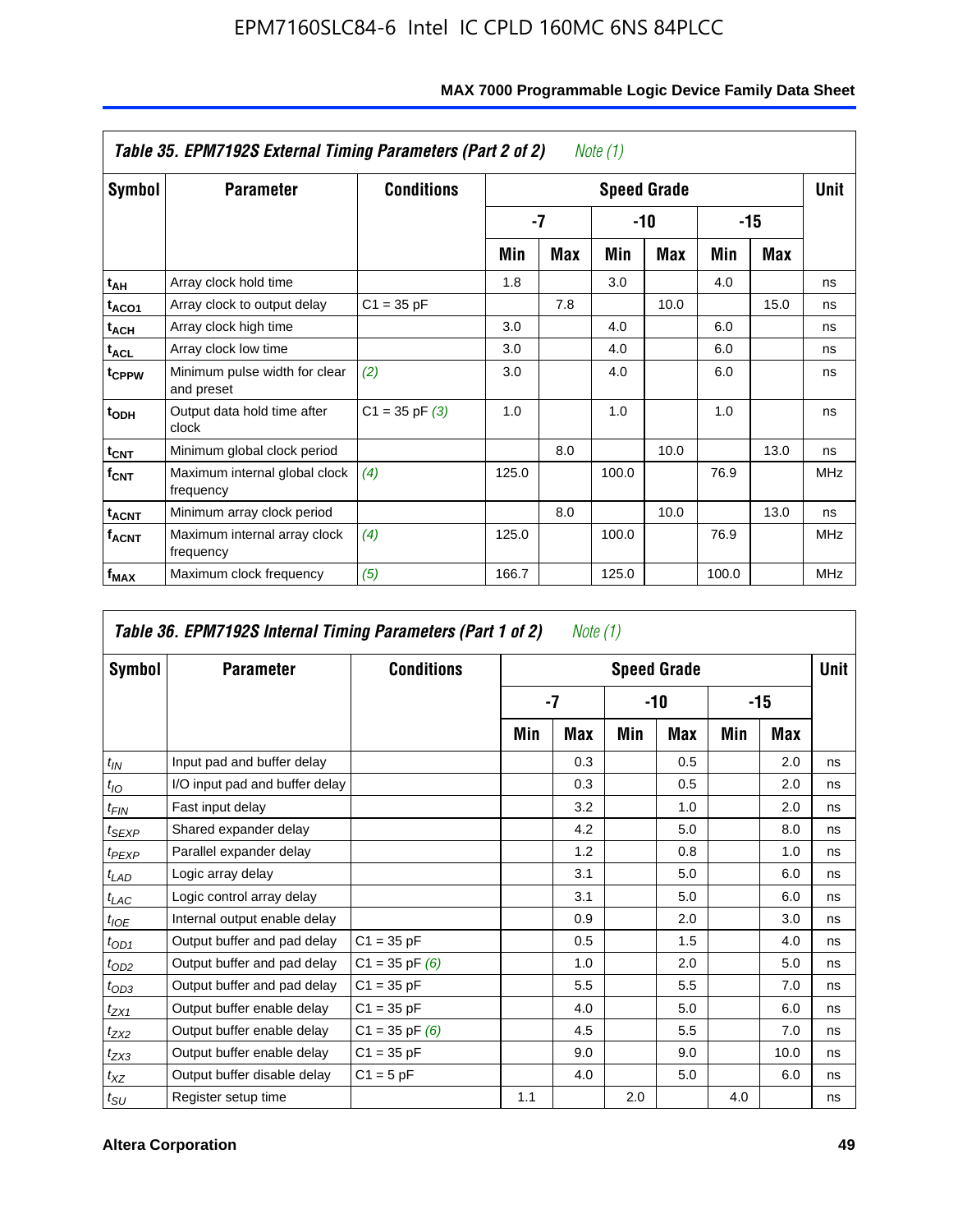**Table 35. EPM7192S External Timing Parameters (Part 2 of 2)** *Note (1)*

| Symbol | Parameter | Conditions | Speed Grade | | | | | | Unit |
|---|---|---|---|---|---|---|---|---|---|
| | | | -7 | | -10 | | -15 | | |
| | | | Min | Max | Min | Max | Min | Max | |
| $t_{AH}$ | Array clock hold time | | 1.8 | | 3.0 | | 4.0 | | ns |
| $t_{ACO1}$ | Array clock to output delay | C1 = 35 pF | | 7.8 | | 10.0 | | 15.0 | ns |
| $t_{ACH}$ | Array clock high time | | 3.0 | | 4.0 | | 6.0 | | ns |
| $t_{ACL}$ | Array clock low time | | 3.0 | | 4.0 | | 6.0 | | ns |
| $t_{CPPW}$ | Minimum pulse width for clear and preset | *(2)* | 3.0 | | 4.0 | | 6.0 | | ns |
| $t_{ODH}$ | Output data hold time after clock | C1 = 35 pF *(3)* | 1.0 | | 1.0 | | 1.0 | | ns |
| $t_{CNT}$ | Minimum global clock period | | | 8.0 | | 10.0 | | 13.0 | ns |
| $f_{CNT}$ | Maximum internal global clock frequency | *(4)* | 125.0 | | 100.0 | | 76.9 | | MHz |
| $t_{ACNT}$ | Minimum array clock period | | | 8.0 | | 10.0 | | 13.0 | ns |
| $f_{ACNT}$ | Maximum internal array clock frequency | *(4)* | 125.0 | | 100.0 | | 76.9 | | MHz |
| $f_{MAX}$ | Maximum clock frequency | *(5)* | 166.7 | | 125.0 | | 100.0 | | MHz |

**Table 36. EPM7192S Internal Timing Parameters (Part 1 of 2)** *Note (1)*

| Symbol | Parameter | Conditions | Speed Grade | | | | | | Unit |
|---|---|---|---|---|---|---|---|---|---|
| | | | -7 | | -10 | | -15 | | |
| | | | Min | Max | Min | Max | Min | Max | |
| $t_{IN}$ | Input pad and buffer delay | | | 0.3 | | 0.5 | | 2.0 | ns |
| $t_{IO}$ | I/O input pad and buffer delay | | | 0.3 | | 0.5 | | 2.0 | ns |
| $t_{FIN}$ | Fast input delay | | | 3.2 | | 1.0 | | 2.0 | ns |
| $t_{SEXP}$ | Shared expander delay | | | 4.2 | | 5.0 | | 8.0 | ns |
| $t_{PEXP}$ | Parallel expander delay | | | 1.2 | | 0.8 | | 1.0 | ns |
| $t_{LAD}$ | Logic array delay | | | 3.1 | | 5.0 | | 6.0 | ns |
| $t_{LAC}$ | Logic control array delay | | | 3.1 | | 5.0 | | 6.0 | ns |
| $t_{IOE}$ | Internal output enable delay | | | 0.9 | | 2.0 | | 3.0 | ns |
| $t_{OD1}$ | Output buffer and pad delay | C1 = 35 pF | | 0.5 | | 1.5 | | 4.0 | ns |
| $t_{OD2}$ | Output buffer and pad delay | C1 = 35 pF *(6)* | | 1.0 | | 2.0 | | 5.0 | ns |
| $t_{OD3}$ | Output buffer and pad delay | C1 = 35 pF | | 5.5 | | 5.5 | | 7.0 | ns |
| $t_{ZX1}$ | Output buffer enable delay | C1 = 35 pF | | 4.0 | | 5.0 | | 6.0 | ns |
| $t_{ZX2}$ | Output buffer enable delay | C1 = 35 pF *(6)* | | 4.5 | | 5.5 | | 7.0 | ns |
| $t_{ZX3}$ | Output buffer enable delay | C1 = 35 pF | | 9.0 | | 9.0 | | 10.0 | ns |
| $t_{XZ}$ | Output buffer disable delay | C1 = 5 pF | | 4.0 | | 5.0 | | 6.0 | ns |
| $t_{SU}$ | Register setup time | | 1.1 | | 2.0 | | 4.0 | | ns |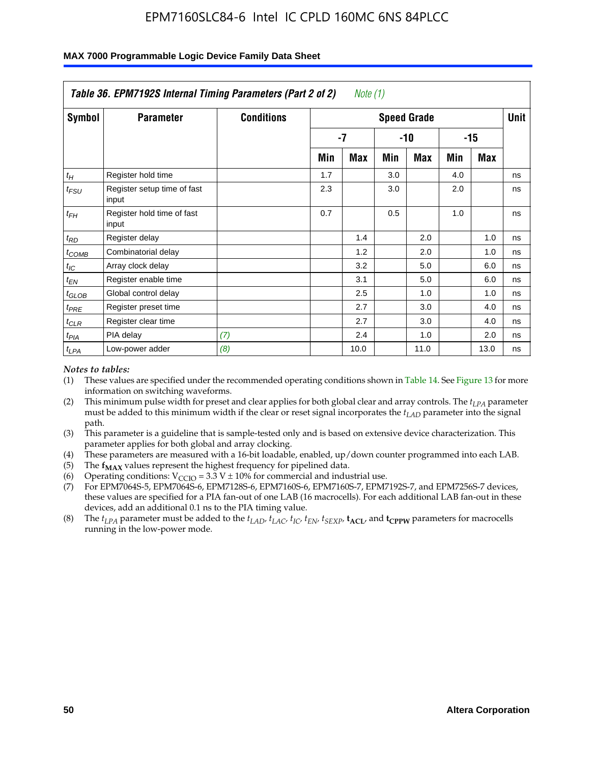**Table 36. EPM7192S Internal Timing Parameters (Part 2 of 2)** *Note (1)*

| Symbol | Parameter | Conditions | Speed Grade | | | | | | Unit |
|---|---|---|---|---|---|---|---|---|---|
| | | | -7 | | -10 | | -15 | | |
| | | | Min | Max | Min | Max | Min | Max | |
| $t_H$ | Register hold time | | 1.7 | | 3.0 | | 4.0 | | ns |
| $t_{FSU}$ | Register setup time of fast input | | 2.3 | | 3.0 | | 2.0 | | ns |
| $t_{FH}$ | Register hold time of fast input | | 0.7 | | 0.5 | | 1.0 | | ns |
| $t_{RD}$ | Register delay | | | 1.4 | | 2.0 | | 1.0 | ns |
| $t_{COMB}$ | Combinatorial delay | | | 1.2 | | 2.0 | | 1.0 | ns |
| $t_{IC}$ | Array clock delay | | | 3.2 | | 5.0 | | 6.0 | ns |
| $t_{EN}$ | Register enable time | | | 3.1 | | 5.0 | | 6.0 | ns |
| $t_{GLOB}$ | Global control delay | | | 2.5 | | 1.0 | | 1.0 | ns |
| $t_{PRE}$ | Register preset time | | | 2.7 | | 3.0 | | 4.0 | ns |
| $t_{CLR}$ | Register clear time | | | 2.7 | | 3.0 | | 4.0 | ns |
| $t_{PIA}$ | PIA delay | *(7)* | | 2.4 | | 1.0 | | 2.0 | ns |
| $t_{LPA}$ | Low-power adder | *(8)* | | 10.0 | | 11.0 | | 13.0 | ns |

*Notes to tables:*

(1) These values are specified under the recommended operating conditions shown in Table 14. See Figure 13 for more information on switching waveforms.

(2) This minimum pulse width for preset and clear applies for both global clear and array controls. The $t_{LPA}$ parameter must be added to this minimum width if the clear or reset signal incorporates the $t_{LAD}$ parameter into the signal path.

(3) This parameter is a guideline that is sample-tested only and is based on extensive device characterization. This parameter applies for both global and array clocking.

(4) These parameters are measured with a 16-bit loadable, enabled, up/down counter programmed into each LAB.

(5) The $\mathbf{f_{MAX}}$ values represent the highest frequency for pipelined data.

(6) Operating conditions: $V_{CCIO} = 3.3\ V \pm 10\%$ for commercial and industrial use.

(7) For EPM7064S-5, EPM7064S-6, EPM7128S-6, EPM7160S-6, EPM7160S-7, EPM7192S-7, and EPM7256S-7 devices, these values are specified for a PIA fan-out of one LAB (16 macrocells). For each additional LAB fan-out in these devices, add an additional 0.1 ns to the PIA timing value.

(8) The $t_{LPA}$ parameter must be added to the $t_{LAD}$, $t_{LAC}$, $t_{IC}$, $t_{EN}$, $t_{SEXP}$, $\mathbf{t_{ACL}}$, and $\mathbf{t_{CPPW}}$ parameters for macrocells running in the low-power mode.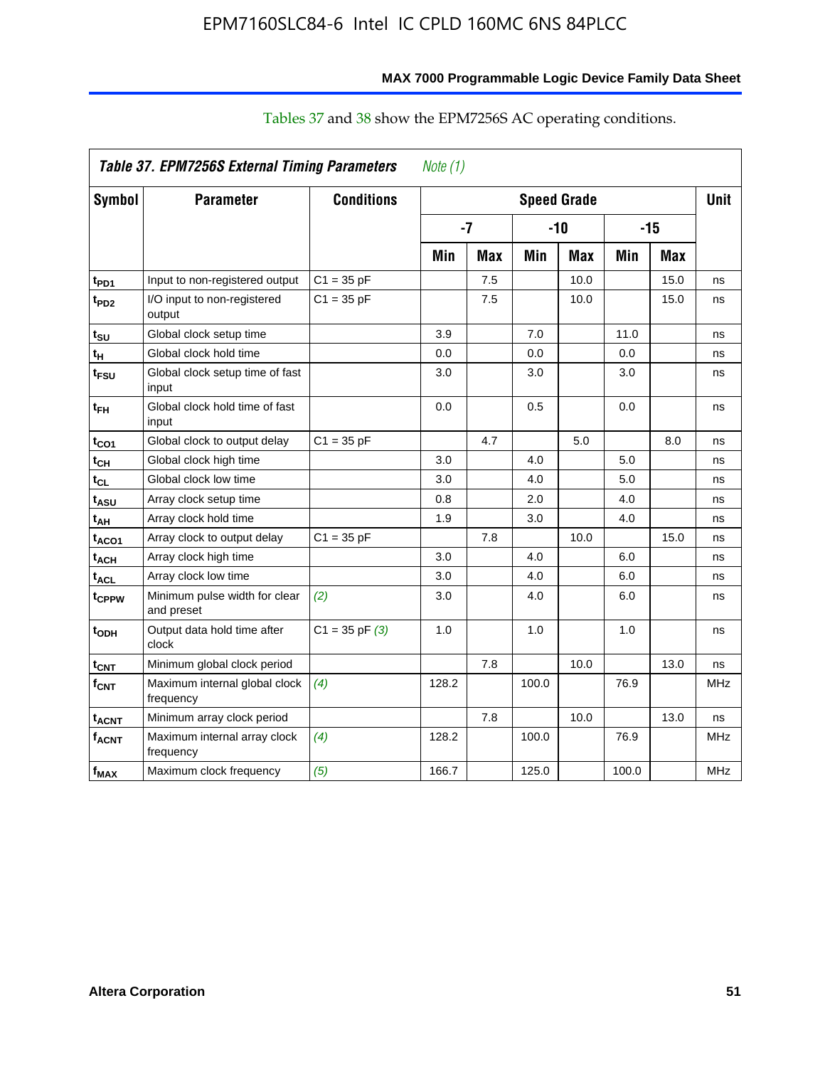Tables 37 and 38 show the EPM7256S AC operating conditions.

| Table 37. EPM7256S External Timing Parameters *Note (1)* | | | | | | | | | |
|---|---|---|---|---|---|---|---|---|---|
| Symbol | Parameter | Conditions | Speed Grade | | | | | | Unit |
| | | | -7 | | -10 | | -15 | | |
| | | | Min | Max | Min | Max | Min | Max | |
| $t_{PD1}$ | Input to non-registered output | C1 = 35 pF | | 7.5 | | 10.0 | | 15.0 | ns |
| $t_{PD2}$ | I/O input to non-registered output | C1 = 35 pF | | 7.5 | | 10.0 | | 15.0 | ns |
| $t_{SU}$ | Global clock setup time | | 3.9 | | 7.0 | | 11.0 | | ns |
| $t_H$ | Global clock hold time | | 0.0 | | 0.0 | | 0.0 | | ns |
| $t_{FSU}$ | Global clock setup time of fast input | | 3.0 | | 3.0 | | 3.0 | | ns |
| $t_{FH}$ | Global clock hold time of fast input | | 0.0 | | 0.5 | | 0.0 | | ns |
| $t_{CO1}$ | Global clock to output delay | C1 = 35 pF | | 4.7 | | 5.0 | | 8.0 | ns |
| $t_{CH}$ | Global clock high time | | 3.0 | | 4.0 | | 5.0 | | ns |
| $t_{CL}$ | Global clock low time | | 3.0 | | 4.0 | | 5.0 | | ns |
| $t_{ASU}$ | Array clock setup time | | 0.8 | | 2.0 | | 4.0 | | ns |
| $t_{AH}$ | Array clock hold time | | 1.9 | | 3.0 | | 4.0 | | ns |
| $t_{ACO1}$ | Array clock to output delay | C1 = 35 pF | | 7.8 | | 10.0 | | 15.0 | ns |
| $t_{ACH}$ | Array clock high time | | 3.0 | | 4.0 | | 6.0 | | ns |
| $t_{ACL}$ | Array clock low time | | 3.0 | | 4.0 | | 6.0 | | ns |
| $t_{CPPW}$ | Minimum pulse width for clear and preset | *(2)* | 3.0 | | 4.0 | | 6.0 | | ns |
| $t_{ODH}$ | Output data hold time after clock | C1 = 35 pF *(3)* | 1.0 | | 1.0 | | 1.0 | | ns |
| $t_{CNT}$ | Minimum global clock period | | | 7.8 | | 10.0 | | 13.0 | ns |
| $f_{CNT}$ | Maximum internal global clock frequency | *(4)* | 128.2 | | 100.0 | | 76.9 | | MHz |
| $t_{ACNT}$ | Minimum array clock period | | | 7.8 | | 10.0 | | 13.0 | ns |
| $f_{ACNT}$ | Maximum internal array clock frequency | *(4)* | 128.2 | | 100.0 | | 76.9 | | MHz |
| $f_{MAX}$ | Maximum clock frequency | *(5)* | 166.7 | | 125.0 | | 100.0 | | MHz |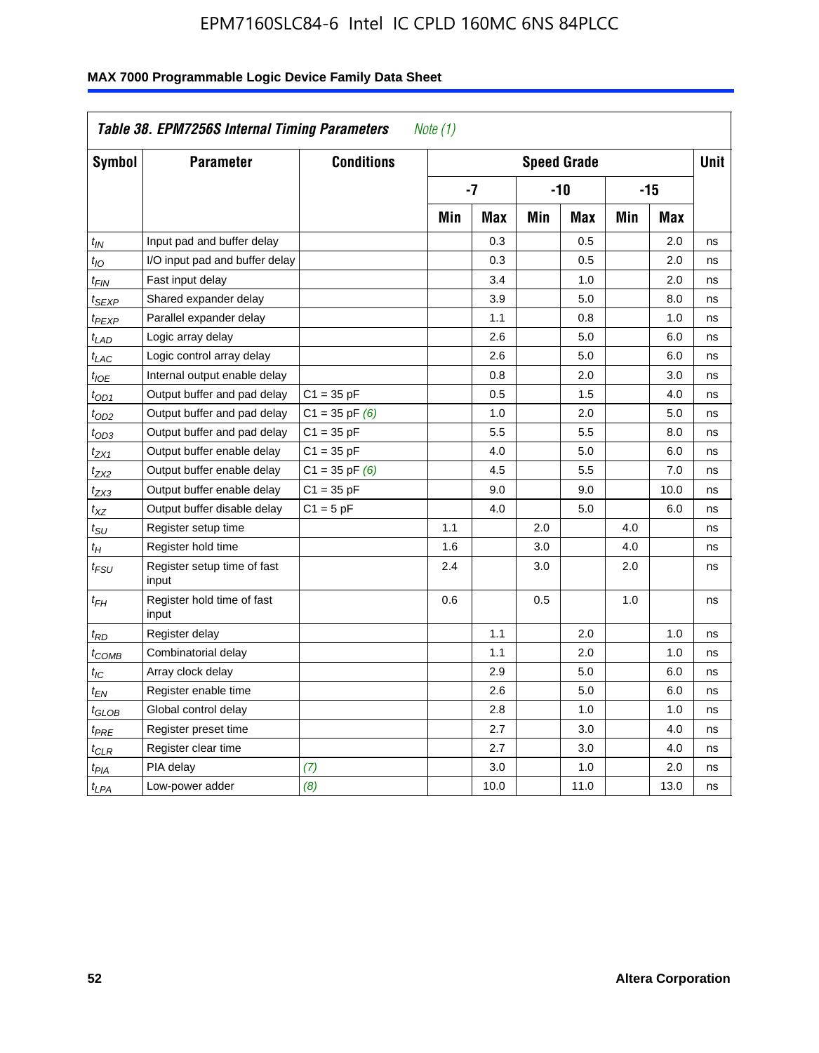## MAX 7000 Programmable Logic Device Family Data Sheet

| *Table 38. EPM7256S Internal Timing Parameters* *Note (1)* | | | | | | | | | |
|---|---|---|---|---|---|---|---|---|---|
| **Symbol** | **Parameter** | **Conditions** | **Speed Grade** | | | | | | **Unit** |
| | | | **-7** | | **-10** | | **-15** | | |
| | | | **Min** | **Max** | **Min** | **Max** | **Min** | **Max** | |
| $t_{IN}$ | Input pad and buffer delay | | | 0.3 | | 0.5 | | 2.0 | ns |
| $t_{IO}$ | I/O input pad and buffer delay | | | 0.3 | | 0.5 | | 2.0 | ns |
| $t_{FIN}$ | Fast input delay | | | 3.4 | | 1.0 | | 2.0 | ns |
| $t_{SEXP}$ | Shared expander delay | | | 3.9 | | 5.0 | | 8.0 | ns |
| $t_{PEXP}$ | Parallel expander delay | | | 1.1 | | 0.8 | | 1.0 | ns |
| $t_{LAD}$ | Logic array delay | | | 2.6 | | 5.0 | | 6.0 | ns |
| $t_{LAC}$ | Logic control array delay | | | 2.6 | | 5.0 | | 6.0 | ns |
| $t_{IOE}$ | Internal output enable delay | | | 0.8 | | 2.0 | | 3.0 | ns |
| $t_{OD1}$ | Output buffer and pad delay | C1 = 35 pF | | 0.5 | | 1.5 | | 4.0 | ns |
| $t_{OD2}$ | Output buffer and pad delay | C1 = 35 pF *(6)* | | 1.0 | | 2.0 | | 5.0 | ns |
| $t_{OD3}$ | Output buffer and pad delay | C1 = 35 pF | | 5.5 | | 5.5 | | 8.0 | ns |
| $t_{ZX1}$ | Output buffer enable delay | C1 = 35 pF | | 4.0 | | 5.0 | | 6.0 | ns |
| $t_{ZX2}$ | Output buffer enable delay | C1 = 35 pF *(6)* | | 4.5 | | 5.5 | | 7.0 | ns |
| $t_{ZX3}$ | Output buffer enable delay | C1 = 35 pF | | 9.0 | | 9.0 | | 10.0 | ns |
| $t_{XZ}$ | Output buffer disable delay | C1 = 5 pF | | 4.0 | | 5.0 | | 6.0 | ns |
| $t_{SU}$ | Register setup time | | 1.1 | | 2.0 | | 4.0 | | ns |
| $t_{H}$ | Register hold time | | 1.6 | | 3.0 | | 4.0 | | ns |
| $t_{FSU}$ | Register setup time of fast input | | 2.4 | | 3.0 | | 2.0 | | ns |
| $t_{FH}$ | Register hold time of fast input | | 0.6 | | 0.5 | | 1.0 | | ns |
| $t_{RD}$ | Register delay | | | 1.1 | | 2.0 | | 1.0 | ns |
| $t_{COMB}$ | Combinatorial delay | | | 1.1 | | 2.0 | | 1.0 | ns |
| $t_{IC}$ | Array clock delay | | | 2.9 | | 5.0 | | 6.0 | ns |
| $t_{EN}$ | Register enable time | | | 2.6 | | 5.0 | | 6.0 | ns |
| $t_{GLOB}$ | Global control delay | | | 2.8 | | 1.0 | | 1.0 | ns |
| $t_{PRE}$ | Register preset time | | | 2.7 | | 3.0 | | 4.0 | ns |
| $t_{CLR}$ | Register clear time | | | 2.7 | | 3.0 | | 4.0 | ns |
| $t_{PIA}$ | PIA delay | *(7)* | | 3.0 | | 1.0 | | 2.0 | ns |
| $t_{LPA}$ | Low-power adder | *(8)* | | 10.0 | | 11.0 | | 13.0 | ns |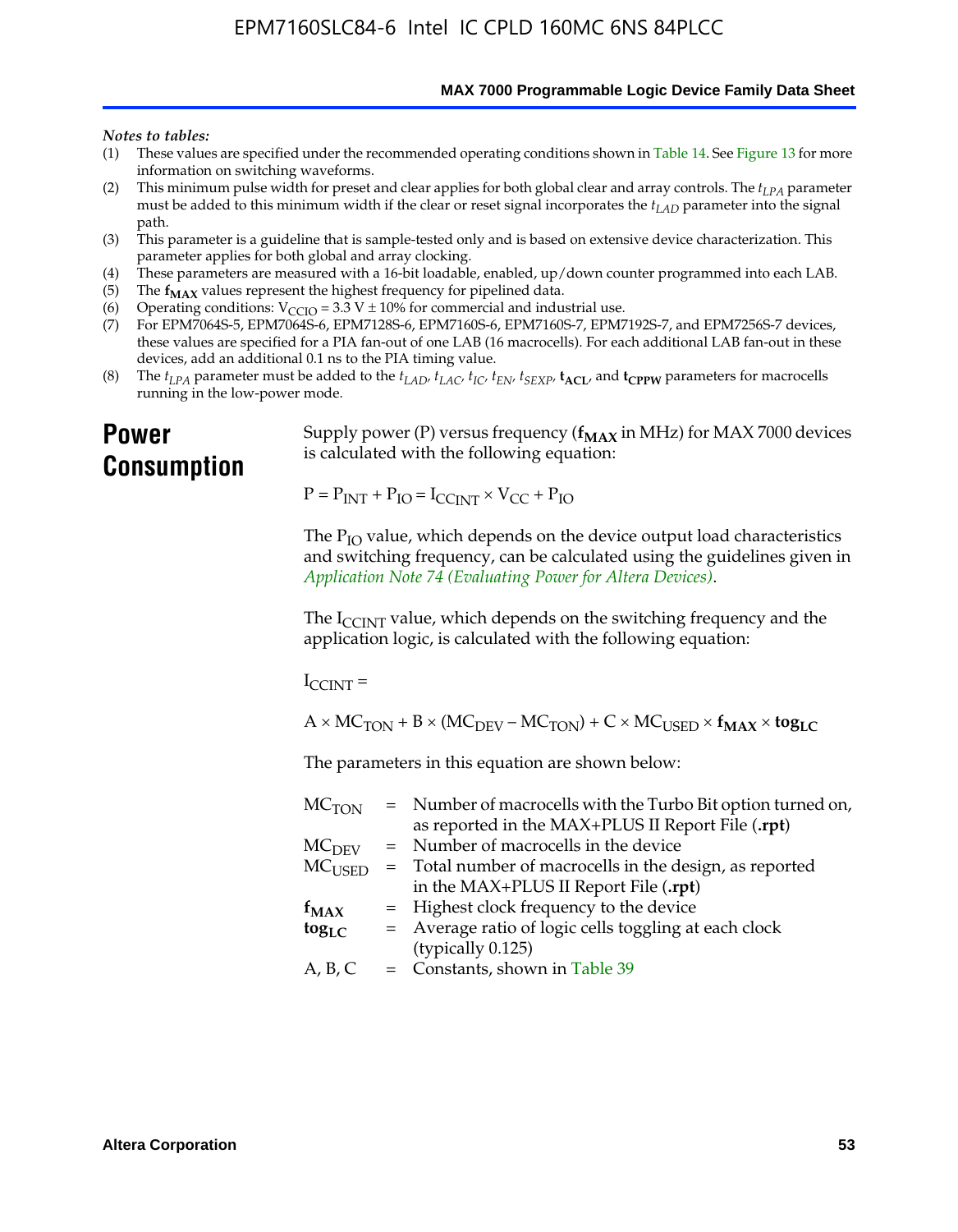*Notes to tables:*

(1) These values are specified under the recommended operating conditions shown in Table 14. See Figure 13 for more information on switching waveforms.
(2) This minimum pulse width for preset and clear applies for both global clear and array controls. The $t_{LPA}$ parameter must be added to this minimum width if the clear or reset signal incorporates the $t_{LAD}$ parameter into the signal path.
(3) This parameter is a guideline that is sample-tested only and is based on extensive device characterization. This parameter applies for both global and array clocking.
(4) These parameters are measured with a 16-bit loadable, enabled, up/down counter programmed into each LAB.
(5) The $\mathbf{f_{MAX}}$ values represent the highest frequency for pipelined data.
(6) Operating conditions: $V_{CCIO}$ = 3.3 V ± 10% for commercial and industrial use.
(7) For EPM7064S-5, EPM7064S-6, EPM7128S-6, EPM7160S-6, EPM7160S-7, EPM7192S-7, and EPM7256S-7 devices, these values are specified for a PIA fan-out of one LAB (16 macrocells). For each additional LAB fan-out in these devices, add an additional 0.1 ns to the PIA timing value.
(8) The $t_{LPA}$ parameter must be added to the $t_{LAD}$, $t_{LAC}$, $t_{IC}$, $t_{EN}$, $t_{SEXP}$, $\mathbf{t_{ACL}}$, and $\mathbf{t_{CPPW}}$ parameters for macrocells running in the low-power mode.

# Power Consumption

Supply power (P) versus frequency ($\mathbf{f_{MAX}}$ in MHz) for MAX 7000 devices is calculated with the following equation:

$$P = P_{INT} + P_{IO} = I_{CCINT} \times V_{CC} + P_{IO}$$

The $P_{IO}$ value, which depends on the device output load characteristics and switching frequency, can be calculated using the guidelines given in *Application Note 74 (Evaluating Power for Altera Devices)*.

The $I_{CCINT}$ value, which depends on the switching frequency and the application logic, is calculated with the following equation:

$$I_{CCINT} =$$

$$A \times MC_{TON} + B \times (MC_{DEV} - MC_{TON}) + C \times MC_{USED} \times \mathbf{f_{MAX}} \times \mathbf{tog_{LC}}$$

The parameters in this equation are shown below:

| | | |
|---|---|---|
| $MC_{TON}$ | = | Number of macrocells with the Turbo Bit option turned on, as reported in the MAX+PLUS II Report File (**.rpt**) |
| $MC_{DEV}$ | = | Number of macrocells in the device |
| $MC_{USED}$ | = | Total number of macrocells in the design, as reported in the MAX+PLUS II Report File (**.rpt**) |
| $\mathbf{f_{MAX}}$ | = | Highest clock frequency to the device |
| $\mathbf{tog_{LC}}$ | = | Average ratio of logic cells toggling at each clock (typically 0.125) |
| A, B, C | = | Constants, shown in Table 39 |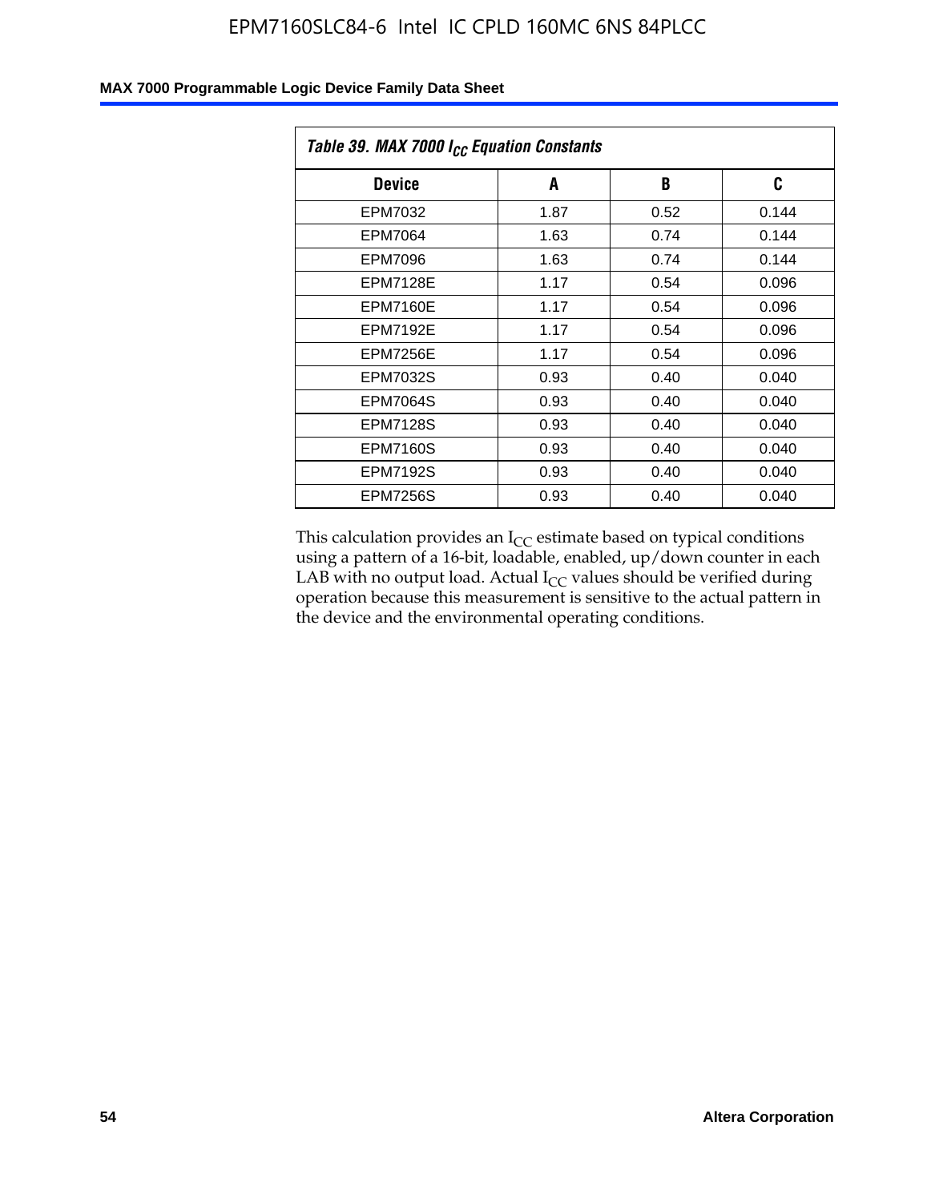| Table 39. MAX 7000 $I_{CC}$ Equation Constants | | | |
|---|---|---|---|
| **Device** | **A** | **B** | **C** |
| EPM7032 | 1.87 | 0.52 | 0.144 |
| EPM7064 | 1.63 | 0.74 | 0.144 |
| EPM7096 | 1.63 | 0.74 | 0.144 |
| EPM7128E | 1.17 | 0.54 | 0.096 |
| EPM7160E | 1.17 | 0.54 | 0.096 |
| EPM7192E | 1.17 | 0.54 | 0.096 |
| EPM7256E | 1.17 | 0.54 | 0.096 |
| EPM7032S | 0.93 | 0.40 | 0.040 |
| EPM7064S | 0.93 | 0.40 | 0.040 |
| EPM7128S | 0.93 | 0.40 | 0.040 |
| EPM7160S | 0.93 | 0.40 | 0.040 |
| EPM7192S | 0.93 | 0.40 | 0.040 |
| EPM7256S | 0.93 | 0.40 | 0.040 |

This calculation provides an $I_{CC}$ estimate based on typical conditions using a pattern of a 16-bit, loadable, enabled, up/down counter in each LAB with no output load. Actual $I_{CC}$ values should be verified during operation because this measurement is sensitive to the actual pattern in the device and the environmental operating conditions.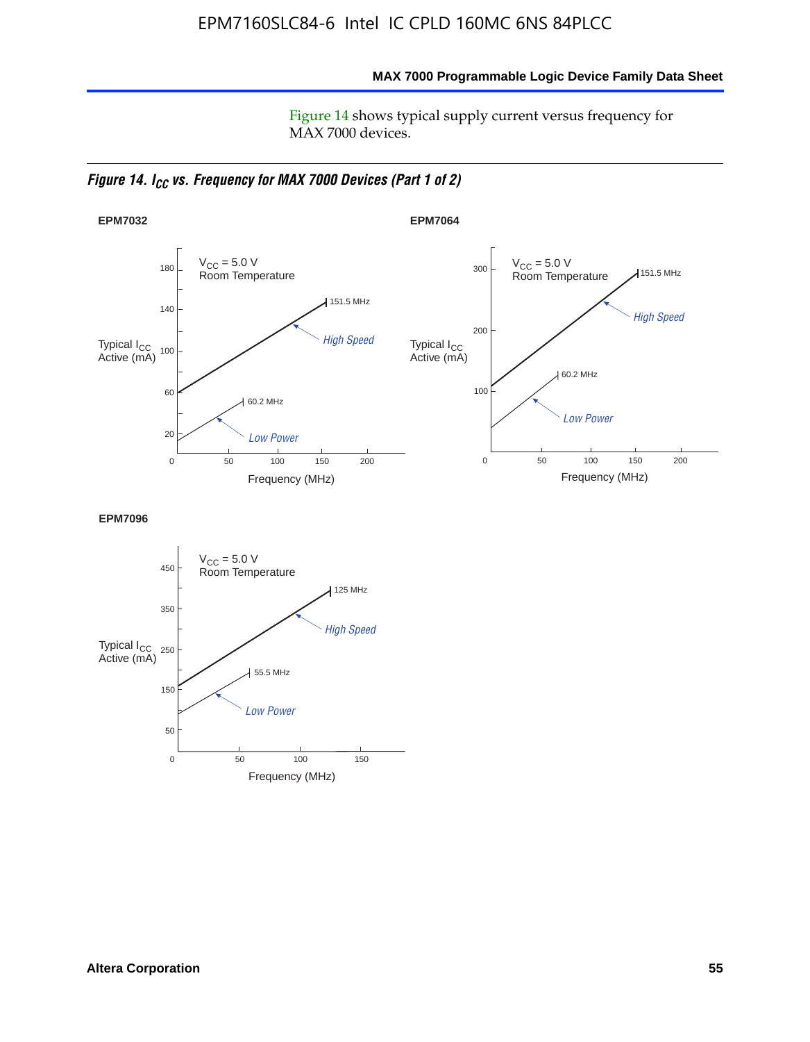Figure 14 shows typical supply current versus frequency for MAX 7000 devices.

*Figure 14. $I_{CC}$ vs. Frequency for MAX 7000 Devices (Part 1 of 2)*

**EPM7032**

$V_{CC}$ = 5.0 V
Room Temperature

Typical $I_{CC}$ Active (mA)

151.5 MHz
*High Speed*
60.2 MHz
*Low Power*

Frequency (MHz)

**EPM7064**

$V_{CC}$ = 5.0 V
Room Temperature

Typical $I_{CC}$ Active (mA)

151.5 MHz
*High Speed*
60.2 MHz
*Low Power*

Frequency (MHz)

**EPM7096**

$V_{CC}$ = 5.0 V
Room Temperature

Typical $I_{CC}$ Active (mA)

125 MHz
*High Speed*
55.5 MHz
*Low Power*

Frequency (MHz)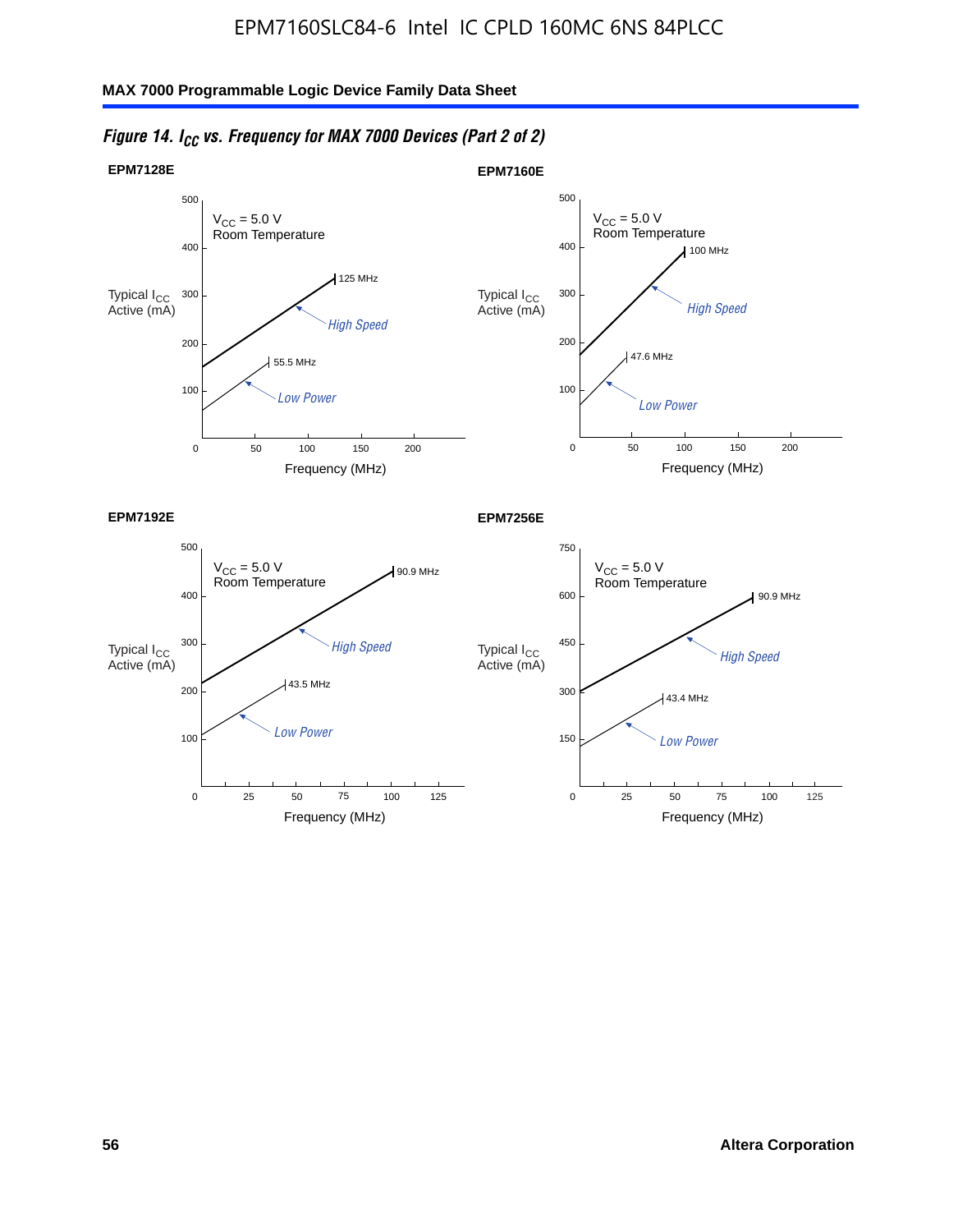*Figure 14. $I_{CC}$ vs. Frequency for MAX 7000 Devices (Part 2 of 2)*

**EPM7128E**

$V_{CC}$ = 5.0 V
Room Temperature

Typical $I_{CC}$ Active (mA)

125 MHz
High Speed
55.5 MHz
Low Power

Frequency (MHz)

**EPM7160E**

$V_{CC}$ = 5.0 V
Room Temperature

Typical $I_{CC}$ Active (mA)

100 MHz
High Speed
47.6 MHz
Low Power

Frequency (MHz)

**EPM7192E**

$V_{CC}$ = 5.0 V
Room Temperature

Typical $I_{CC}$ Active (mA)

90.9 MHz
High Speed
43.5 MHz
Low Power

Frequency (MHz)

**EPM7256E**

$V_{CC}$ = 5.0 V
Room Temperature

Typical $I_{CC}$ Active (mA)

90.9 MHz
High Speed
43.4 MHz
Low Power

Frequency (MHz)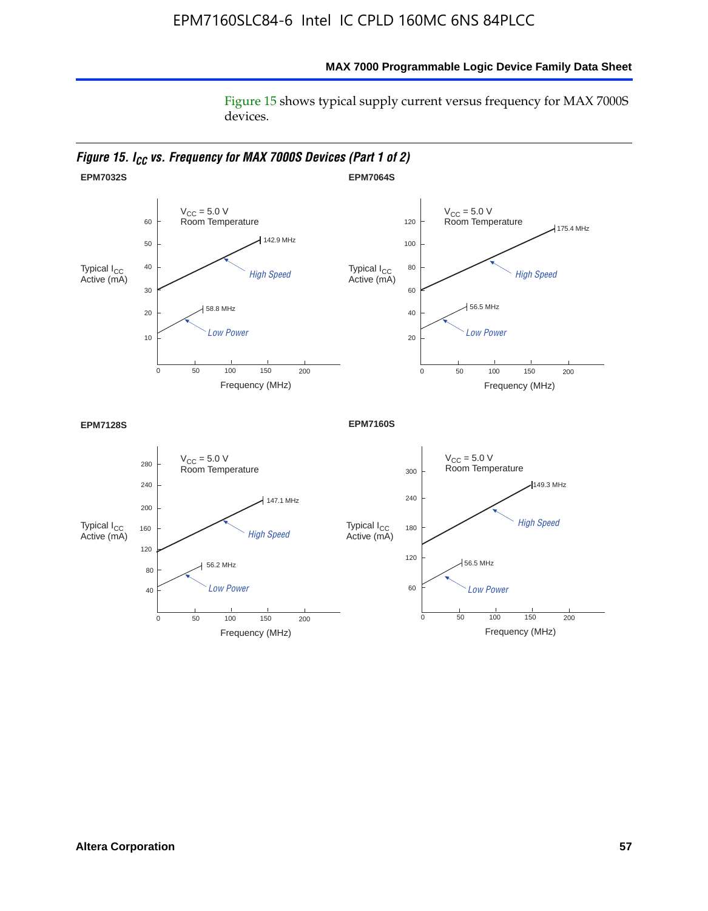Figure 15 shows typical supply current versus frequency for MAX 7000S devices.

*Figure 15. $I_{CC}$ vs. Frequency for MAX 7000S Devices (Part 1 of 2)*

**EPM7032S**

$V_{CC}$ = 5.0 V
Room Temperature

Typical $I_{CC}$ Active (mA)

High Speed: 142.9 MHz

Low Power: 58.8 MHz

Frequency (MHz)

**EPM7064S**

$V_{CC}$ = 5.0 V
Room Temperature

Typical $I_{CC}$ Active (mA)

High Speed: 175.4 MHz

Low Power: 56.5 MHz

Frequency (MHz)

**EPM7128S**

$V_{CC}$ = 5.0 V
Room Temperature

Typical $I_{CC}$ Active (mA)

High Speed: 147.1 MHz

Low Power: 56.2 MHz

Frequency (MHz)

**EPM7160S**

$V_{CC}$ = 5.0 V
Room Temperature

Typical $I_{CC}$ Active (mA)

High Speed: 149.3 MHz

Low Power: 56.5 MHz

Frequency (MHz)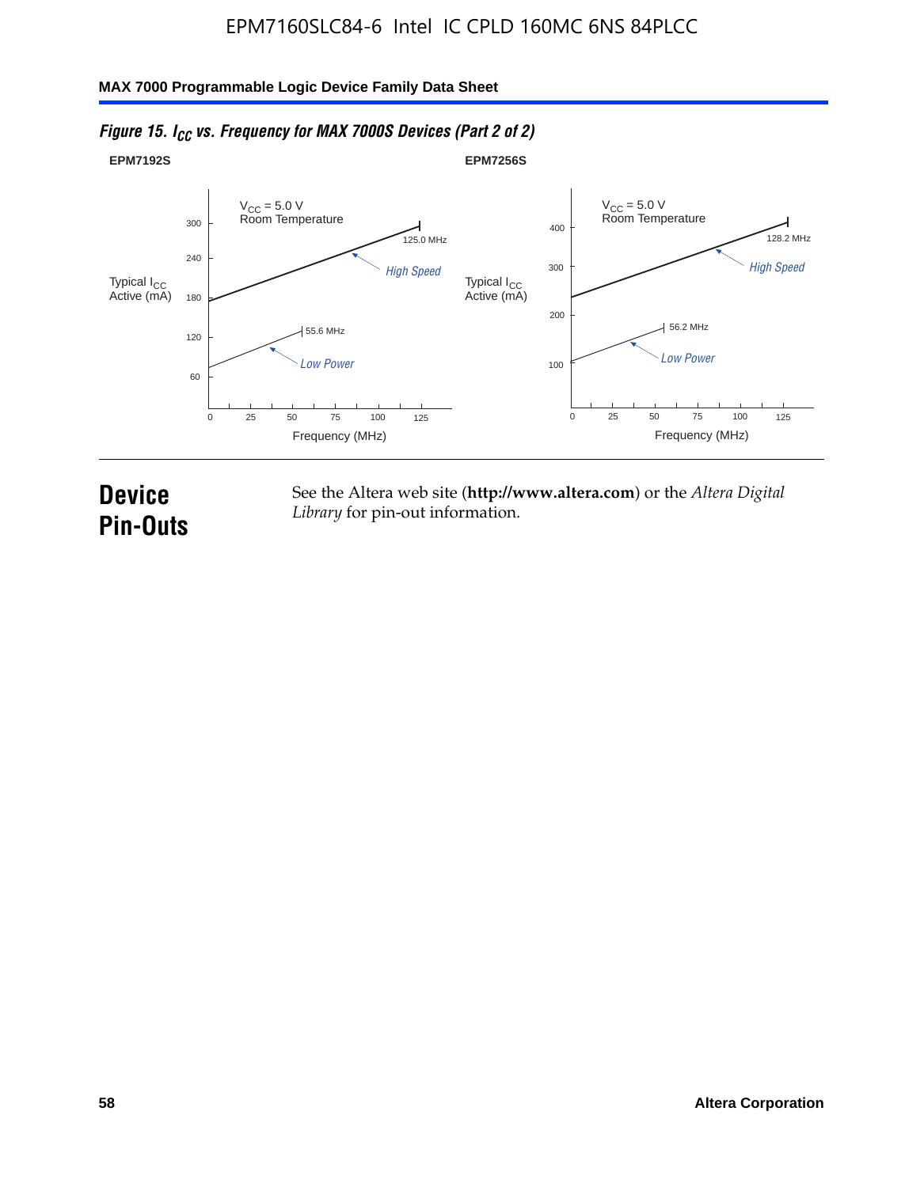*Figure 15. $I_{CC}$ vs. Frequency for MAX 7000S Devices (Part 2 of 2)*

**EPM7192S**

$V_{CC}$ = 5.0 V
Room Temperature

Typical $I_{CC}$ Active (mA)

300, 240, 180, 120, 60

125.0 MHz

*High Speed*

55.6 MHz

*Low Power*

0, 25, 50, 75, 100, 125

Frequency (MHz)

**EPM7256S**

$V_{CC}$ = 5.0 V
Room Temperature

Typical $I_{CC}$ Active (mA)

400, 300, 200, 100

128.2 MHz

*High Speed*

56.2 MHz

*Low Power*

0, 25, 50, 75, 100, 125

Frequency (MHz)

# Device Pin-Outs

See the Altera web site (**http://www.altera.com**) or the *Altera Digital Library* for pin-out information.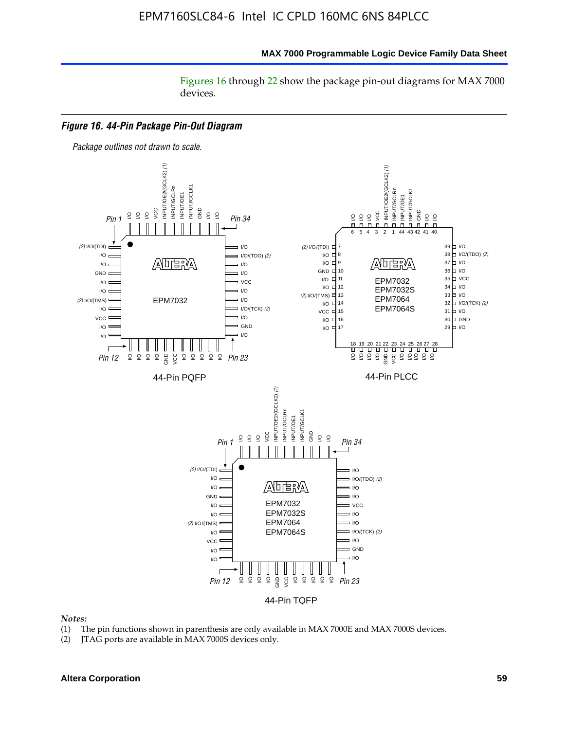Figures 16 through 22 show the package pin-out diagrams for MAX 7000 devices.

*Figure 16. 44-Pin Package Pin-Out Diagram*

*Package outlines not drawn to scale.*

Notes:

(1) The pin functions shown in parenthesis are only available in MAX 7000E and MAX 7000S devices.

(2) JTAG ports are available in MAX 7000S devices only.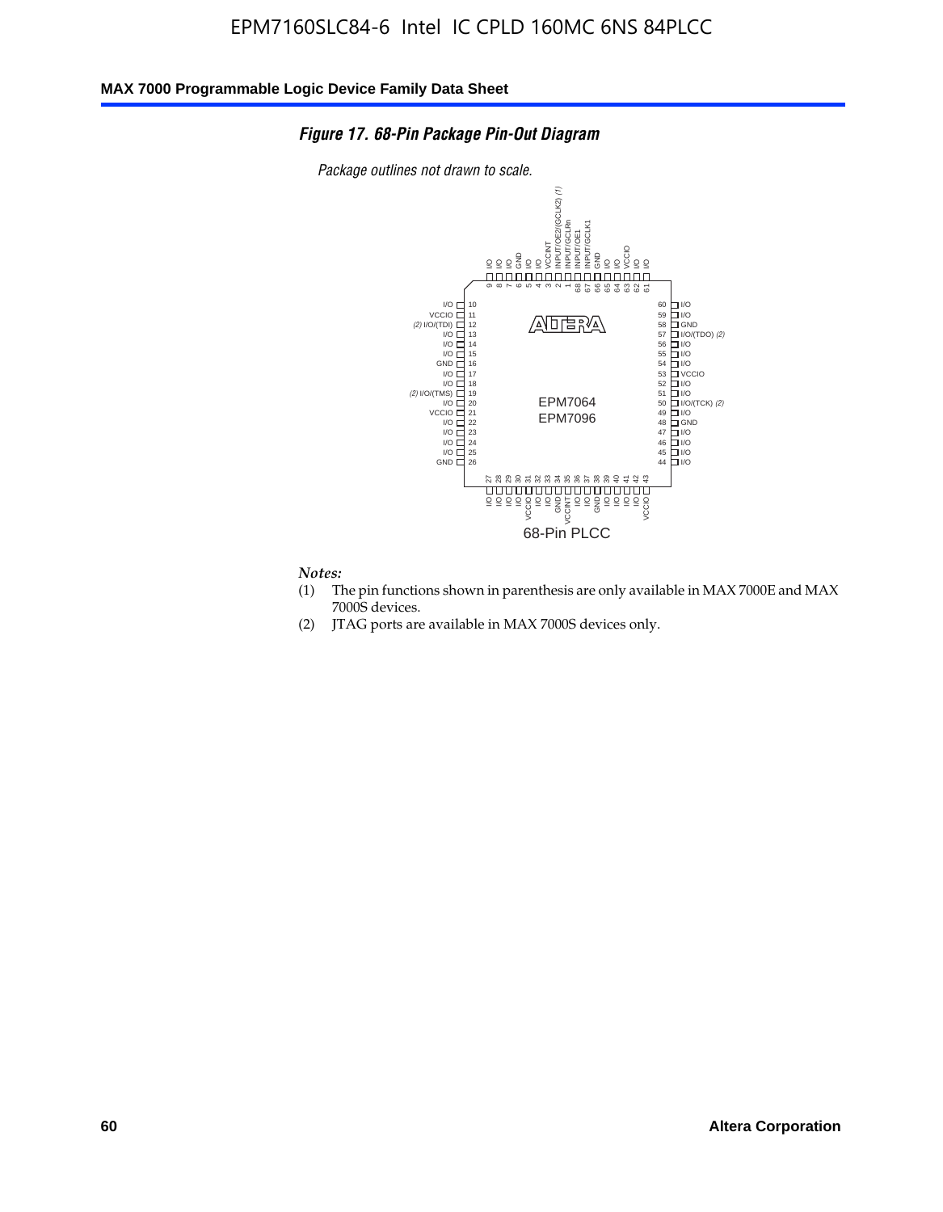### *Figure 17. 68-Pin Package Pin-Out Diagram*

*Package outlines not drawn to scale.*

| Pin | Function | Pin | Function |
|---|---|---|---|
| 1 | INPUT/GCLRn | 35 | VCCINT |
| 2 | INPUT/OE2/(GCLK2) (1) | 36 | I/O |
| 3 | VCCINT | 37 | I/O |
| 4 | I/O | 38 | GND |
| 5 | I/O | 39 | I/O |
| 6 | GND | 40 | I/O |
| 7 | I/O | 41 | I/O |
| 8 | I/O | 42 | I/O |
| 9 | I/O | 43 | VCCIO |
| 10 | I/O | 44 | I/O |
| 11 | VCCIO | 45 | I/O |
| 12 | I/O/(TDI) (2) | 46 | I/O |
| 13 | I/O | 47 | I/O |
| 14 | I/O | 48 | GND |
| 15 | I/O | 49 | I/O |
| 16 | GND | 50 | I/O/(TCK) (2) |
| 17 | I/O | 51 | I/O |
| 18 | I/O | 52 | I/O |
| 19 | I/O/(TMS) (2) | 53 | VCCIO |
| 20 | I/O | 54 | I/O |
| 21 | VCCIO | 55 | I/O |
| 22 | I/O | 56 | I/O |
| 23 | I/O | 57 | I/O/(TDO) (2) |
| 24 | I/O | 58 | GND |
| 25 | I/O | 59 | I/O |
| 26 | GND | 60 | I/O |
| 27 | I/O | 61 | I/O |
| 28 | I/O | 62 | I/O |
| 29 | I/O | 63 | VCCIO |
| 30 | I/O | 64 | I/O |
| 31 | VCCIO | 65 | I/O |
| 32 | I/O | 66 | GND |
| 33 | I/O | 67 | INPUT/GCLK1 |
| 34 | GND | 68 | INPUT/OE1 |

EPM7064
EPM7096

68-Pin PLCC

*Notes:*

(1) The pin functions shown in parenthesis are only available in MAX 7000E and MAX 7000S devices.

(2) JTAG ports are available in MAX 7000S devices only.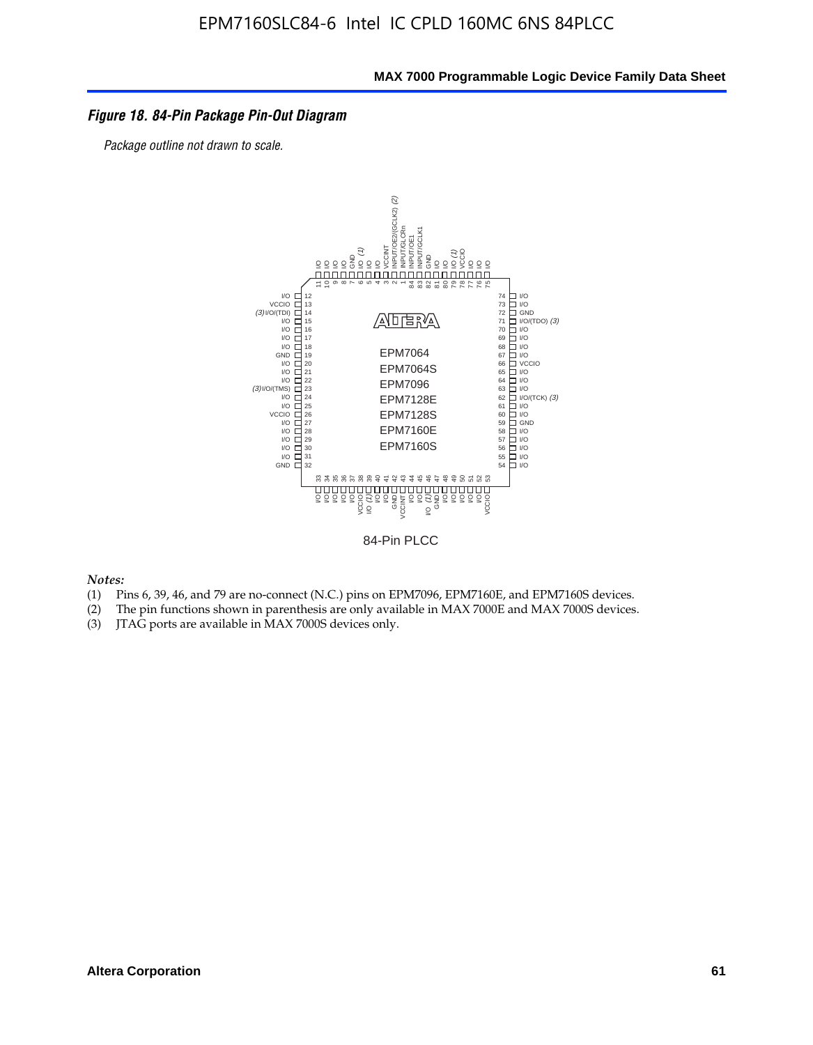*Figure 18. 84-Pin Package Pin-Out Diagram*

*Package outline not drawn to scale.*

84-Pin PLCC

*Notes:*

1. Pins 6, 39, 46, and 79 are no-connect (N.C.) pins on EPM7096, EPM7160E, and EPM7160S devices.
2. The pin functions shown in parenthesis are only available in MAX 7000E and MAX 7000S devices.
3. JTAG ports are available in MAX 7000S devices only.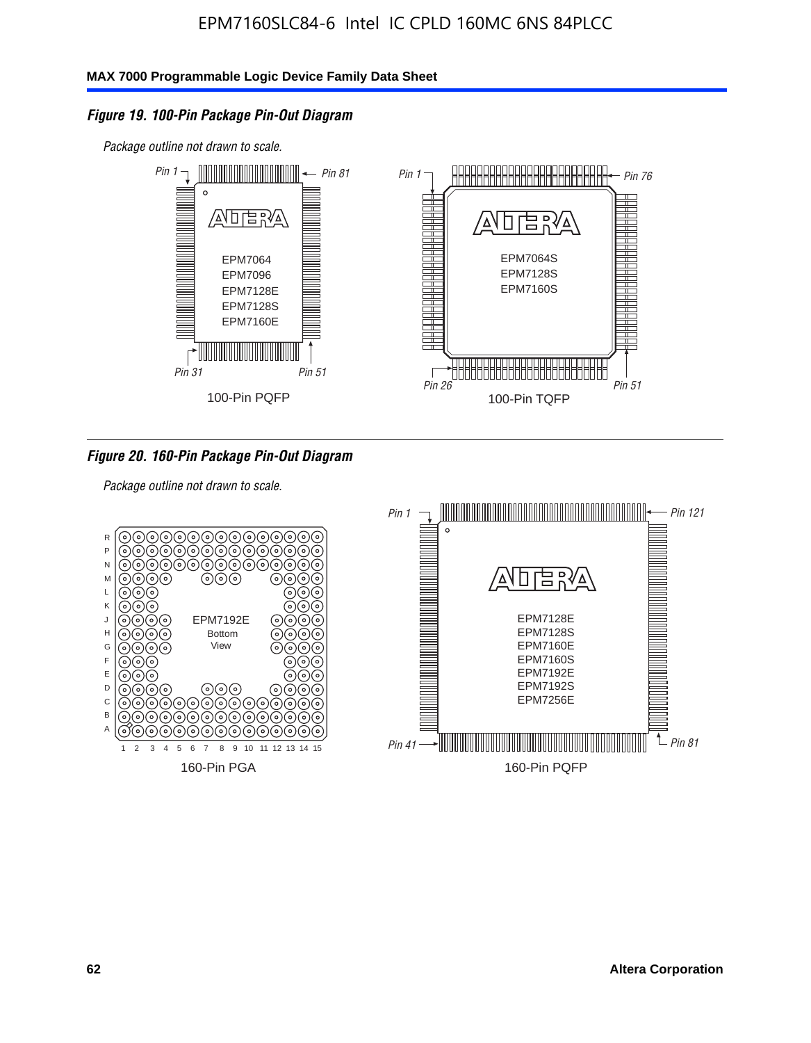### Figure 19. 100-Pin Package Pin-Out Diagram

*Package outline not drawn to scale.*

Pin 1, Pin 81, Pin 31, Pin 51

EPM7064
EPM7096
EPM7128E
EPM7128S
EPM7160E

100-Pin PQFP

Pin 1, Pin 76, Pin 26, Pin 51

EPM7064S
EPM7128S
EPM7160S

100-Pin TQFP

### Figure 20. 160-Pin Package Pin-Out Diagram

*Package outline not drawn to scale.*

EPM7192E
Bottom
View

160-Pin PGA

Pin 1, Pin 121, Pin 41, Pin 81

EPM7128E
EPM7128S
EPM7160E
EPM7160S
EPM7192E
EPM7192S
EPM7256E

160-Pin PQFP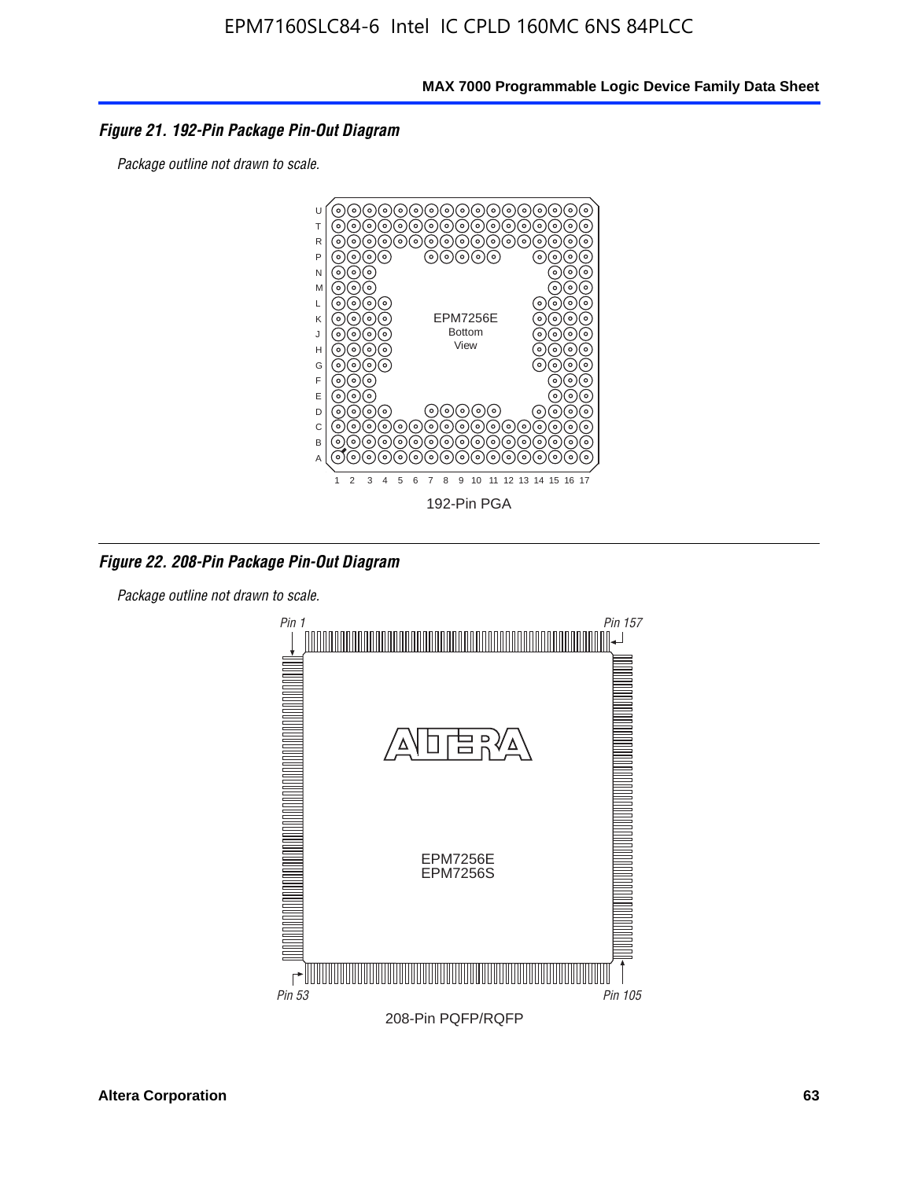**Figure 21. 192-Pin Package Pin-Out Diagram**

*Package outline not drawn to scale.*

EPM7256E
Bottom
View

192-Pin PGA

**Figure 22. 208-Pin Package Pin-Out Diagram**

*Package outline not drawn to scale.*

*Pin 1* *Pin 157*

EPM7256E
EPM7256S

*Pin 53* *Pin 105*

208-Pin PQFP/RQFP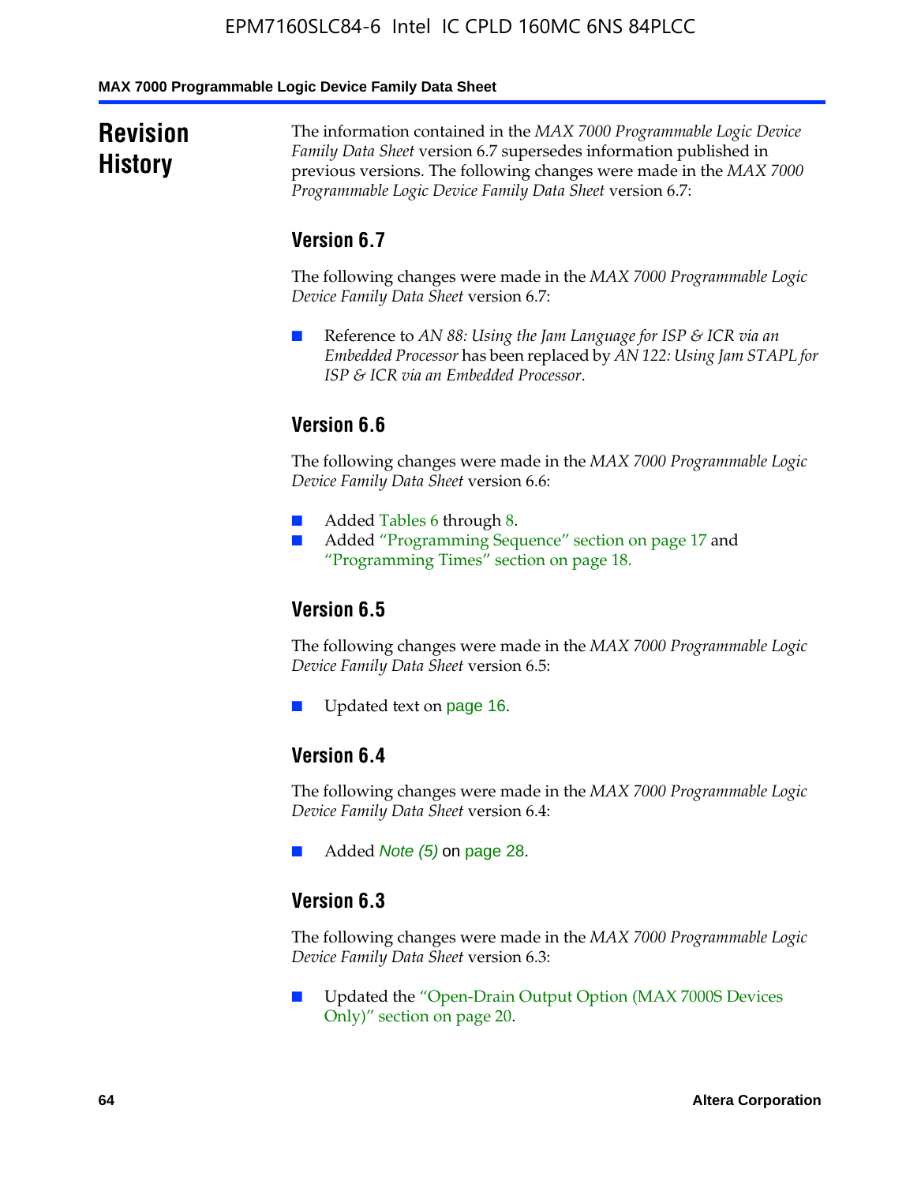# Revision History

The information contained in the *MAX 7000 Programmable Logic Device Family Data Sheet* version 6.7 supersedes information published in previous versions. The following changes were made in the *MAX 7000 Programmable Logic Device Family Data Sheet* version 6.7:

## Version 6.7

The following changes were made in the *MAX 7000 Programmable Logic Device Family Data Sheet* version 6.7:

- Reference to *AN 88: Using the Jam Language for ISP & ICR via an Embedded Processor* has been replaced by *AN 122: Using Jam STAPL for ISP & ICR via an Embedded Processor*.

## Version 6.6

The following changes were made in the *MAX 7000 Programmable Logic Device Family Data Sheet* version 6.6:

- Added Tables 6 through 8.
- Added "Programming Sequence" section on page 17 and "Programming Times" section on page 18.

## Version 6.5

The following changes were made in the *MAX 7000 Programmable Logic Device Family Data Sheet* version 6.5:

- Updated text on page 16.

## Version 6.4

The following changes were made in the *MAX 7000 Programmable Logic Device Family Data Sheet* version 6.4:

- Added *Note (5)* on page 28.

## Version 6.3

The following changes were made in the *MAX 7000 Programmable Logic Device Family Data Sheet* version 6.3:

- Updated the "Open-Drain Output Option (MAX 7000S Devices Only)" section on page 20.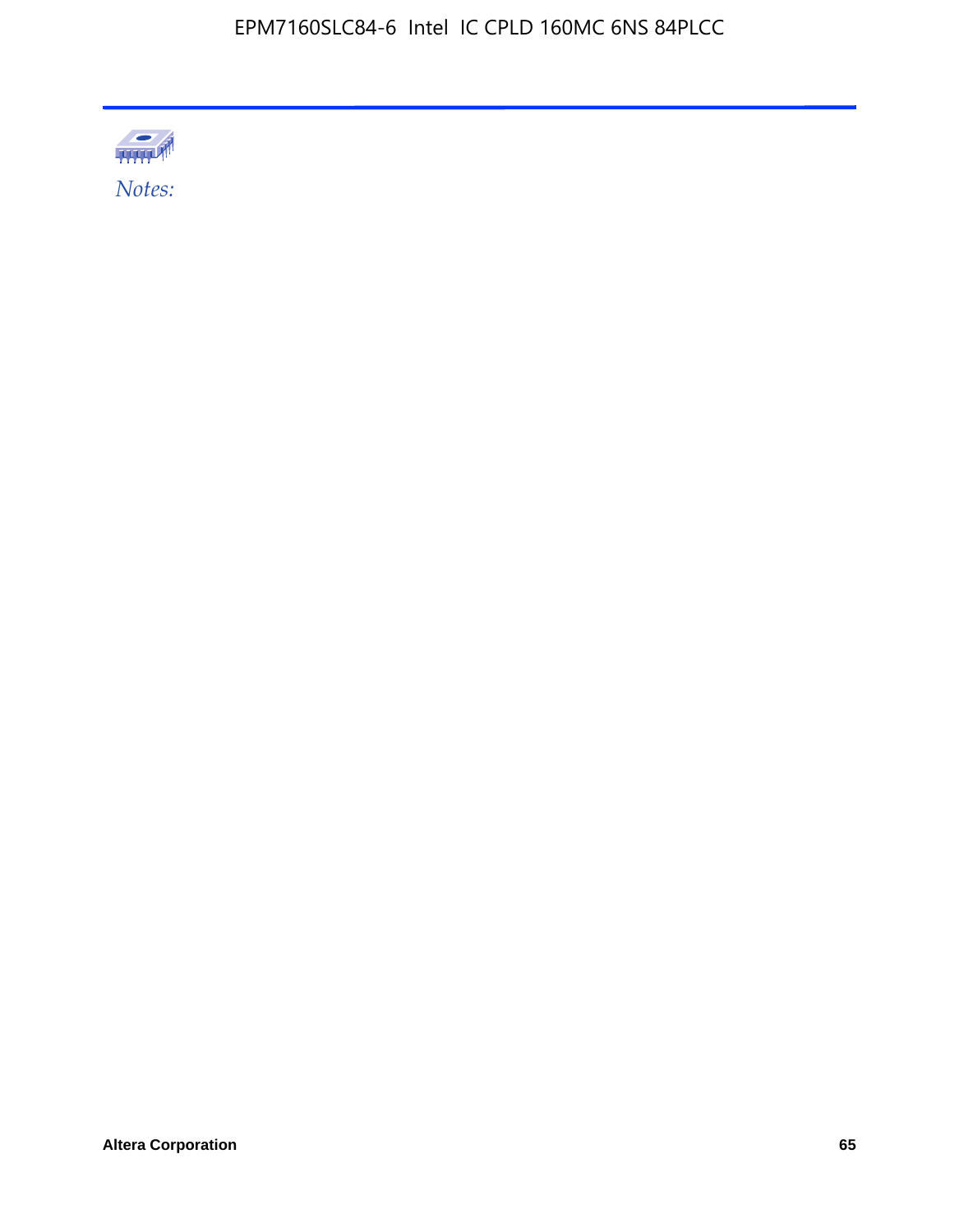*Notes:*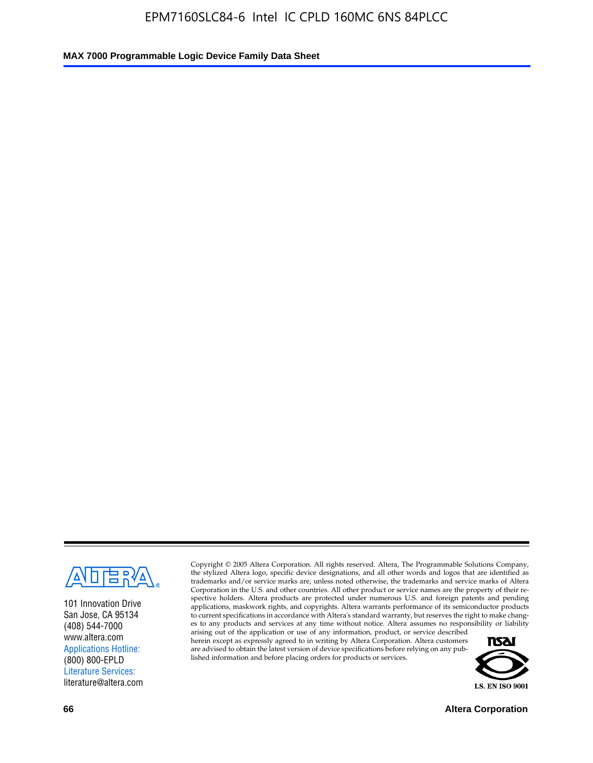101 Innovation Drive
San Jose, CA 95134
(408) 544-7000
www.altera.com
Applications Hotline:
(800) 800-EPLD
Literature Services:
literature@altera.com

Copyright © 2005 Altera Corporation. All rights reserved. Altera, The Programmable Solutions Company, the stylized Altera logo, specific device designations, and all other words and logos that are identified as trademarks and/or service marks are, unless noted otherwise, the trademarks and service marks of Altera Corporation in the U.S. and other countries. All other product or service names are the property of their respective holders. Altera products are protected under numerous U.S. and foreign patents and pending applications, maskwork rights, and copyrights. Altera warrants performance of its semiconductor products to current specifications in accordance with Altera's standard warranty, but reserves the right to make changes to any products and services at any time without notice. Altera assumes no responsibility or liability arising out of the application or use of any information, product, or service described herein except as expressly agreed to in writing by Altera Corporation. Altera customers are advised to obtain the latest version of device specifications before relying on any published information and before placing orders for products or services.

I.S. EN ISO 9001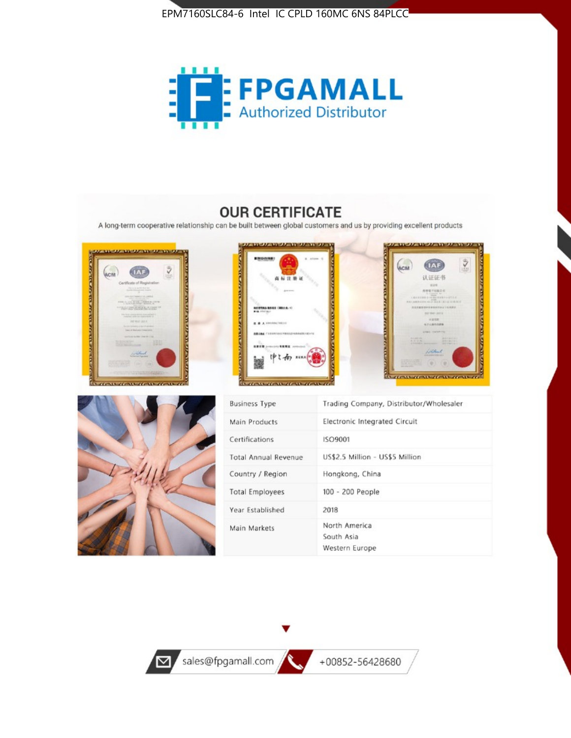FPGAMALL
Authorized Distributor

# OUR CERTIFICATE

A long-term cooperative relationship can be built between global customers and us by providing excellent products

| | |
|---|---|
| Business Type | Trading Company, Distributor/Wholesaler |
| Main Products | Electronic Integrated Circuit |
| Certifications | ISO9001 |
| Total Annual Revenue | US$2.5 Million - US$5 Million |
| Country / Region | Hongkong, China |
| Total Employees | 100 - 200 People |
| Year Established | 2018 |
| Main Markets | North America<br>South Asia<br>Western Europe |

sales@fpgamall.com

+00852-56428680